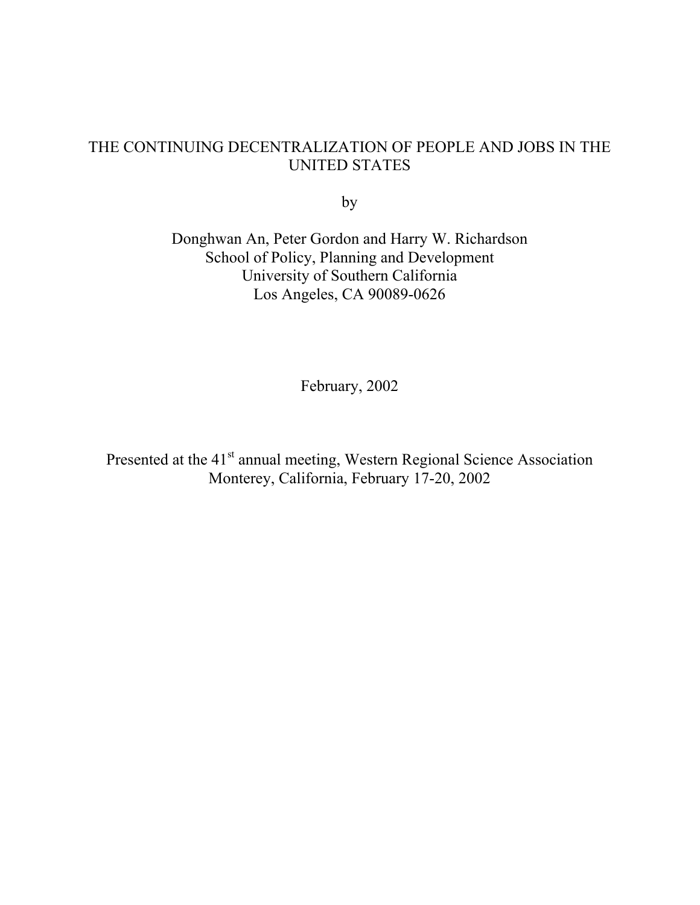# THE CONTINUING DECENTRALIZATION OF PEOPLE AND JOBS IN THE UNITED STATES

by

Donghwan An, Peter Gordon and Harry W. Richardson
School of Policy, Planning and Development
University of Southern California
Los Angeles, CA 90089-0626

February, 2002

Presented at the 41st annual meeting, Western Regional Science Association
Monterey, California, February 17-20, 2002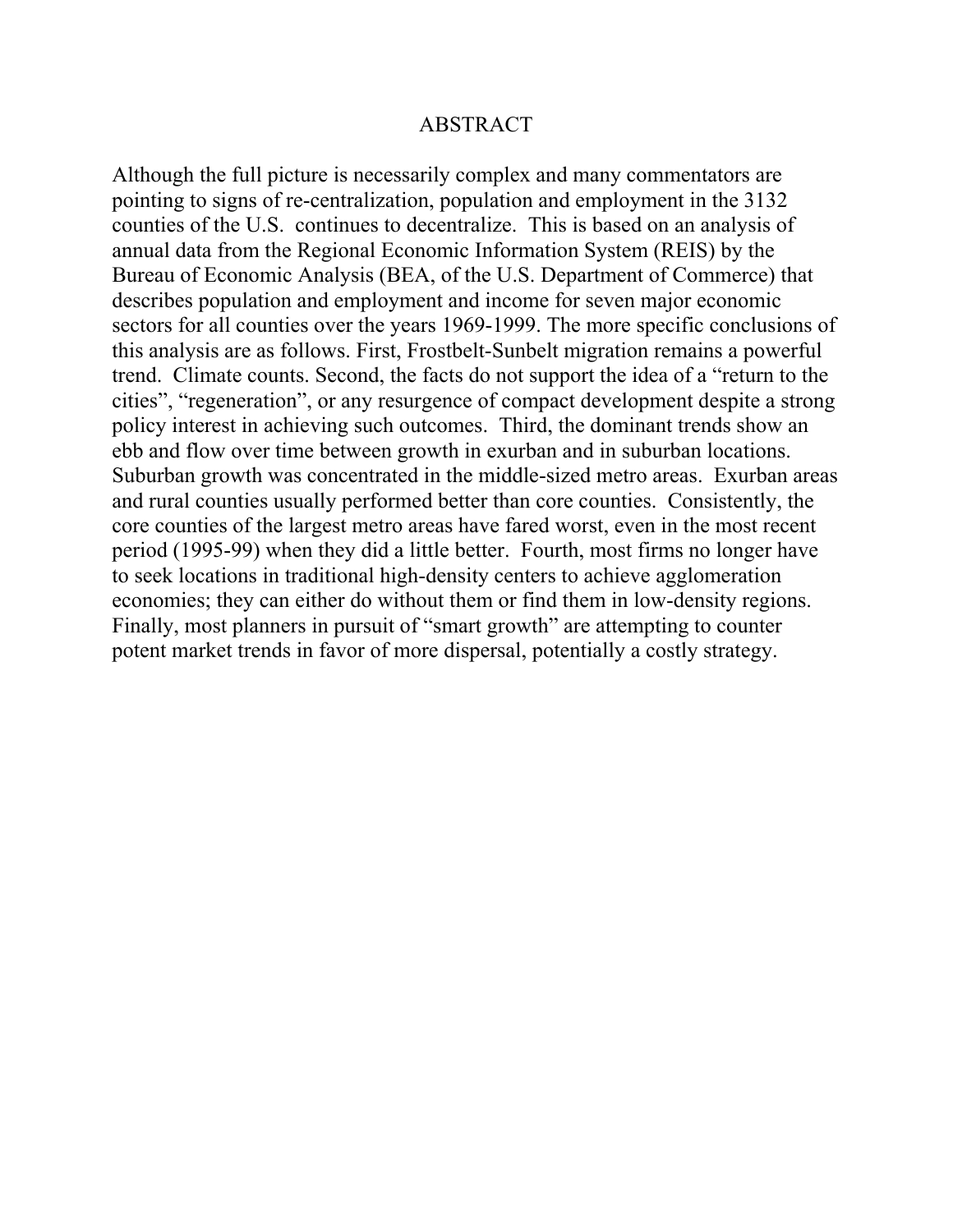# ABSTRACT

Although the full picture is necessarily complex and many commentators are pointing to signs of re-centralization, population and employment in the 3132 counties of the U.S. continues to decentralize. This is based on an analysis of annual data from the Regional Economic Information System (REIS) by the Bureau of Economic Analysis (BEA, of the U.S. Department of Commerce) that describes population and employment and income for seven major economic sectors for all counties over the years 1969-1999. The more specific conclusions of this analysis are as follows. First, Frostbelt-Sunbelt migration remains a powerful trend. Climate counts. Second, the facts do not support the idea of a "return to the cities", "regeneration", or any resurgence of compact development despite a strong policy interest in achieving such outcomes. Third, the dominant trends show an ebb and flow over time between growth in exurban and in suburban locations. Suburban growth was concentrated in the middle-sized metro areas. Exurban areas and rural counties usually performed better than core counties. Consistently, the core counties of the largest metro areas have fared worst, even in the most recent period (1995-99) when they did a little better. Fourth, most firms no longer have to seek locations in traditional high-density centers to achieve agglomeration economies; they can either do without them or find them in low-density regions. Finally, most planners in pursuit of "smart growth" are attempting to counter potent market trends in favor of more dispersal, potentially a costly strategy.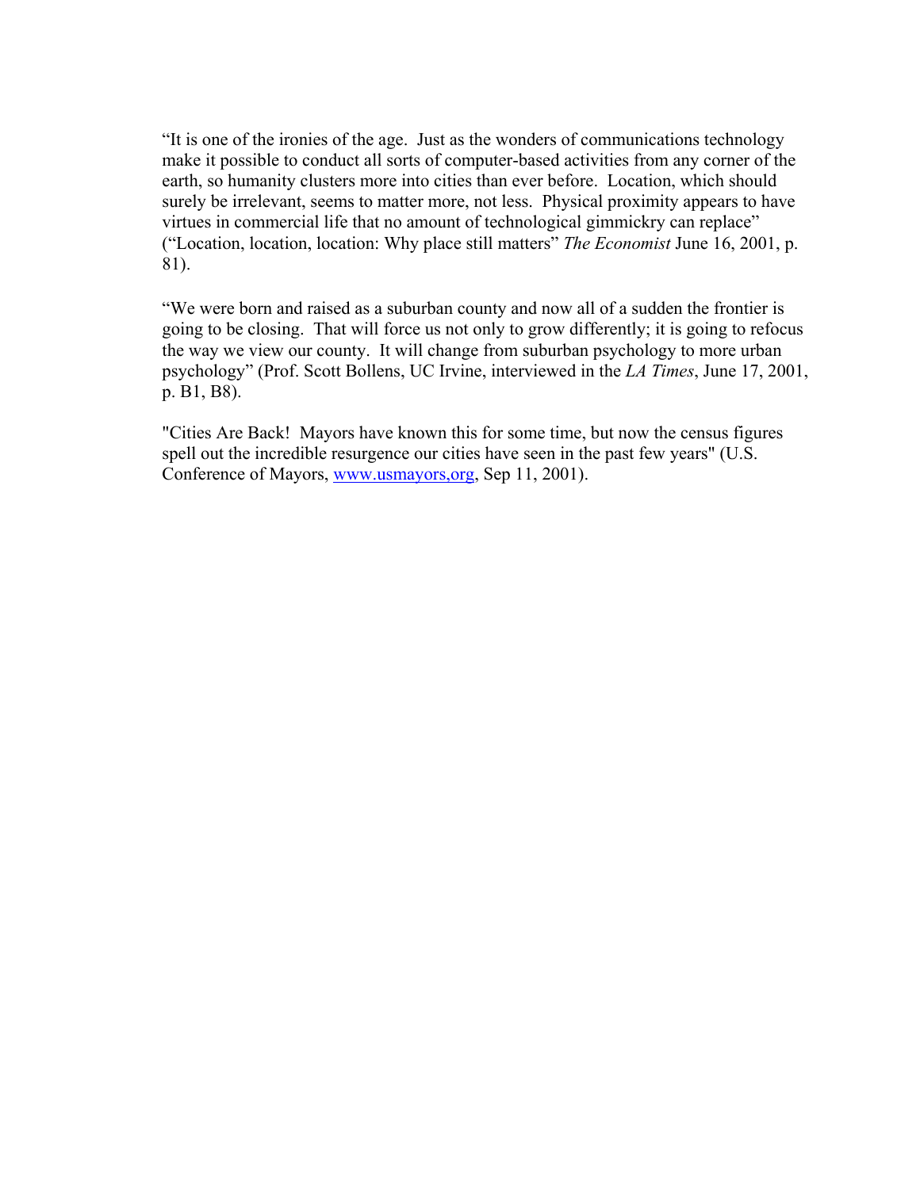"It is one of the ironies of the age. Just as the wonders of communications technology make it possible to conduct all sorts of computer-based activities from any corner of the earth, so humanity clusters more into cities than ever before. Location, which should surely be irrelevant, seems to matter more, not less. Physical proximity appears to have virtues in commercial life that no amount of technological gimmickry can replace" ("Location, location, location: Why place still matters" *The Economist* June 16, 2001, p. 81).

"We were born and raised as a suburban county and now all of a sudden the frontier is going to be closing. That will force us not only to grow differently; it is going to refocus the way we view our county. It will change from suburban psychology to more urban psychology" (Prof. Scott Bollens, UC Irvine, interviewed in the *LA Times*, June 17, 2001, p. B1, B8).

"Cities Are Back! Mayors have known this for some time, but now the census figures spell out the incredible resurgence our cities have seen in the past few years" (U.S. Conference of Mayors, www.usmayors,org, Sep 11, 2001).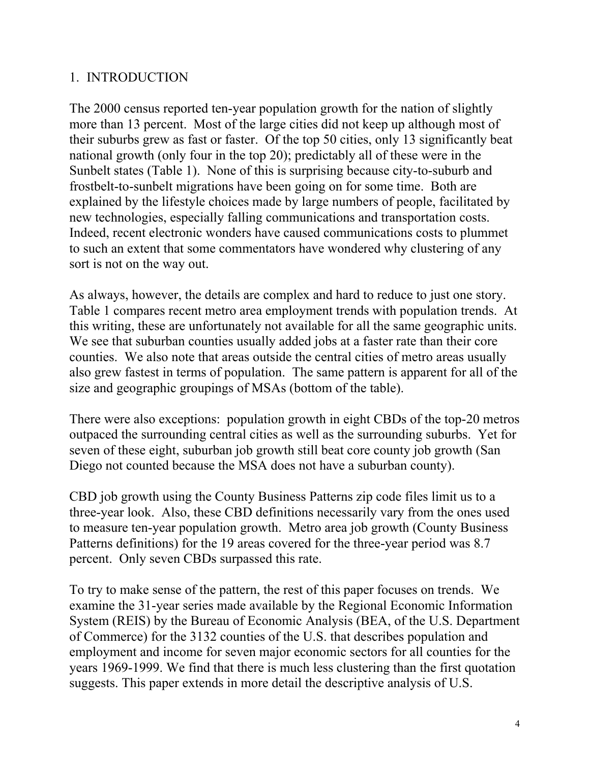## 1. INTRODUCTION

The 2000 census reported ten-year population growth for the nation of slightly more than 13 percent. Most of the large cities did not keep up although most of their suburbs grew as fast or faster. Of the top 50 cities, only 13 significantly beat national growth (only four in the top 20); predictably all of these were in the Sunbelt states (Table 1). None of this is surprising because city-to-suburb and frostbelt-to-sunbelt migrations have been going on for some time. Both are explained by the lifestyle choices made by large numbers of people, facilitated by new technologies, especially falling communications and transportation costs. Indeed, recent electronic wonders have caused communications costs to plummet to such an extent that some commentators have wondered why clustering of any sort is not on the way out.

As always, however, the details are complex and hard to reduce to just one story. Table 1 compares recent metro area employment trends with population trends. At this writing, these are unfortunately not available for all the same geographic units. We see that suburban counties usually added jobs at a faster rate than their core counties. We also note that areas outside the central cities of metro areas usually also grew fastest in terms of population. The same pattern is apparent for all of the size and geographic groupings of MSAs (bottom of the table).

There were also exceptions: population growth in eight CBDs of the top-20 metros outpaced the surrounding central cities as well as the surrounding suburbs. Yet for seven of these eight, suburban job growth still beat core county job growth (San Diego not counted because the MSA does not have a suburban county).

CBD job growth using the County Business Patterns zip code files limit us to a three-year look. Also, these CBD definitions necessarily vary from the ones used to measure ten-year population growth. Metro area job growth (County Business Patterns definitions) for the 19 areas covered for the three-year period was 8.7 percent. Only seven CBDs surpassed this rate.

To try to make sense of the pattern, the rest of this paper focuses on trends. We examine the 31-year series made available by the Regional Economic Information System (REIS) by the Bureau of Economic Analysis (BEA, of the U.S. Department of Commerce) for the 3132 counties of the U.S. that describes population and employment and income for seven major economic sectors for all counties for the years 1969-1999. We find that there is much less clustering than the first quotation suggests. This paper extends in more detail the descriptive analysis of U.S.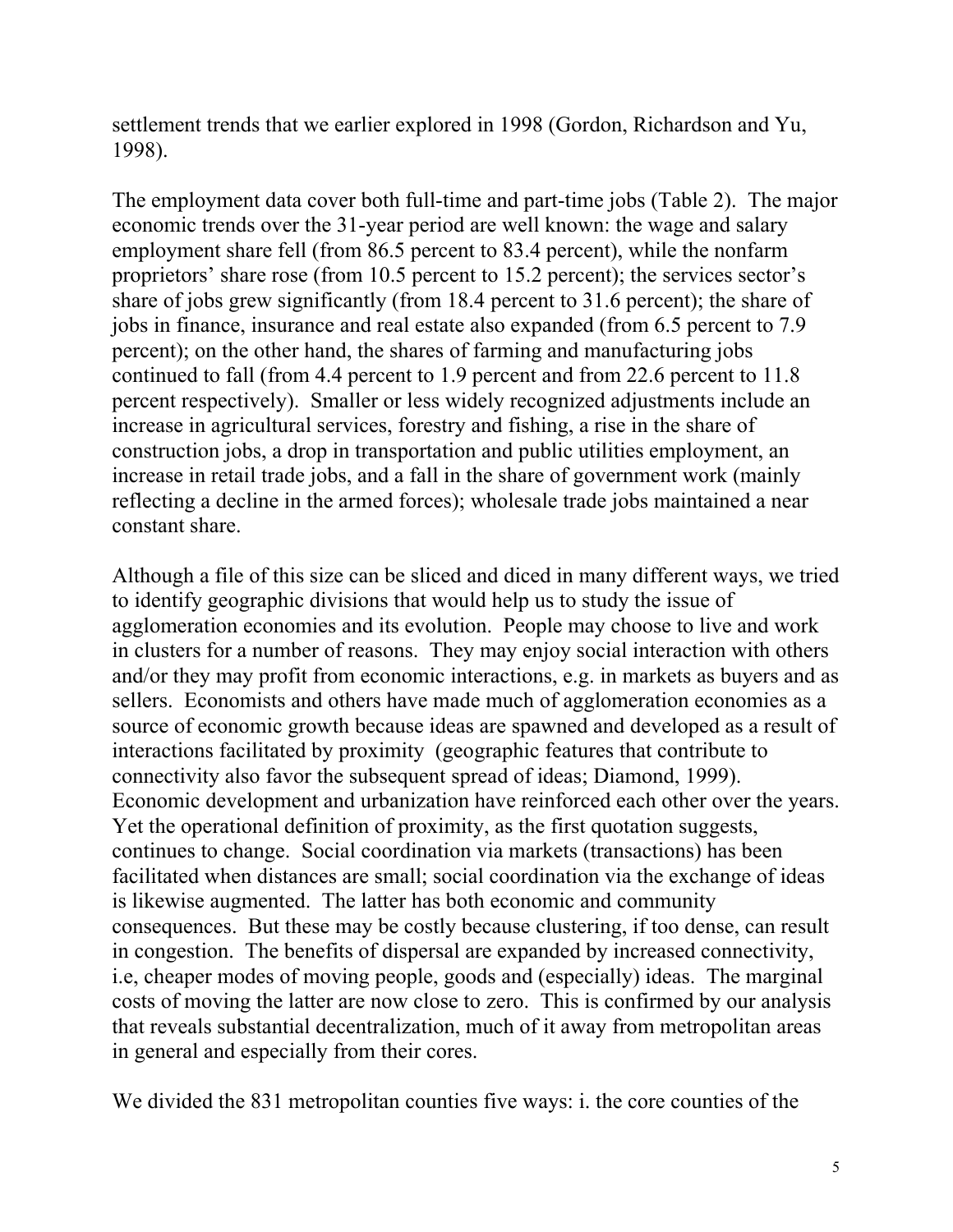settlement trends that we earlier explored in 1998 (Gordon, Richardson and Yu, 1998).

The employment data cover both full-time and part-time jobs (Table 2). The major economic trends over the 31-year period are well known: the wage and salary employment share fell (from 86.5 percent to 83.4 percent), while the nonfarm proprietors' share rose (from 10.5 percent to 15.2 percent); the services sector's share of jobs grew significantly (from 18.4 percent to 31.6 percent); the share of jobs in finance, insurance and real estate also expanded (from 6.5 percent to 7.9 percent); on the other hand, the shares of farming and manufacturing jobs continued to fall (from 4.4 percent to 1.9 percent and from 22.6 percent to 11.8 percent respectively). Smaller or less widely recognized adjustments include an increase in agricultural services, forestry and fishing, a rise in the share of construction jobs, a drop in transportation and public utilities employment, an increase in retail trade jobs, and a fall in the share of government work (mainly reflecting a decline in the armed forces); wholesale trade jobs maintained a near constant share.

Although a file of this size can be sliced and diced in many different ways, we tried to identify geographic divisions that would help us to study the issue of agglomeration economies and its evolution. People may choose to live and work in clusters for a number of reasons. They may enjoy social interaction with others and/or they may profit from economic interactions, e.g. in markets as buyers and as sellers. Economists and others have made much of agglomeration economies as a source of economic growth because ideas are spawned and developed as a result of interactions facilitated by proximity (geographic features that contribute to connectivity also favor the subsequent spread of ideas; Diamond, 1999). Economic development and urbanization have reinforced each other over the years. Yet the operational definition of proximity, as the first quotation suggests, continues to change. Social coordination via markets (transactions) has been facilitated when distances are small; social coordination via the exchange of ideas is likewise augmented. The latter has both economic and community consequences. But these may be costly because clustering, if too dense, can result in congestion. The benefits of dispersal are expanded by increased connectivity, i.e, cheaper modes of moving people, goods and (especially) ideas. The marginal costs of moving the latter are now close to zero. This is confirmed by our analysis that reveals substantial decentralization, much of it away from metropolitan areas in general and especially from their cores.

We divided the 831 metropolitan counties five ways: i. the core counties of the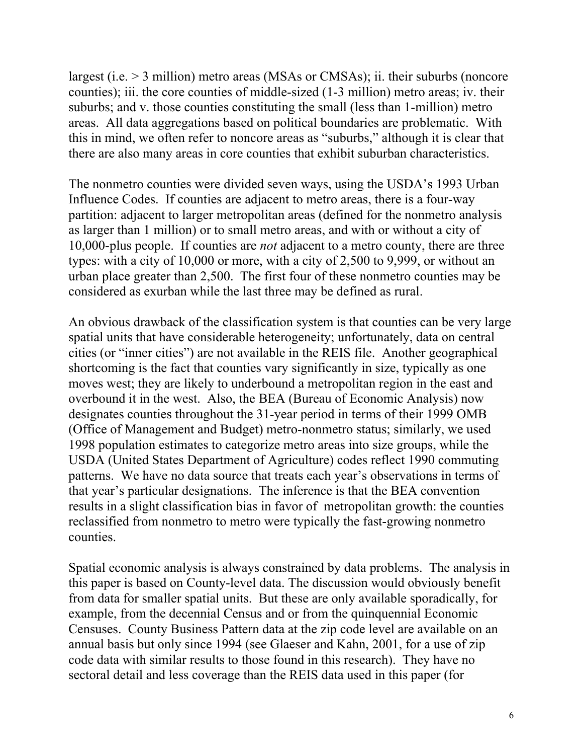largest (i.e. > 3 million) metro areas (MSAs or CMSAs); ii. their suburbs (noncore counties); iii. the core counties of middle-sized (1-3 million) metro areas; iv. their suburbs; and v. those counties constituting the small (less than 1-million) metro areas. All data aggregations based on political boundaries are problematic. With this in mind, we often refer to noncore areas as "suburbs," although it is clear that there are also many areas in core counties that exhibit suburban characteristics.

The nonmetro counties were divided seven ways, using the USDA's 1993 Urban Influence Codes. If counties are adjacent to metro areas, there is a four-way partition: adjacent to larger metropolitan areas (defined for the nonmetro analysis as larger than 1 million) or to small metro areas, and with or without a city of 10,000-plus people. If counties are *not* adjacent to a metro county, there are three types: with a city of 10,000 or more, with a city of 2,500 to 9,999, or without an urban place greater than 2,500. The first four of these nonmetro counties may be considered as exurban while the last three may be defined as rural.

An obvious drawback of the classification system is that counties can be very large spatial units that have considerable heterogeneity; unfortunately, data on central cities (or "inner cities") are not available in the REIS file. Another geographical shortcoming is the fact that counties vary significantly in size, typically as one moves west; they are likely to underbound a metropolitan region in the east and overbound it in the west. Also, the BEA (Bureau of Economic Analysis) now designates counties throughout the 31-year period in terms of their 1999 OMB (Office of Management and Budget) metro-nonmetro status; similarly, we used 1998 population estimates to categorize metro areas into size groups, while the USDA (United States Department of Agriculture) codes reflect 1990 commuting patterns. We have no data source that treats each year's observations in terms of that year's particular designations. The inference is that the BEA convention results in a slight classification bias in favor of metropolitan growth: the counties reclassified from nonmetro to metro were typically the fast-growing nonmetro counties.

Spatial economic analysis is always constrained by data problems. The analysis in this paper is based on County-level data. The discussion would obviously benefit from data for smaller spatial units. But these are only available sporadically, for example, from the decennial Census and or from the quinquennial Economic Censuses. County Business Pattern data at the zip code level are available on an annual basis but only since 1994 (see Glaeser and Kahn, 2001, for a use of zip code data with similar results to those found in this research). They have no sectoral detail and less coverage than the REIS data used in this paper (for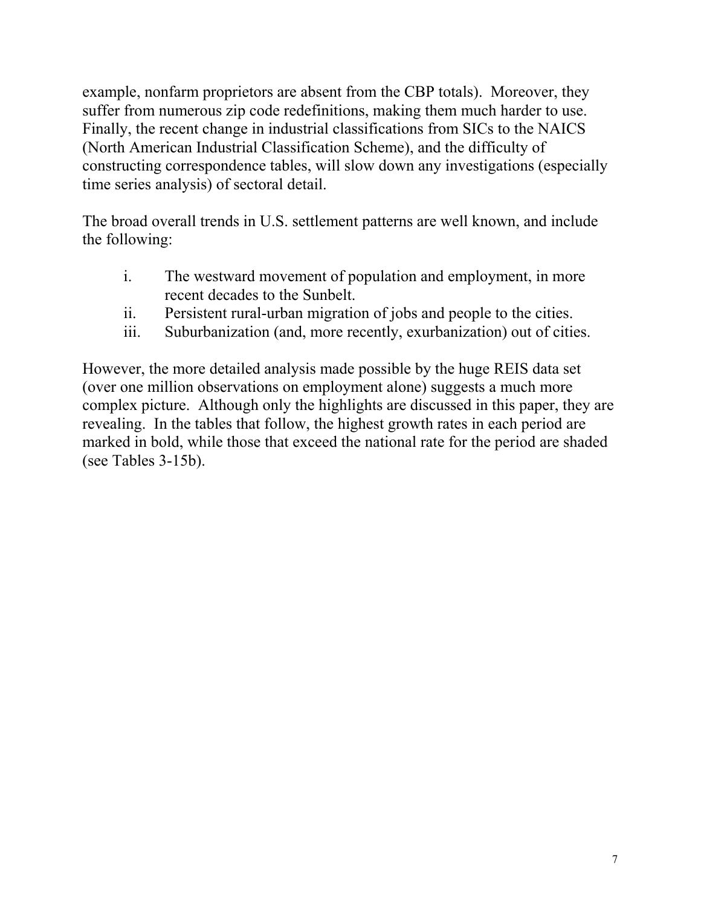example, nonfarm proprietors are absent from the CBP totals). Moreover, they suffer from numerous zip code redefinitions, making them much harder to use. Finally, the recent change in industrial classifications from SICs to the NAICS (North American Industrial Classification Scheme), and the difficulty of constructing correspondence tables, will slow down any investigations (especially time series analysis) of sectoral detail.

The broad overall trends in U.S. settlement patterns are well known, and include the following:

i. The westward movement of population and employment, in more recent decades to the Sunbelt.
ii. Persistent rural-urban migration of jobs and people to the cities.
iii. Suburbanization (and, more recently, exurbanization) out of cities.

However, the more detailed analysis made possible by the huge REIS data set (over one million observations on employment alone) suggests a much more complex picture. Although only the highlights are discussed in this paper, they are revealing. In the tables that follow, the highest growth rates in each period are marked in bold, while those that exceed the national rate for the period are shaded (see Tables 3-15b).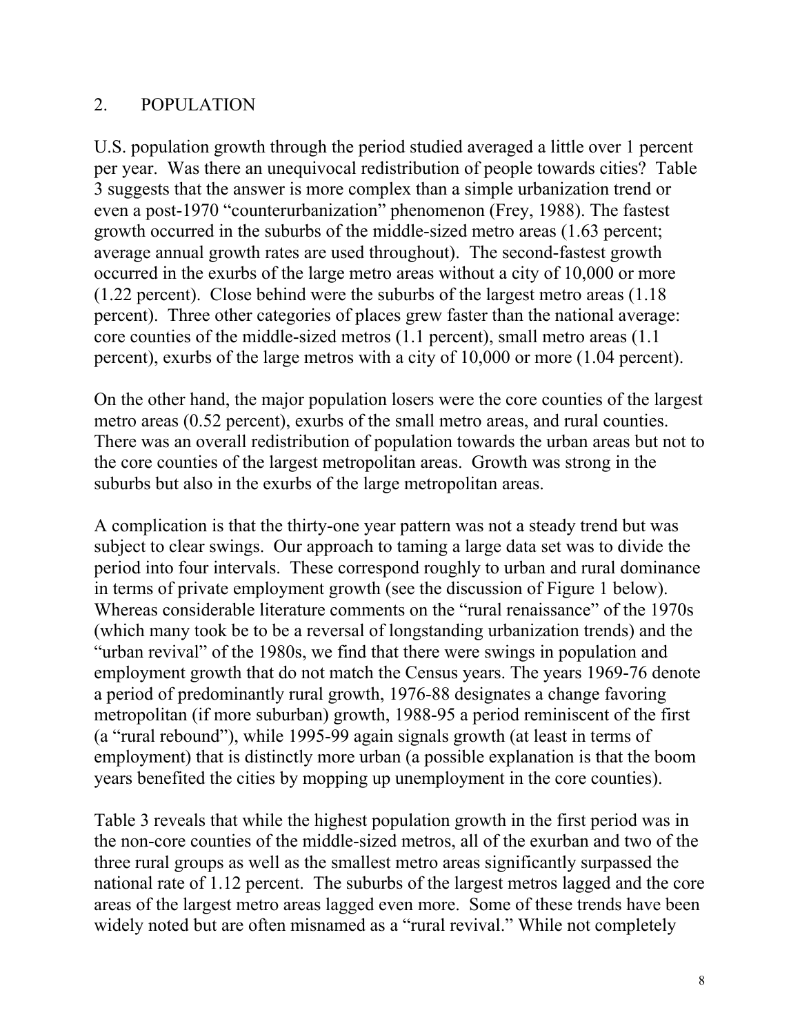## 2. POPULATION

U.S. population growth through the period studied averaged a little over 1 percent per year. Was there an unequivocal redistribution of people towards cities? Table 3 suggests that the answer is more complex than a simple urbanization trend or even a post-1970 "counterurbanization" phenomenon (Frey, 1988). The fastest growth occurred in the suburbs of the middle-sized metro areas (1.63 percent; average annual growth rates are used throughout). The second-fastest growth occurred in the exurbs of the large metro areas without a city of 10,000 or more (1.22 percent). Close behind were the suburbs of the largest metro areas (1.18 percent). Three other categories of places grew faster than the national average: core counties of the middle-sized metros (1.1 percent), small metro areas (1.1 percent), exurbs of the large metros with a city of 10,000 or more (1.04 percent).

On the other hand, the major population losers were the core counties of the largest metro areas (0.52 percent), exurbs of the small metro areas, and rural counties. There was an overall redistribution of population towards the urban areas but not to the core counties of the largest metropolitan areas. Growth was strong in the suburbs but also in the exurbs of the large metropolitan areas.

A complication is that the thirty-one year pattern was not a steady trend but was subject to clear swings. Our approach to taming a large data set was to divide the period into four intervals. These correspond roughly to urban and rural dominance in terms of private employment growth (see the discussion of Figure 1 below). Whereas considerable literature comments on the "rural renaissance" of the 1970s (which many took be to be a reversal of longstanding urbanization trends) and the "urban revival" of the 1980s, we find that there were swings in population and employment growth that do not match the Census years. The years 1969-76 denote a period of predominantly rural growth, 1976-88 designates a change favoring metropolitan (if more suburban) growth, 1988-95 a period reminiscent of the first (a "rural rebound"), while 1995-99 again signals growth (at least in terms of employment) that is distinctly more urban (a possible explanation is that the boom years benefited the cities by mopping up unemployment in the core counties).

Table 3 reveals that while the highest population growth in the first period was in the non-core counties of the middle-sized metros, all of the exurban and two of the three rural groups as well as the smallest metro areas significantly surpassed the national rate of 1.12 percent. The suburbs of the largest metros lagged and the core areas of the largest metro areas lagged even more. Some of these trends have been widely noted but are often misnamed as a "rural revival." While not completely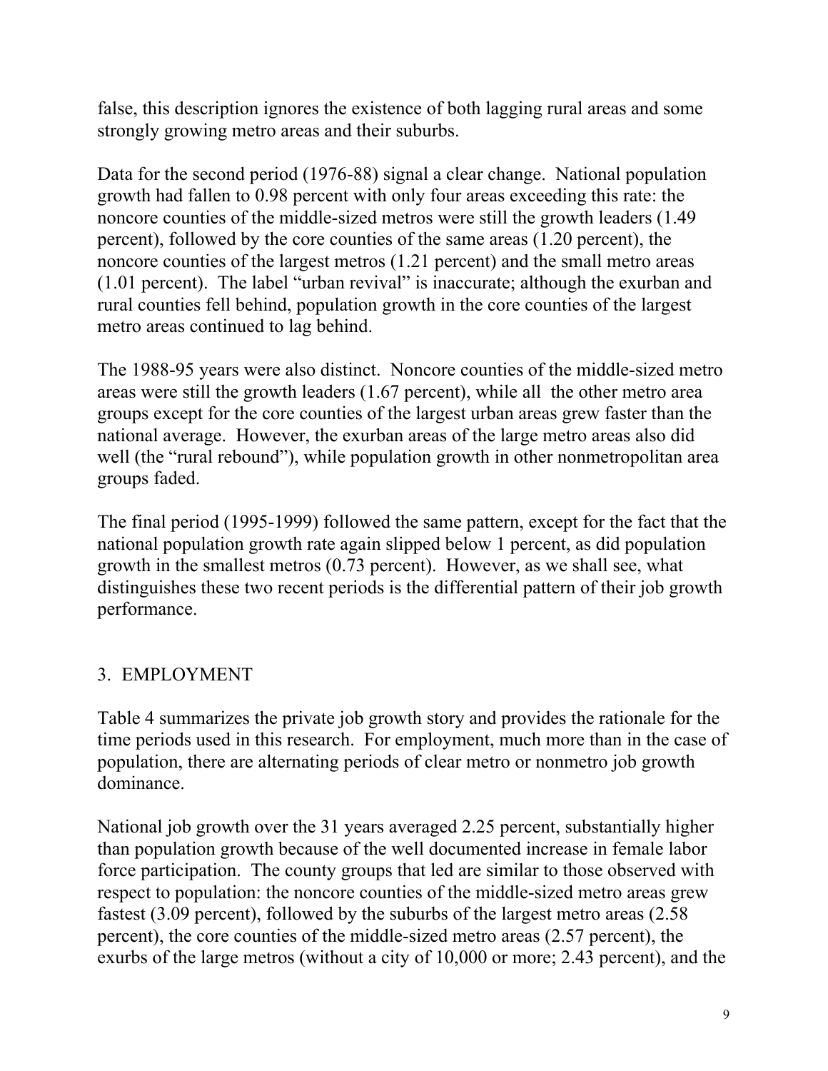false, this description ignores the existence of both lagging rural areas and some strongly growing metro areas and their suburbs.

Data for the second period (1976-88) signal a clear change. National population growth had fallen to 0.98 percent with only four areas exceeding this rate: the noncore counties of the middle-sized metros were still the growth leaders (1.49 percent), followed by the core counties of the same areas (1.20 percent), the noncore counties of the largest metros (1.21 percent) and the small metro areas (1.01 percent). The label "urban revival" is inaccurate; although the exurban and rural counties fell behind, population growth in the core counties of the largest metro areas continued to lag behind.

The 1988-95 years were also distinct. Noncore counties of the middle-sized metro areas were still the growth leaders (1.67 percent), while all the other metro area groups except for the core counties of the largest urban areas grew faster than the national average. However, the exurban areas of the large metro areas also did well (the "rural rebound"), while population growth in other nonmetropolitan area groups faded.

The final period (1995-1999) followed the same pattern, except for the fact that the national population growth rate again slipped below 1 percent, as did population growth in the smallest metros (0.73 percent). However, as we shall see, what distinguishes these two recent periods is the differential pattern of their job growth performance.

## 3. EMPLOYMENT

Table 4 summarizes the private job growth story and provides the rationale for the time periods used in this research. For employment, much more than in the case of population, there are alternating periods of clear metro or nonmetro job growth dominance.

National job growth over the 31 years averaged 2.25 percent, substantially higher than population growth because of the well documented increase in female labor force participation. The county groups that led are similar to those observed with respect to population: the noncore counties of the middle-sized metro areas grew fastest (3.09 percent), followed by the suburbs of the largest metro areas (2.58 percent), the core counties of the middle-sized metro areas (2.57 percent), the exurbs of the large metros (without a city of 10,000 or more; 2.43 percent), and the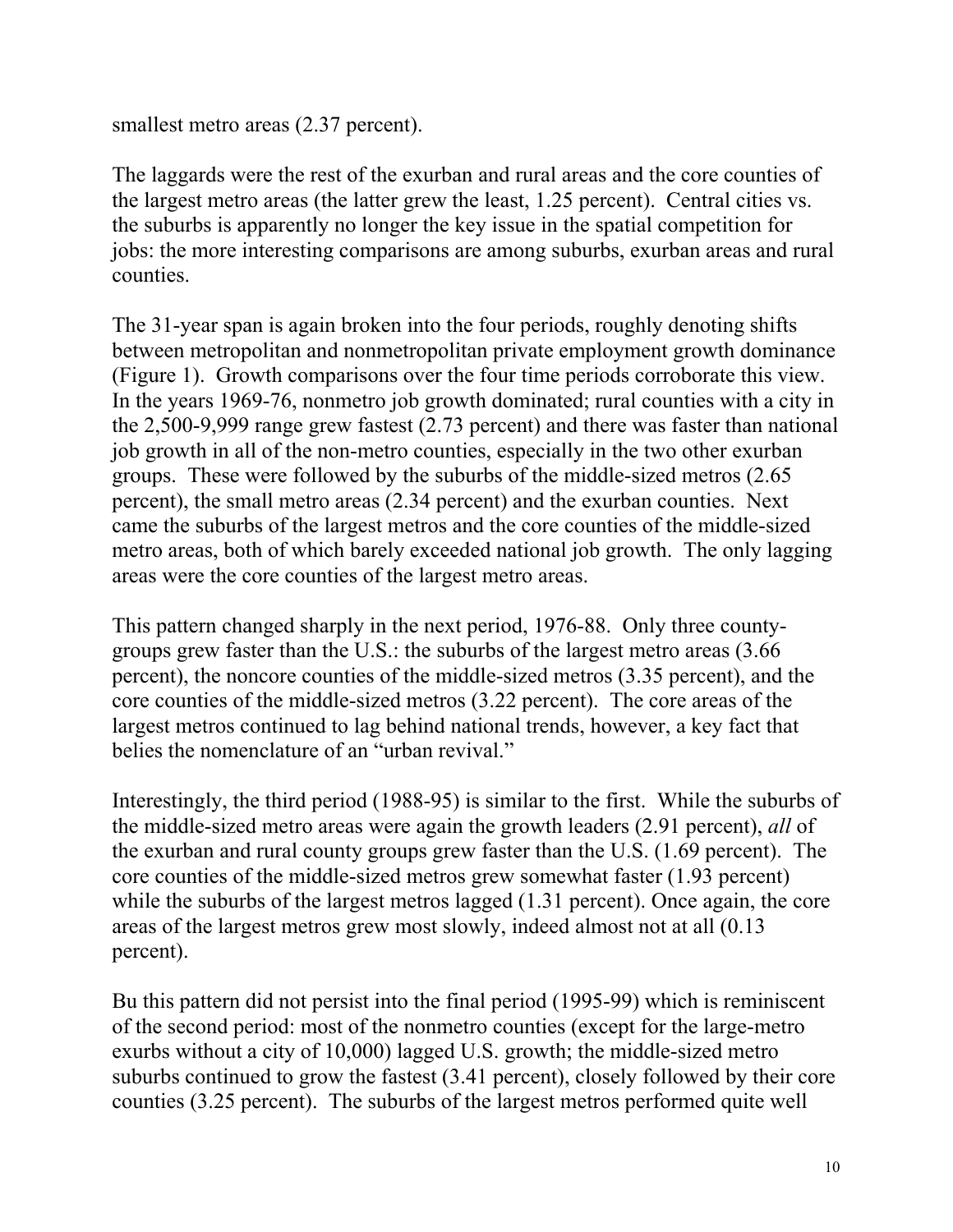smallest metro areas (2.37 percent).

The laggards were the rest of the exurban and rural areas and the core counties of the largest metro areas (the latter grew the least, 1.25 percent). Central cities vs. the suburbs is apparently no longer the key issue in the spatial competition for jobs: the more interesting comparisons are among suburbs, exurban areas and rural counties.

The 31-year span is again broken into the four periods, roughly denoting shifts between metropolitan and nonmetropolitan private employment growth dominance (Figure 1). Growth comparisons over the four time periods corroborate this view. In the years 1969-76, nonmetro job growth dominated; rural counties with a city in the 2,500-9,999 range grew fastest (2.73 percent) and there was faster than national job growth in all of the non-metro counties, especially in the two other exurban groups. These were followed by the suburbs of the middle-sized metros (2.65 percent), the small metro areas (2.34 percent) and the exurban counties. Next came the suburbs of the largest metros and the core counties of the middle-sized metro areas, both of which barely exceeded national job growth. The only lagging areas were the core counties of the largest metro areas.

This pattern changed sharply in the next period, 1976-88. Only three county-groups grew faster than the U.S.: the suburbs of the largest metro areas (3.66 percent), the noncore counties of the middle-sized metros (3.35 percent), and the core counties of the middle-sized metros (3.22 percent). The core areas of the largest metros continued to lag behind national trends, however, a key fact that belies the nomenclature of an "urban revival."

Interestingly, the third period (1988-95) is similar to the first. While the suburbs of the middle-sized metro areas were again the growth leaders (2.91 percent), *all* of the exurban and rural county groups grew faster than the U.S. (1.69 percent). The core counties of the middle-sized metros grew somewhat faster (1.93 percent) while the suburbs of the largest metros lagged (1.31 percent). Once again, the core areas of the largest metros grew most slowly, indeed almost not at all (0.13 percent).

Bu this pattern did not persist into the final period (1995-99) which is reminiscent of the second period: most of the nonmetro counties (except for the large-metro exurbs without a city of 10,000) lagged U.S. growth; the middle-sized metro suburbs continued to grow the fastest (3.41 percent), closely followed by their core counties (3.25 percent). The suburbs of the largest metros performed quite well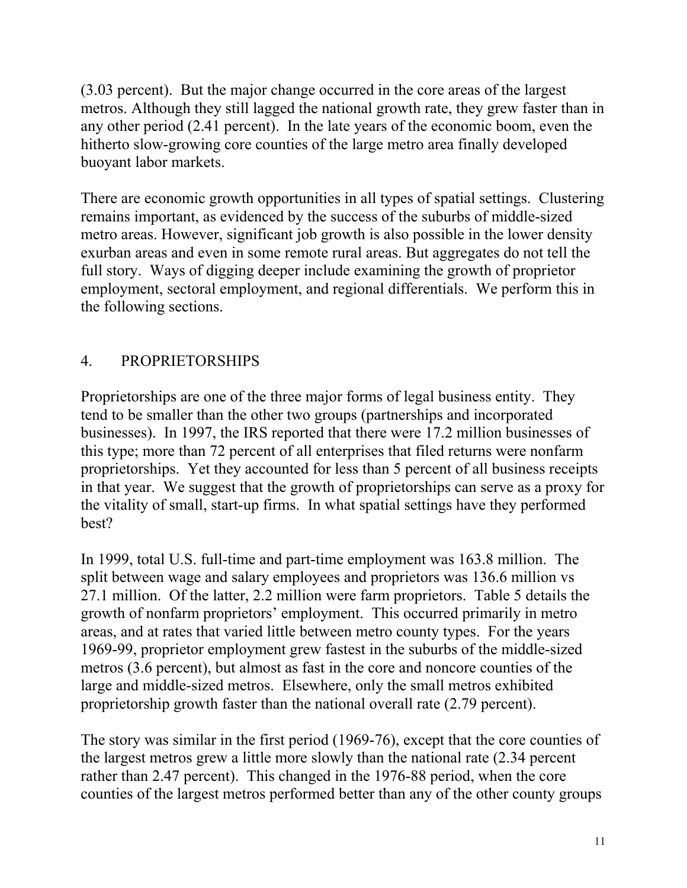(3.03 percent). But the major change occurred in the core areas of the largest metros. Although they still lagged the national growth rate, they grew faster than in any other period (2.41 percent). In the late years of the economic boom, even the hitherto slow-growing core counties of the large metro area finally developed buoyant labor markets.

There are economic growth opportunities in all types of spatial settings. Clustering remains important, as evidenced by the success of the suburbs of middle-sized metro areas. However, significant job growth is also possible in the lower density exurban areas and even in some remote rural areas. But aggregates do not tell the full story. Ways of digging deeper include examining the growth of proprietor employment, sectoral employment, and regional differentials. We perform this in the following sections.

## 4. PROPRIETORSHIPS

Proprietorships are one of the three major forms of legal business entity. They tend to be smaller than the other two groups (partnerships and incorporated businesses). In 1997, the IRS reported that there were 17.2 million businesses of this type; more than 72 percent of all enterprises that filed returns were nonfarm proprietorships. Yet they accounted for less than 5 percent of all business receipts in that year. We suggest that the growth of proprietorships can serve as a proxy for the vitality of small, start-up firms. In what spatial settings have they performed best?

In 1999, total U.S. full-time and part-time employment was 163.8 million. The split between wage and salary employees and proprietors was 136.6 million vs 27.1 million. Of the latter, 2.2 million were farm proprietors. Table 5 details the growth of nonfarm proprietors' employment. This occurred primarily in metro areas, and at rates that varied little between metro county types. For the years 1969-99, proprietor employment grew fastest in the suburbs of the middle-sized metros (3.6 percent), but almost as fast in the core and noncore counties of the large and middle-sized metros. Elsewhere, only the small metros exhibited proprietorship growth faster than the national overall rate (2.79 percent).

The story was similar in the first period (1969-76), except that the core counties of the largest metros grew a little more slowly than the national rate (2.34 percent rather than 2.47 percent). This changed in the 1976-88 period, when the core counties of the largest metros performed better than any of the other county groups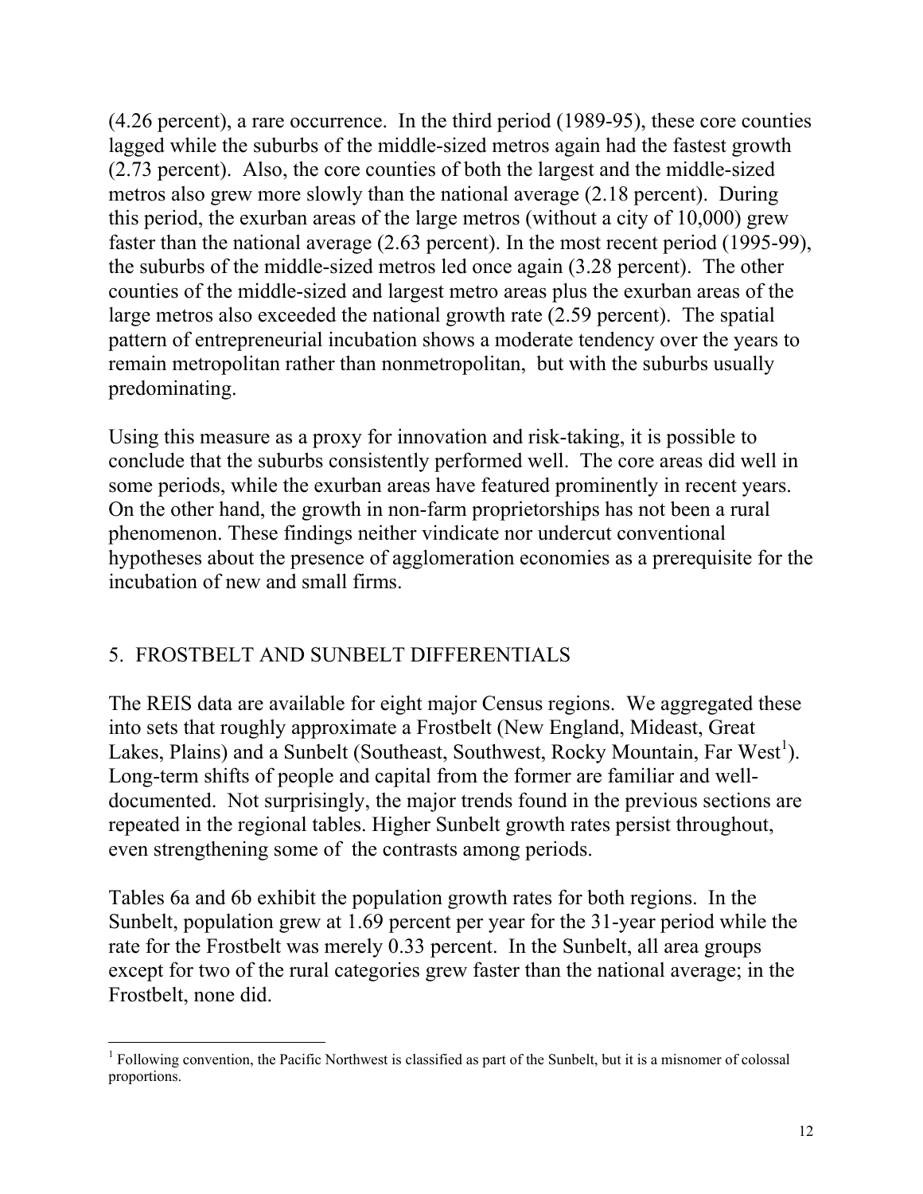(4.26 percent), a rare occurrence. In the third period (1989-95), these core counties lagged while the suburbs of the middle-sized metros again had the fastest growth (2.73 percent). Also, the core counties of both the largest and the middle-sized metros also grew more slowly than the national average (2.18 percent). During this period, the exurban areas of the large metros (without a city of 10,000) grew faster than the national average (2.63 percent). In the most recent period (1995-99), the suburbs of the middle-sized metros led once again (3.28 percent). The other counties of the middle-sized and largest metro areas plus the exurban areas of the large metros also exceeded the national growth rate (2.59 percent). The spatial pattern of entrepreneurial incubation shows a moderate tendency over the years to remain metropolitan rather than nonmetropolitan, but with the suburbs usually predominating.

Using this measure as a proxy for innovation and risk-taking, it is possible to conclude that the suburbs consistently performed well. The core areas did well in some periods, while the exurban areas have featured prominently in recent years. On the other hand, the growth in non-farm proprietorships has not been a rural phenomenon. These findings neither vindicate nor undercut conventional hypotheses about the presence of agglomeration economies as a prerequisite for the incubation of new and small firms.

## 5. FROSTBELT AND SUNBELT DIFFERENTIALS

The REIS data are available for eight major Census regions. We aggregated these into sets that roughly approximate a Frostbelt (New England, Mideast, Great Lakes, Plains) and a Sunbelt (Southeast, Southwest, Rocky Mountain, Far West[1]). Long-term shifts of people and capital from the former are familiar and well-documented. Not surprisingly, the major trends found in the previous sections are repeated in the regional tables. Higher Sunbelt growth rates persist throughout, even strengthening some of the contrasts among periods.

Tables 6a and 6b exhibit the population growth rates for both regions. In the Sunbelt, population grew at 1.69 percent per year for the 31-year period while the rate for the Frostbelt was merely 0.33 percent. In the Sunbelt, all area groups except for two of the rural categories grew faster than the national average; in the Frostbelt, none did.

[1] Following convention, the Pacific Northwest is classified as part of the Sunbelt, but it is a misnomer of colossal proportions.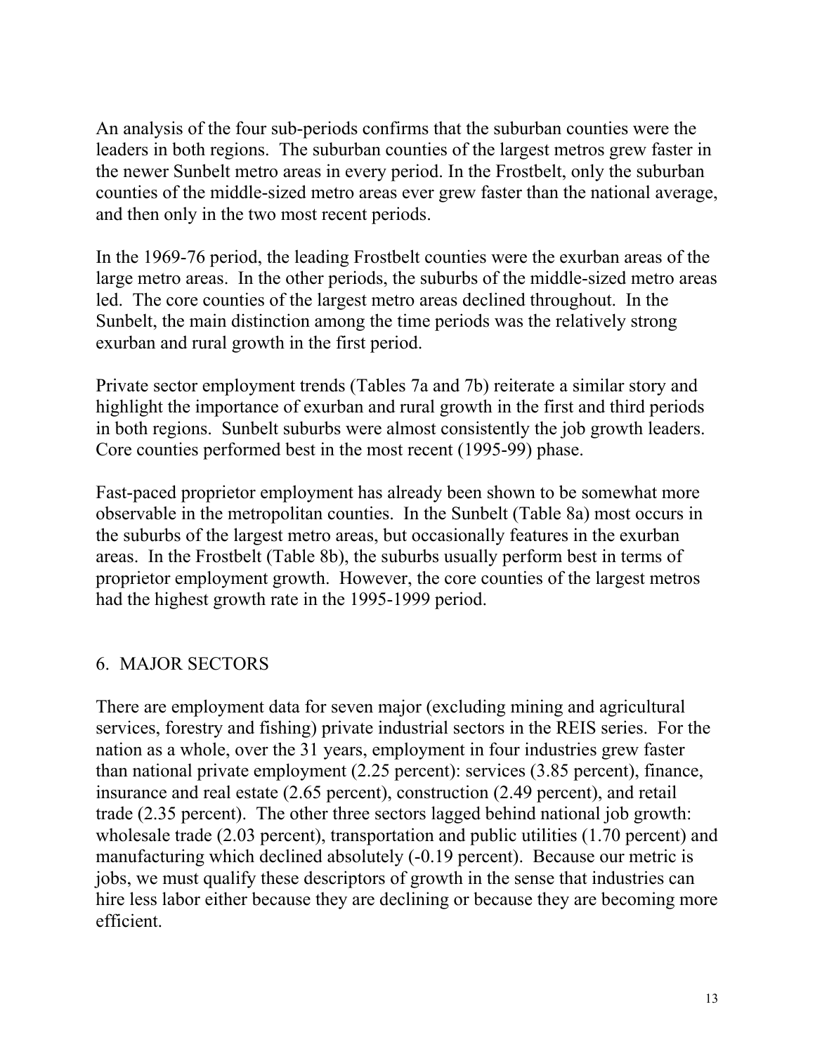An analysis of the four sub-periods confirms that the suburban counties were the leaders in both regions. The suburban counties of the largest metros grew faster in the newer Sunbelt metro areas in every period. In the Frostbelt, only the suburban counties of the middle-sized metro areas ever grew faster than the national average, and then only in the two most recent periods.

In the 1969-76 period, the leading Frostbelt counties were the exurban areas of the large metro areas. In the other periods, the suburbs of the middle-sized metro areas led. The core counties of the largest metro areas declined throughout. In the Sunbelt, the main distinction among the time periods was the relatively strong exurban and rural growth in the first period.

Private sector employment trends (Tables 7a and 7b) reiterate a similar story and highlight the importance of exurban and rural growth in the first and third periods in both regions. Sunbelt suburbs were almost consistently the job growth leaders. Core counties performed best in the most recent (1995-99) phase.

Fast-paced proprietor employment has already been shown to be somewhat more observable in the metropolitan counties. In the Sunbelt (Table 8a) most occurs in the suburbs of the largest metro areas, but occasionally features in the exurban areas. In the Frostbelt (Table 8b), the suburbs usually perform best in terms of proprietor employment growth. However, the core counties of the largest metros had the highest growth rate in the 1995-1999 period.

## 6. MAJOR SECTORS

There are employment data for seven major (excluding mining and agricultural services, forestry and fishing) private industrial sectors in the REIS series. For the nation as a whole, over the 31 years, employment in four industries grew faster than national private employment (2.25 percent): services (3.85 percent), finance, insurance and real estate (2.65 percent), construction (2.49 percent), and retail trade (2.35 percent). The other three sectors lagged behind national job growth: wholesale trade (2.03 percent), transportation and public utilities (1.70 percent) and manufacturing which declined absolutely (-0.19 percent). Because our metric is jobs, we must qualify these descriptors of growth in the sense that industries can hire less labor either because they are declining or because they are becoming more efficient.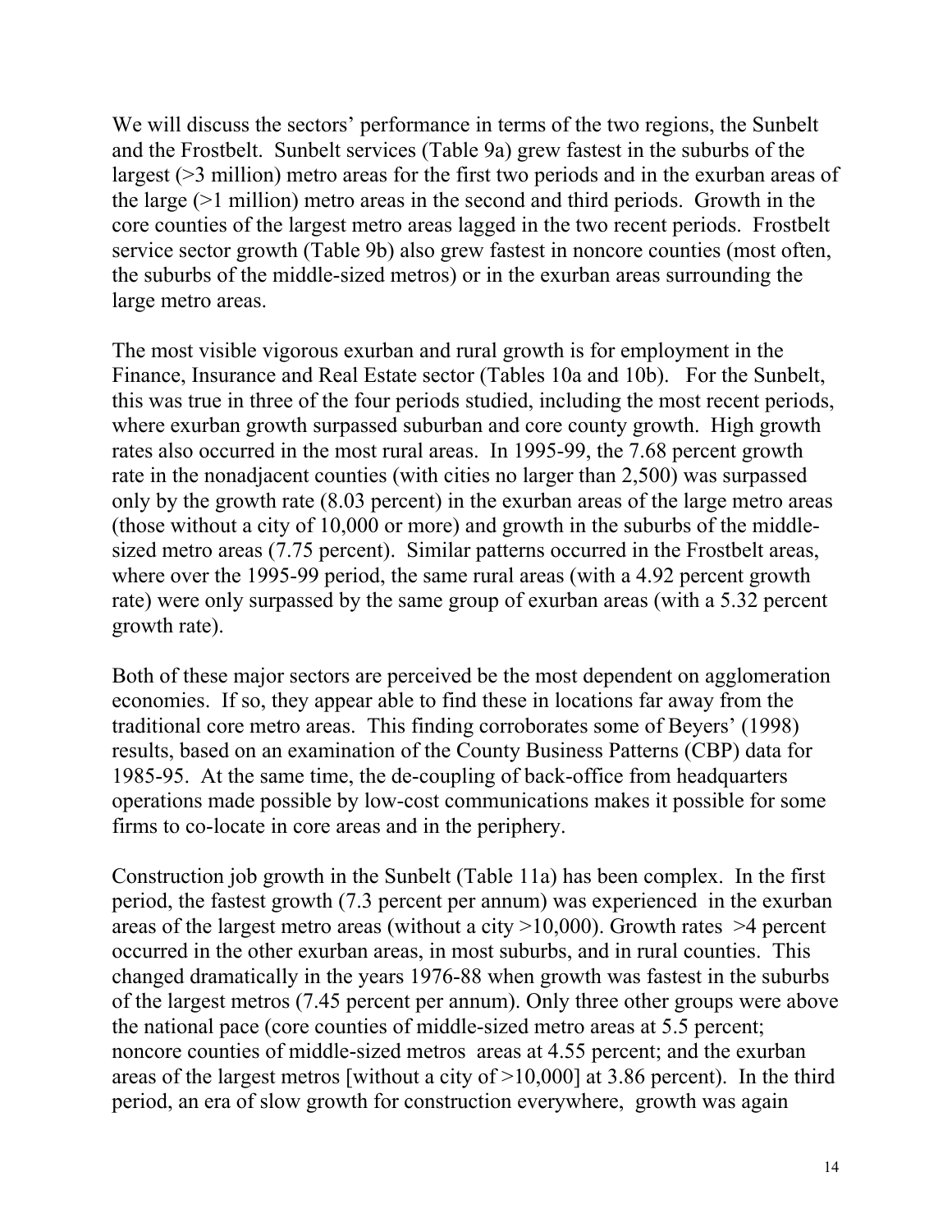We will discuss the sectors' performance in terms of the two regions, the Sunbelt and the Frostbelt. Sunbelt services (Table 9a) grew fastest in the suburbs of the largest (>3 million) metro areas for the first two periods and in the exurban areas of the large (>1 million) metro areas in the second and third periods. Growth in the core counties of the largest metro areas lagged in the two recent periods. Frostbelt service sector growth (Table 9b) also grew fastest in noncore counties (most often, the suburbs of the middle-sized metros) or in the exurban areas surrounding the large metro areas.

The most visible vigorous exurban and rural growth is for employment in the Finance, Insurance and Real Estate sector (Tables 10a and 10b). For the Sunbelt, this was true in three of the four periods studied, including the most recent periods, where exurban growth surpassed suburban and core county growth. High growth rates also occurred in the most rural areas. In 1995-99, the 7.68 percent growth rate in the nonadjacent counties (with cities no larger than 2,500) was surpassed only by the growth rate (8.03 percent) in the exurban areas of the large metro areas (those without a city of 10,000 or more) and growth in the suburbs of the middle-sized metro areas (7.75 percent). Similar patterns occurred in the Frostbelt areas, where over the 1995-99 period, the same rural areas (with a 4.92 percent growth rate) were only surpassed by the same group of exurban areas (with a 5.32 percent growth rate).

Both of these major sectors are perceived be the most dependent on agglomeration economies. If so, they appear able to find these in locations far away from the traditional core metro areas. This finding corroborates some of Beyers' (1998) results, based on an examination of the County Business Patterns (CBP) data for 1985-95. At the same time, the de-coupling of back-office from headquarters operations made possible by low-cost communications makes it possible for some firms to co-locate in core areas and in the periphery.

Construction job growth in the Sunbelt (Table 11a) has been complex. In the first period, the fastest growth (7.3 percent per annum) was experienced in the exurban areas of the largest metro areas (without a city >10,000). Growth rates >4 percent occurred in the other exurban areas, in most suburbs, and in rural counties. This changed dramatically in the years 1976-88 when growth was fastest in the suburbs of the largest metros (7.45 percent per annum). Only three other groups were above the national pace (core counties of middle-sized metro areas at 5.5 percent; noncore counties of middle-sized metros areas at 4.55 percent; and the exurban areas of the largest metros [without a city of >10,000] at 3.86 percent). In the third period, an era of slow growth for construction everywhere, growth was again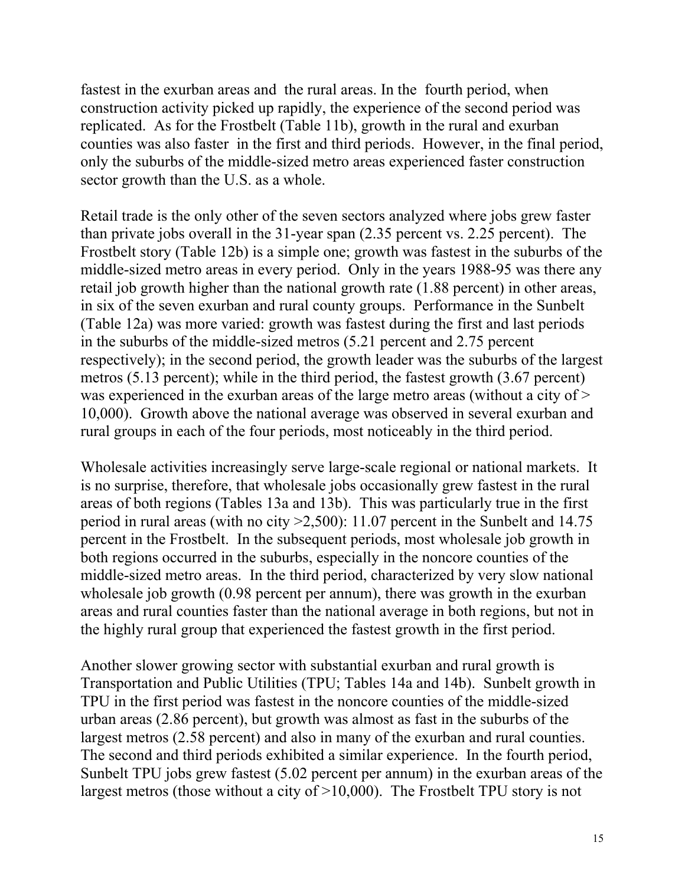fastest in the exurban areas and the rural areas. In the fourth period, when construction activity picked up rapidly, the experience of the second period was replicated. As for the Frostbelt (Table 11b), growth in the rural and exurban counties was also faster in the first and third periods. However, in the final period, only the suburbs of the middle-sized metro areas experienced faster construction sector growth than the U.S. as a whole.

Retail trade is the only other of the seven sectors analyzed where jobs grew faster than private jobs overall in the 31-year span (2.35 percent vs. 2.25 percent). The Frostbelt story (Table 12b) is a simple one; growth was fastest in the suburbs of the middle-sized metro areas in every period. Only in the years 1988-95 was there any retail job growth higher than the national growth rate (1.88 percent) in other areas, in six of the seven exurban and rural county groups. Performance in the Sunbelt (Table 12a) was more varied: growth was fastest during the first and last periods in the suburbs of the middle-sized metros (5.21 percent and 2.75 percent respectively); in the second period, the growth leader was the suburbs of the largest metros (5.13 percent); while in the third period, the fastest growth (3.67 percent) was experienced in the exurban areas of the large metro areas (without a city of > 10,000). Growth above the national average was observed in several exurban and rural groups in each of the four periods, most noticeably in the third period.

Wholesale activities increasingly serve large-scale regional or national markets. It is no surprise, therefore, that wholesale jobs occasionally grew fastest in the rural areas of both regions (Tables 13a and 13b). This was particularly true in the first period in rural areas (with no city >2,500): 11.07 percent in the Sunbelt and 14.75 percent in the Frostbelt. In the subsequent periods, most wholesale job growth in both regions occurred in the suburbs, especially in the noncore counties of the middle-sized metro areas. In the third period, characterized by very slow national wholesale job growth (0.98 percent per annum), there was growth in the exurban areas and rural counties faster than the national average in both regions, but not in the highly rural group that experienced the fastest growth in the first period.

Another slower growing sector with substantial exurban and rural growth is Transportation and Public Utilities (TPU; Tables 14a and 14b). Sunbelt growth in TPU in the first period was fastest in the noncore counties of the middle-sized urban areas (2.86 percent), but growth was almost as fast in the suburbs of the largest metros (2.58 percent) and also in many of the exurban and rural counties. The second and third periods exhibited a similar experience. In the fourth period, Sunbelt TPU jobs grew fastest (5.02 percent per annum) in the exurban areas of the largest metros (those without a city of >10,000). The Frostbelt TPU story is not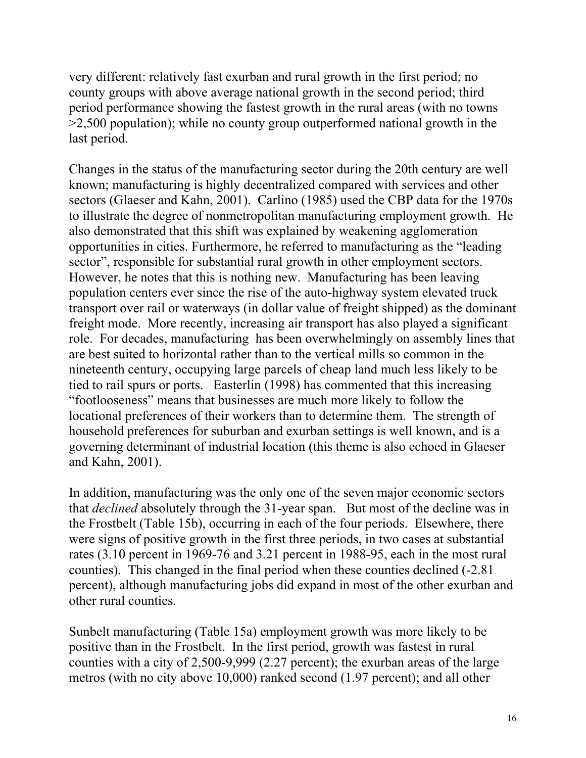very different: relatively fast exurban and rural growth in the first period; no county groups with above average national growth in the second period; third period performance showing the fastest growth in the rural areas (with no towns >2,500 population); while no county group outperformed national growth in the last period.

Changes in the status of the manufacturing sector during the 20th century are well known; manufacturing is highly decentralized compared with services and other sectors (Glaeser and Kahn, 2001). Carlino (1985) used the CBP data for the 1970s to illustrate the degree of nonmetropolitan manufacturing employment growth. He also demonstrated that this shift was explained by weakening agglomeration opportunities in cities. Furthermore, he referred to manufacturing as the "leading sector", responsible for substantial rural growth in other employment sectors. However, he notes that this is nothing new. Manufacturing has been leaving population centers ever since the rise of the auto-highway system elevated truck transport over rail or waterways (in dollar value of freight shipped) as the dominant freight mode. More recently, increasing air transport has also played a significant role. For decades, manufacturing has been overwhelmingly on assembly lines that are best suited to horizontal rather than to the vertical mills so common in the nineteenth century, occupying large parcels of cheap land much less likely to be tied to rail spurs or ports. Easterlin (1998) has commented that this increasing "footlooseness" means that businesses are much more likely to follow the locational preferences of their workers than to determine them. The strength of household preferences for suburban and exurban settings is well known, and is a governing determinant of industrial location (this theme is also echoed in Glaeser and Kahn, 2001).

In addition, manufacturing was the only one of the seven major economic sectors that *declined* absolutely through the 31-year span. But most of the decline was in the Frostbelt (Table 15b), occurring in each of the four periods. Elsewhere, there were signs of positive growth in the first three periods, in two cases at substantial rates (3.10 percent in 1969-76 and 3.21 percent in 1988-95, each in the most rural counties). This changed in the final period when these counties declined (-2.81 percent), although manufacturing jobs did expand in most of the other exurban and other rural counties.

Sunbelt manufacturing (Table 15a) employment growth was more likely to be positive than in the Frostbelt. In the first period, growth was fastest in rural counties with a city of 2,500-9,999 (2.27 percent); the exurban areas of the large metros (with no city above 10,000) ranked second (1.97 percent); and all other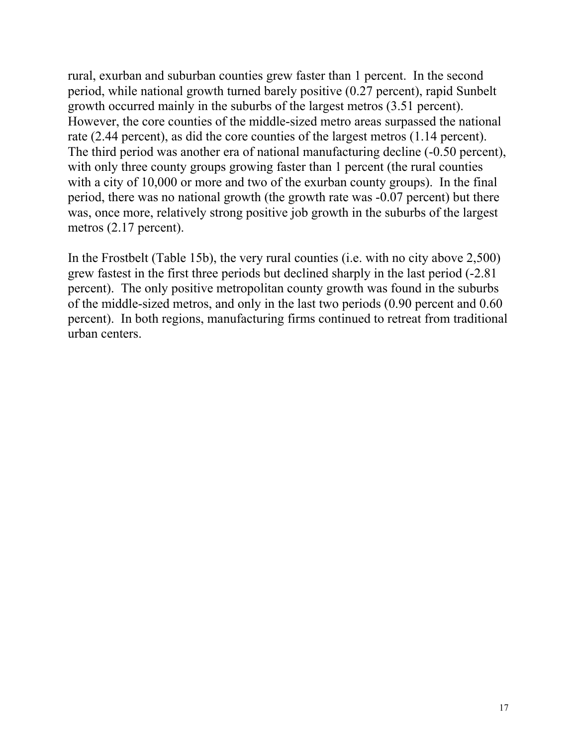rural, exurban and suburban counties grew faster than 1 percent. In the second period, while national growth turned barely positive (0.27 percent), rapid Sunbelt growth occurred mainly in the suburbs of the largest metros (3.51 percent). However, the core counties of the middle-sized metro areas surpassed the national rate (2.44 percent), as did the core counties of the largest metros (1.14 percent). The third period was another era of national manufacturing decline (-0.50 percent), with only three county groups growing faster than 1 percent (the rural counties with a city of 10,000 or more and two of the exurban county groups). In the final period, there was no national growth (the growth rate was -0.07 percent) but there was, once more, relatively strong positive job growth in the suburbs of the largest metros (2.17 percent).

In the Frostbelt (Table 15b), the very rural counties (i.e. with no city above 2,500) grew fastest in the first three periods but declined sharply in the last period (-2.81 percent). The only positive metropolitan county growth was found in the suburbs of the middle-sized metros, and only in the last two periods (0.90 percent and 0.60 percent). In both regions, manufacturing firms continued to retreat from traditional urban centers.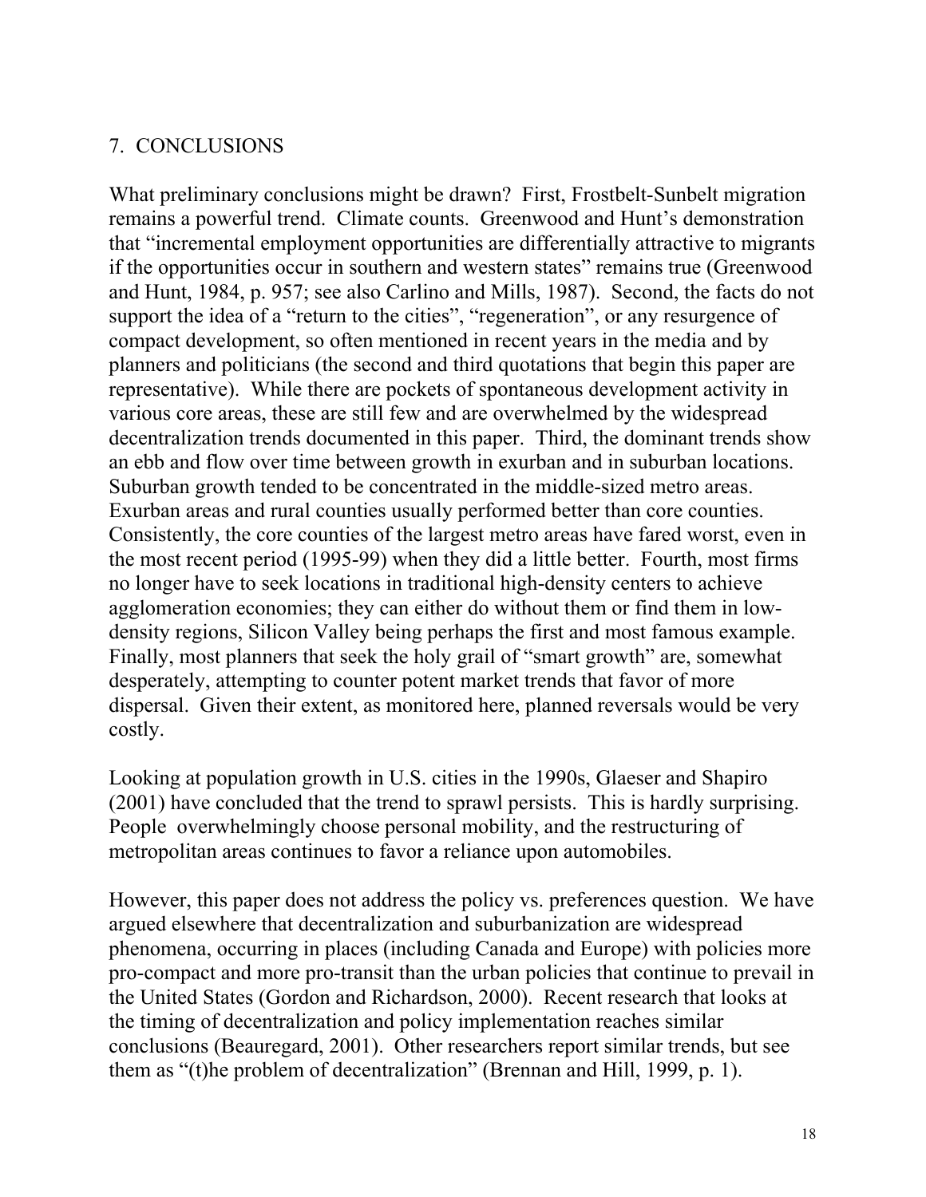## 7. CONCLUSIONS

What preliminary conclusions might be drawn? First, Frostbelt-Sunbelt migration remains a powerful trend. Climate counts. Greenwood and Hunt's demonstration that "incremental employment opportunities are differentially attractive to migrants if the opportunities occur in southern and western states" remains true (Greenwood and Hunt, 1984, p. 957; see also Carlino and Mills, 1987). Second, the facts do not support the idea of a "return to the cities", "regeneration", or any resurgence of compact development, so often mentioned in recent years in the media and by planners and politicians (the second and third quotations that begin this paper are representative). While there are pockets of spontaneous development activity in various core areas, these are still few and are overwhelmed by the widespread decentralization trends documented in this paper. Third, the dominant trends show an ebb and flow over time between growth in exurban and in suburban locations. Suburban growth tended to be concentrated in the middle-sized metro areas. Exurban areas and rural counties usually performed better than core counties. Consistently, the core counties of the largest metro areas have fared worst, even in the most recent period (1995-99) when they did a little better. Fourth, most firms no longer have to seek locations in traditional high-density centers to achieve agglomeration economies; they can either do without them or find them in low-density regions, Silicon Valley being perhaps the first and most famous example. Finally, most planners that seek the holy grail of "smart growth" are, somewhat desperately, attempting to counter potent market trends that favor of more dispersal. Given their extent, as monitored here, planned reversals would be very costly.

Looking at population growth in U.S. cities in the 1990s, Glaeser and Shapiro (2001) have concluded that the trend to sprawl persists. This is hardly surprising. People overwhelmingly choose personal mobility, and the restructuring of metropolitan areas continues to favor a reliance upon automobiles.

However, this paper does not address the policy vs. preferences question. We have argued elsewhere that decentralization and suburbanization are widespread phenomena, occurring in places (including Canada and Europe) with policies more pro-compact and more pro-transit than the urban policies that continue to prevail in the United States (Gordon and Richardson, 2000). Recent research that looks at the timing of decentralization and policy implementation reaches similar conclusions (Beauregard, 2001). Other researchers report similar trends, but see them as "(t)he problem of decentralization" (Brennan and Hill, 1999, p. 1).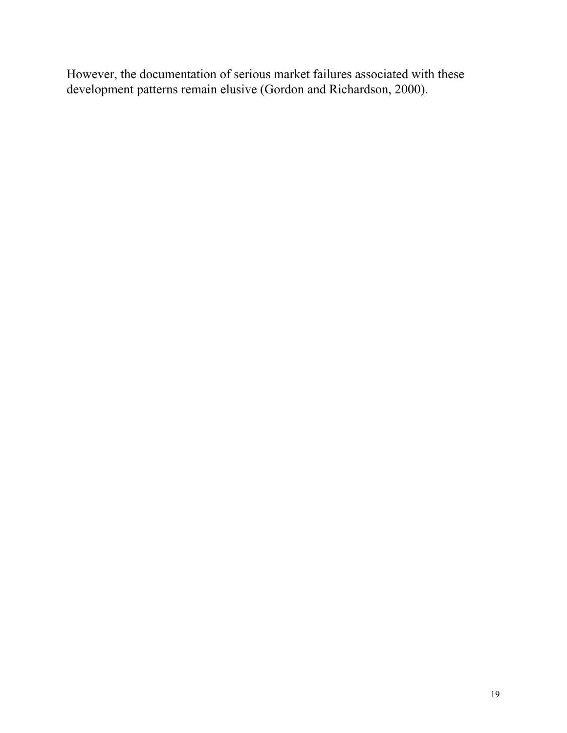However, the documentation of serious market failures associated with these development patterns remain elusive (Gordon and Richardson, 2000).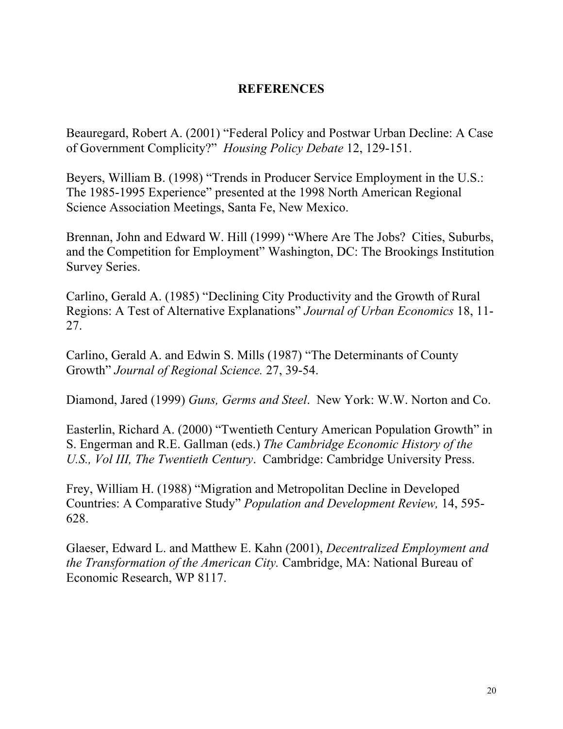## REFERENCES

Beauregard, Robert A. (2001) “Federal Policy and Postwar Urban Decline: A Case of Government Complicity?” *Housing Policy Debate* 12, 129-151.

Beyers, William B. (1998) “Trends in Producer Service Employment in the U.S.: The 1985-1995 Experience” presented at the 1998 North American Regional Science Association Meetings, Santa Fe, New Mexico.

Brennan, John and Edward W. Hill (1999) “Where Are The Jobs? Cities, Suburbs, and the Competition for Employment” Washington, DC: The Brookings Institution Survey Series.

Carlino, Gerald A. (1985) “Declining City Productivity and the Growth of Rural Regions: A Test of Alternative Explanations” *Journal of Urban Economics* 18, 11-27.

Carlino, Gerald A. and Edwin S. Mills (1987) “The Determinants of County Growth” *Journal of Regional Science.* 27, 39-54.

Diamond, Jared (1999) *Guns, Germs and Steel*. New York: W.W. Norton and Co.

Easterlin, Richard A. (2000) “Twentieth Century American Population Growth” in S. Engerman and R.E. Gallman (eds.) *The Cambridge Economic History of the U.S., Vol III, The Twentieth Century*. Cambridge: Cambridge University Press.

Frey, William H. (1988) “Migration and Metropolitan Decline in Developed Countries: A Comparative Study” *Population and Development Review,* 14, 595-628.

Glaeser, Edward L. and Matthew E. Kahn (2001), *Decentralized Employment and the Transformation of the American City.* Cambridge, MA: National Bureau of Economic Research, WP 8117.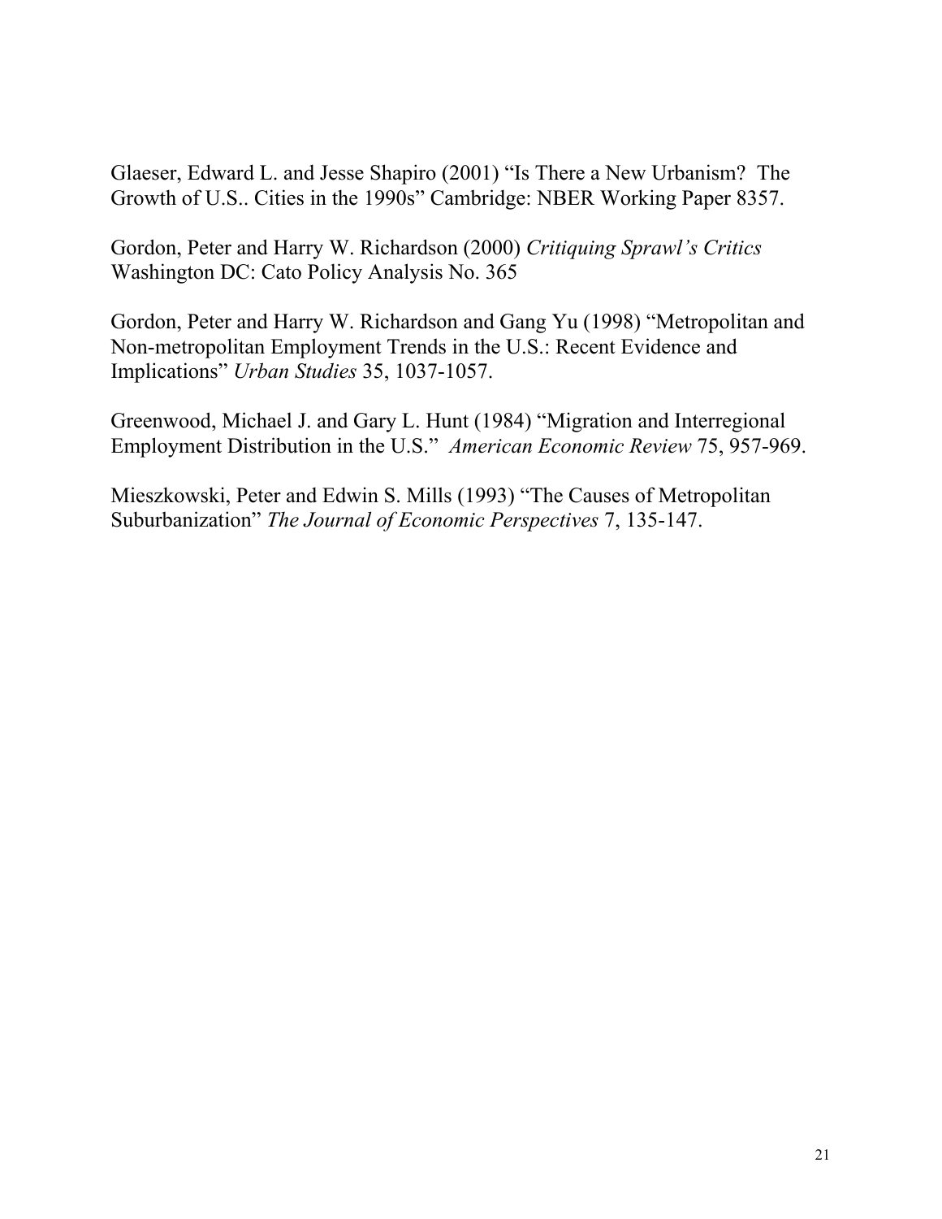Glaeser, Edward L. and Jesse Shapiro (2001) "Is There a New Urbanism? The Growth of U.S.. Cities in the 1990s" Cambridge: NBER Working Paper 8357.

Gordon, Peter and Harry W. Richardson (2000) *Critiquing Sprawl's Critics* Washington DC: Cato Policy Analysis No. 365

Gordon, Peter and Harry W. Richardson and Gang Yu (1998) "Metropolitan and Non-metropolitan Employment Trends in the U.S.: Recent Evidence and Implications" *Urban Studies* 35, 1037-1057.

Greenwood, Michael J. and Gary L. Hunt (1984) "Migration and Interregional Employment Distribution in the U.S." *American Economic Review* 75, 957-969.

Mieszkowski, Peter and Edwin S. Mills (1993) "The Causes of Metropolitan Suburbanization" *The Journal of Economic Perspectives* 7, 135-147.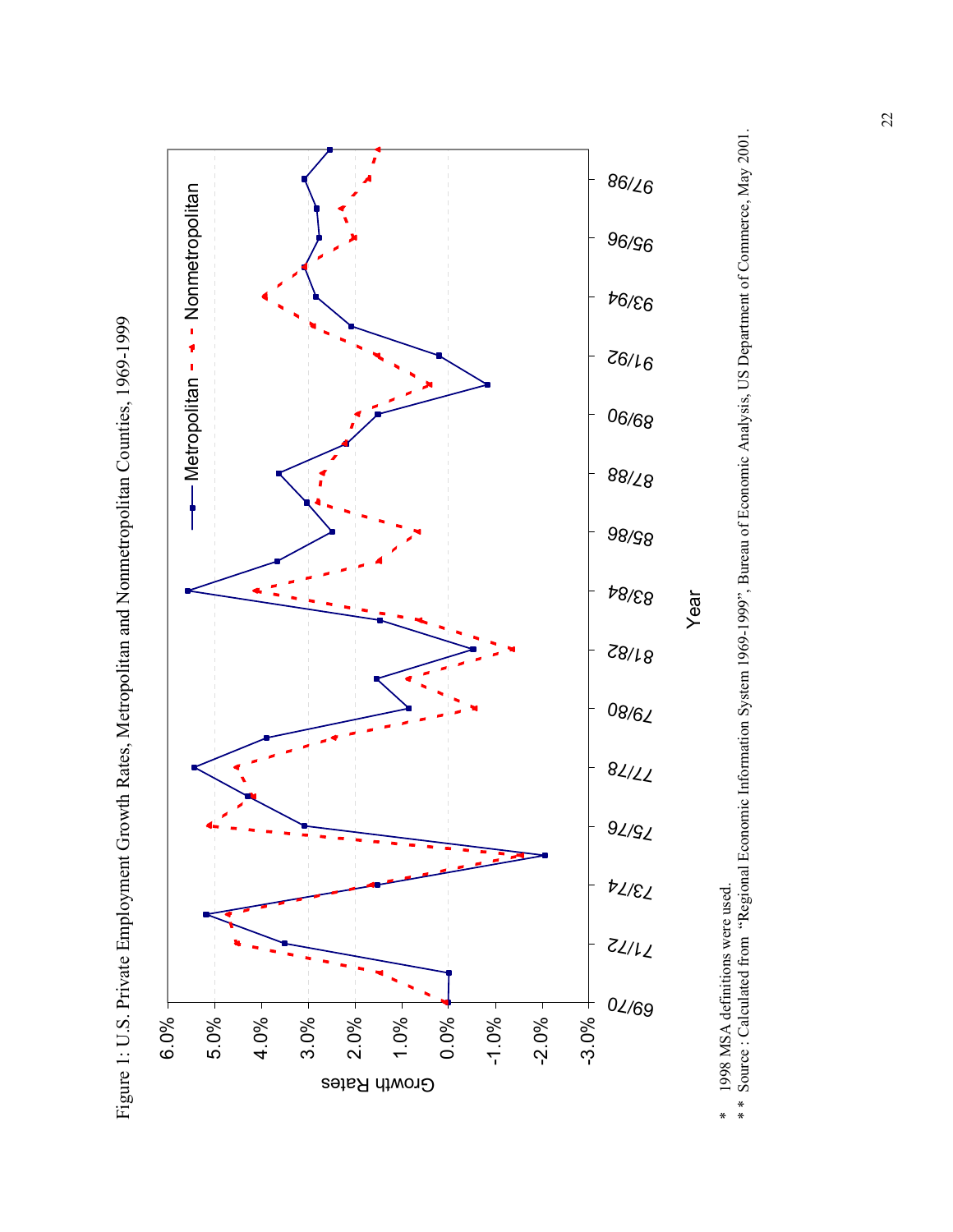Figure 1: U.S. Private Employment Growth Rates, Metropolitan and Nonmetropolitan Counties, 1969-1999

\* 1998 MSA definitions were used.

\*\* Source : Calculated from "Regional Economic Information System 1969-1999", Bureau of Economic Analysis, US Department of Commerce, May 2001.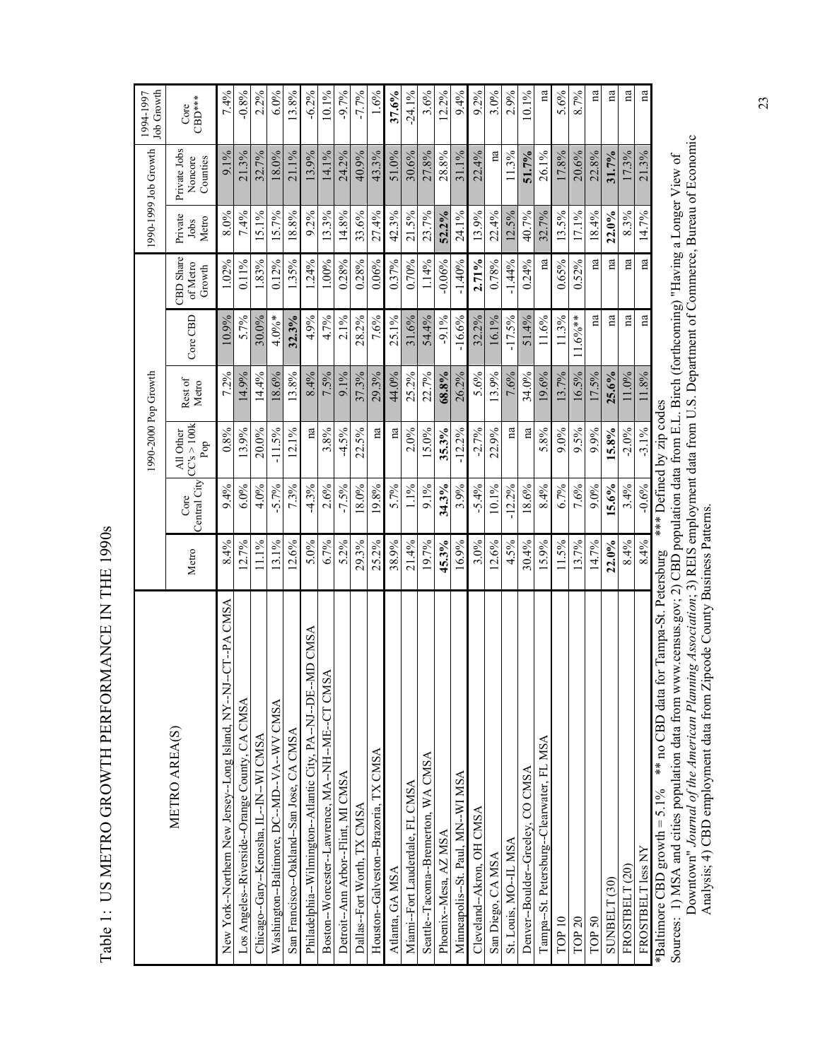Table 1: US METRO GROWTH PERFORMANCE IN THE 1990s

| METRO AREA(S) | 1990-2000 Pop Growth | | | | | | 1990-1999 Job Growth | | 1994-1997 Job Growth |
|---|---|---|---|---|---|---|---|---|---|
| | Metro | Core Central City | All Other CC's > 100k Pop | Rest of Metro | Core CBD | CBD Share of Metro Growth | Private Jobs Metro | Private Jobs Noncore Counties | Core CBD*** |
| New York--Northern New Jersey--Long Island, NY--NJ--CT--PA CMSA | 8.4% | 9.4% | 0.8% | 7.2% | 10.9% | 1.02% | 8.0% | 9.1% | 7.4% |
| Los Angeles--Riverside--Orange County, CA CMSA | 12.7% | 6.0% | 13.9% | 14.9% | 5.7% | 0.11% | 7.4% | 21.3% | -0.8% |
| Chicago--Gary--Kenosha, IL--IN--WI CMSA | 11.1% | 4.0% | 20.0% | 14.4% | 30.0% | 1.83% | 15.1% | 32.7% | 2.2% |
| Washington--Baltimore, DC--MD--VA--WV CMSA | 13.1% | -5.7% | -11.5% | 18.6% | 4.0%* | 0.12% | 15.7% | 18.0% | 6.0% |
| San Francisco--Oakland--San Jose, CA CMSA | 12.6% | 7.3% | 12.1% | 13.8% | **32.3%** | 1.35% | 18.8% | 21.1% | 13.8% |
| Philadelphia--Wilmington--Atlantic City, PA--NJ--DE--MD CMSA | 5.0% | -4.3% | na | 8.4% | 4.9% | 1.24% | 9.2% | 13.9% | -6.2% |
| Boston--Worcester--Lawrence, MA--NH--ME--CT CMSA | 6.7% | 2.6% | 3.8% | 7.5% | 4.7% | 1.00% | 13.3% | 14.1% | 10.1% |
| Detroit--Ann Arbor--Flint, MI CMSA | 5.2% | -7.5% | -4.5% | 9.1% | 2.1% | 0.28% | 14.8% | 24.2% | -9.7% |
| Dallas--Fort Worth, TX CMSA | 29.3% | 18.0% | 22.5% | 37.3% | 28.2% | 0.28% | 33.6% | 40.9% | -7.7% |
| Houston--Galveston--Brazoria, TX CMSA | 25.2% | 19.8% | na | 29.3% | 7.6% | 0.06% | 27.4% | 43.3% | 1.6% |
| Atlanta, GA MSA | 38.9% | 5.7% | na | 44.0% | 25.1% | 0.37% | 42.3% | 51.0% | **37.6%** |
| Miami--Fort Lauderdale, FL CMSA | 21.4% | 1.1% | 2.0% | 25.2% | 31.6% | 0.70% | 21.5% | 30.6% | -24.1% |
| Seattle--Tacoma--Bremerton, WA CMSA | 19.7% | 9.1% | 15.0% | 22.7% | 54.4% | 1.14% | 23.7% | 27.8% | 3.6% |
| Phoenix--Mesa, AZ MSA | **45.3%** | **34.3%** | **35.3%** | **68.8%** | -9.1% | -0.06% | **52.2%** | 28.8% | 12.2% |
| Minneapolis--St. Paul, MN--WI MSA | 16.9% | 3.9% | -12.2% | 26.2% | -16.6% | -1.40% | 24.1% | 31.1% | 9.4% |
| Cleveland--Akron, OH CMSA | 3.0% | -5.4% | -2.7% | 5.6% | 32.2% | **2.71%** | 13.9% | 22.4% | 9.2% |
| San Diego, CA MSA | 12.6% | 10.1% | 22.9% | 13.9% | 16.1% | 0.78% | 22.4% | na | 3.0% |
| St. Louis, MO--IL MSA | 4.5% | -12.2% | na | 7.6% | -17.5% | -1.44% | 12.5% | 11.3% | 2.9% |
| Denver--Boulder--Greeley, CO CMSA | 30.4% | 18.6% | na | 34.0% | 51.4% | 0.24% | 40.7% | **51.7%** | 10.1% |
| Tampa--St. Petersburg--Clearwater, FL MSA | 15.9% | 8.4% | 5.8% | 19.6% | 11.6% | na | 32.7% | 26.1% | na |
| TOP 10 | 11.5% | 6.7% | 9.0% | 13.7% | 11.3% | 0.65% | 13.5% | 17.8% | 5.6% |
| TOP 20 | 13.7% | 7.6% | 9.5% | 16.5% | 11.6%** | 0.52% | 17.1% | 20.6% | 8.7% |
| TOP 50 | 14.7% | 9.0% | 9.9% | 17.5% | na | na | 18.4% | 22.8% | na |
| SUNBELT (30) | **22.0%** | **15.6%** | **15.8%** | **25.6%** | na | na | **22.0%** | **31.7%** | na |
| FROSTBELT (20) | 8.4% | 3.4% | -2.0% | 11.0% | na | na | 8.3% | 17.3% | na |
| FROSTBELT less NY | 8.4% | -0.6% | -3.1% | 11.8% | na | na | 14.7% | 21.3% | na |

*Baltimore CBD growth = 5.1% ** no CBD data for Tampa-St. Petersburg *** Defined by zip codes

Sources: 1) MSA and cities population data from www.census.gov; 2) CBD population data from E.L. Birch (forthcoming) "Having a Longer View of Downtown" *Journal of the American Planning Association*; 3) REIS employment data from U.S. Department of Commerce, Bureau of Economic Analysis; 4) CBD employment data from Zipcode County Business Patterns.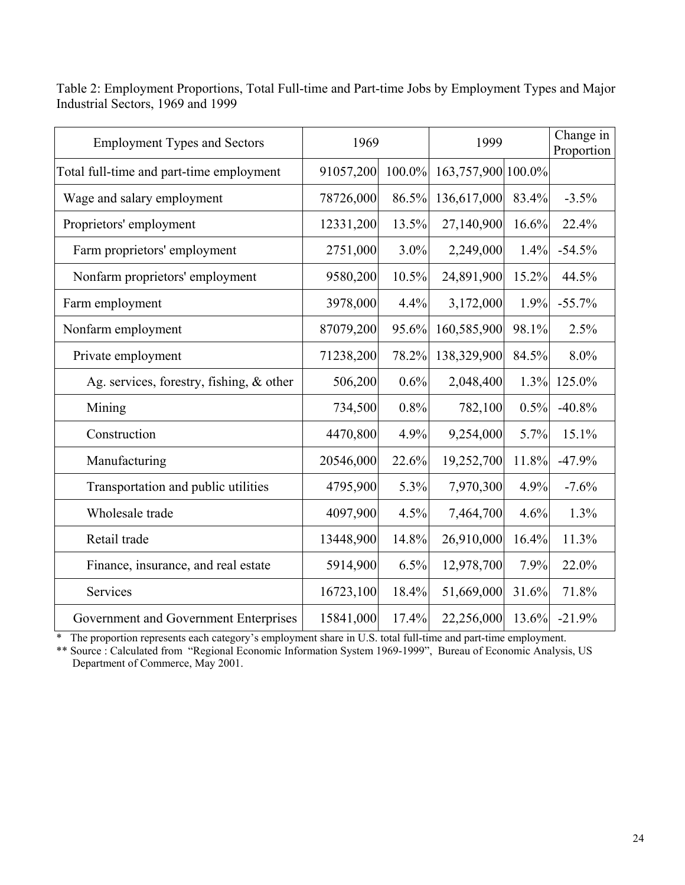Table 2: Employment Proportions, Total Full-time and Part-time Jobs by Employment Types and Major Industrial Sectors, 1969 and 1999

| Employment Types and Sectors | 1969 | | 1999 | | Change in Proportion |
|---|---|---|---|---|---|
| Total full-time and part-time employment | 91057,200 | 100.0% | 163,757,900 | 100.0% | |
| Wage and salary employment | 78726,000 | 86.5% | 136,617,000 | 83.4% | -3.5% |
| Proprietors' employment | 12331,200 | 13.5% | 27,140,900 | 16.6% | 22.4% |
| Farm proprietors' employment | 2751,000 | 3.0% | 2,249,000 | 1.4% | -54.5% |
| Nonfarm proprietors' employment | 9580,200 | 10.5% | 24,891,900 | 15.2% | 44.5% |
| Farm employment | 3978,000 | 4.4% | 3,172,000 | 1.9% | -55.7% |
| Nonfarm employment | 87079,200 | 95.6% | 160,585,900 | 98.1% | 2.5% |
| Private employment | 71238,200 | 78.2% | 138,329,900 | 84.5% | 8.0% |
| Ag. services, forestry, fishing, & other | 506,200 | 0.6% | 2,048,400 | 1.3% | 125.0% |
| Mining | 734,500 | 0.8% | 782,100 | 0.5% | -40.8% |
| Construction | 4470,800 | 4.9% | 9,254,000 | 5.7% | 15.1% |
| Manufacturing | 20546,000 | 22.6% | 19,252,700 | 11.8% | -47.9% |
| Transportation and public utilities | 4795,900 | 5.3% | 7,970,300 | 4.9% | -7.6% |
| Wholesale trade | 4097,900 | 4.5% | 7,464,700 | 4.6% | 1.3% |
| Retail trade | 13448,900 | 14.8% | 26,910,000 | 16.4% | 11.3% |
| Finance, insurance, and real estate | 5914,900 | 6.5% | 12,978,700 | 7.9% | 22.0% |
| Services | 16723,100 | 18.4% | 51,669,000 | 31.6% | 71.8% |
| Government and Government Enterprises | 15841,000 | 17.4% | 22,256,000 | 13.6% | -21.9% |

* The proportion represents each category's employment share in U.S. total full-time and part-time employment.

** Source : Calculated from "Regional Economic Information System 1969-1999", Bureau of Economic Analysis, US Department of Commerce, May 2001.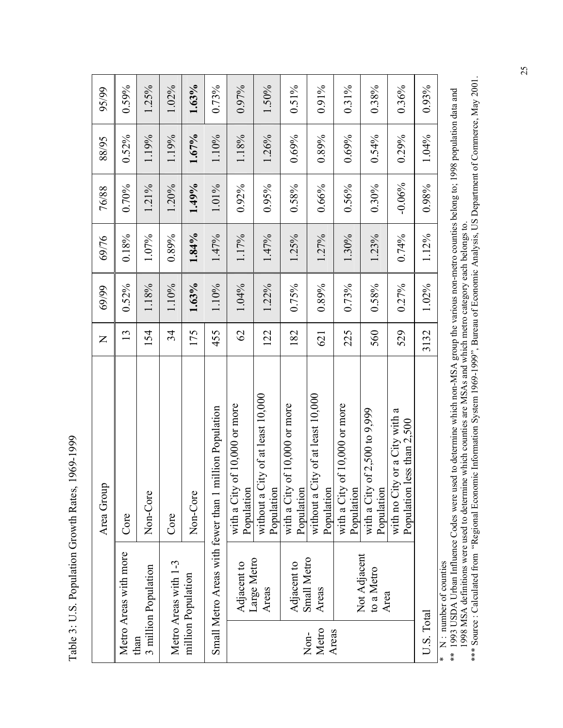Table 3: U.S. Population Growth Rates, 1969-1999

| | | Area Group | N | 69/99 | 69/76 | 76/88 | 88/95 | 95/99 |
|---|---|---|---|---|---|---|---|---|
| Metro Areas with more than 3 million Population | | Core | 13 | 0.52% | 0.18% | 0.70% | 0.52% | 0.59% |
| | | Non-Core | 154 | 1.18% | 1.07% | 1.21% | 1.19% | 1.25% |
| Metro Areas with 1-3 million Population | | Core | 34 | 1.10% | 0.89% | 1.20% | 1.19% | 1.02% |
| | | Non-Core | 175 | **1.63%** | **1.84%** | **1.49%** | **1.67%** | **1.63%** |
| Small Metro Areas with fewer than 1 million Population | | | 455 | 1.10% | 1.47% | 1.01% | 1.10% | 0.73% |
| Non-Metro Areas | Adjacent to Large Metro Areas | with a City of 10,000 or more Population | 62 | 1.04% | 1.17% | 0.92% | 1.18% | 0.97% |
| | | without a City of at least 10,000 Population | 122 | 1.22% | 1.47% | 0.95% | 1.26% | 1.50% |
| | Adjacent to Small Metro Areas | with a City of 10,000 or more Population | 182 | 0.75% | 1.25% | 0.58% | 0.69% | 0.51% |
| | | without a City of at least 10,000 Population | 621 | 0.89% | 1.27% | 0.66% | 0.89% | 0.91% |
| | Not Adjacent to a Metro Area | with a City of 10,000 or more Population | 225 | 0.73% | 1.30% | 0.56% | 0.69% | 0.31% |
| | | with a City of 2,500 to 9,999 Population | 560 | 0.58% | 1.23% | 0.30% | 0.54% | 0.38% |
| | | with no City or a City with a Population less than 2,500 | 529 | 0.27% | 0.74% | -0.06% | 0.29% | 0.36% |
| U.S. Total | | | 3132 | 1.02% | 1.12% | 0.98% | 1.04% | 0.93% |

\* N : number of counties

\*\* 1993 USDA Urban Influence Codes were used to determine which non-MSA group the various non-metro counties belong to; 1998 population data and 1998 MSA definitions were used to determine which counties are MSAs and which metro category each belongs to.

\*\*\* Source : Calculated from "Regional Economic Information System 1969-1999", Bureau of Economic Analysis, US Department of Commerce, May 2001.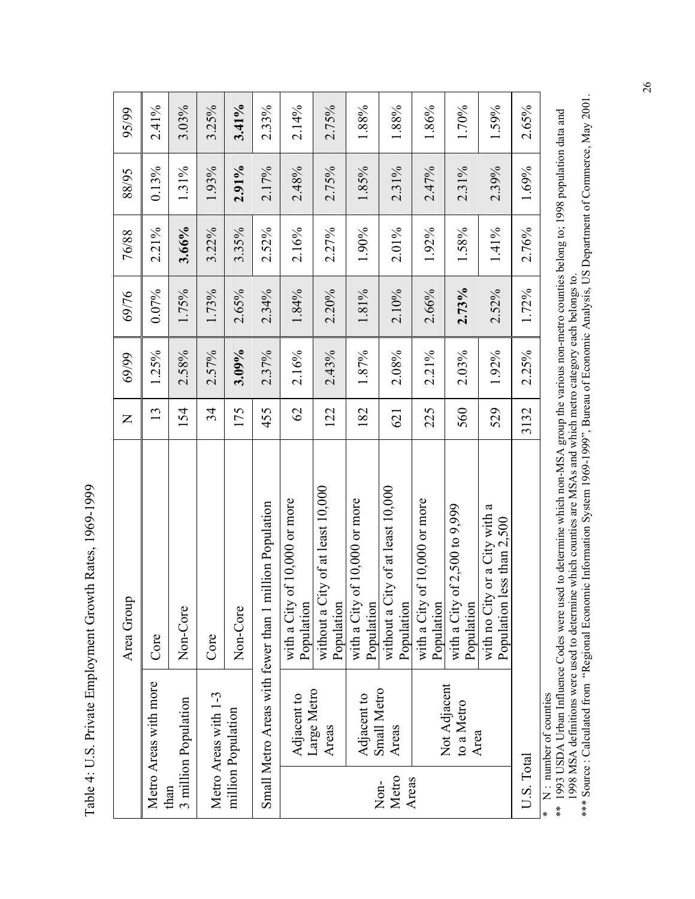Table 4: U.S. Private Employment Growth Rates, 1969-1999

| | | Area Group | N | 69/99 | 69/76 | 76/88 | 88/95 | 95/99 |
|---|---|---|---|---|---|---|---|---|
| Metro Areas with more than 3 million Population | | Core | 13 | 1.25% | 0.07% | 2.21% | 0.13% | 2.41% |
| | | Non-Core | 154 | 2.58% | 1.75% | **3.66%** | 1.31% | 3.03% |
| Metro Areas with 1-3 million Population | | Core | 34 | 2.57% | 1.73% | 3.22% | 1.93% | 3.25% |
| | | Non-Core | 175 | **3.09%** | 2.65% | 3.35% | **2.91%** | **3.41%** |
| Small Metro Areas with fewer than 1 million Population | | | 455 | 2.37% | 2.34% | 2.52% | 2.17% | 2.33% |
| Non-Metro Areas | Adjacent to Large Metro Areas | with a City of 10,000 or more Population | 62 | 2.16% | 1.84% | 2.16% | 2.48% | 2.14% |
| | | without a City of at least 10,000 Population | 122 | 2.43% | 2.20% | 2.27% | 2.75% | 2.75% |
| | Adjacent to Small Metro Areas | with a City of 10,000 or more Population | 182 | 1.87% | 1.81% | 1.90% | 1.85% | 1.88% |
| | | without a City of at least 10,000 Population | 621 | 2.08% | 2.10% | 2.01% | 2.31% | 1.88% |
| | Not Adjacent to a Metro Area | with a City of 10,000 or more Population | 225 | 2.21% | 2.66% | 1.92% | 2.47% | 1.86% |
| | | with a City of 2,500 to 9,999 Population | 560 | 2.03% | **2.73%** | 1.58% | 2.31% | 1.70% |
| | | with no City or a City with a Population less than 2,500 | 529 | 1.92% | 2.52% | 1.41% | 2.39% | 1.59% |
| U.S. Total | | | 3132 | 2.25% | 1.72% | 2.76% | 1.69% | 2.65% |

\* N : number of counties

\*\* 1993 USDA Urban Influence Codes were used to determine which non-MSA group the various non-metro counties belong to; 1998 population data and 1998 MSA definitions were used to determine which counties are MSAs and which metro category each belongs to.

\*\*\* Source : Calculated from "Regional Economic Information System 1969-1999", Bureau of Economic Analysis, US Department of Commerce, May 2001.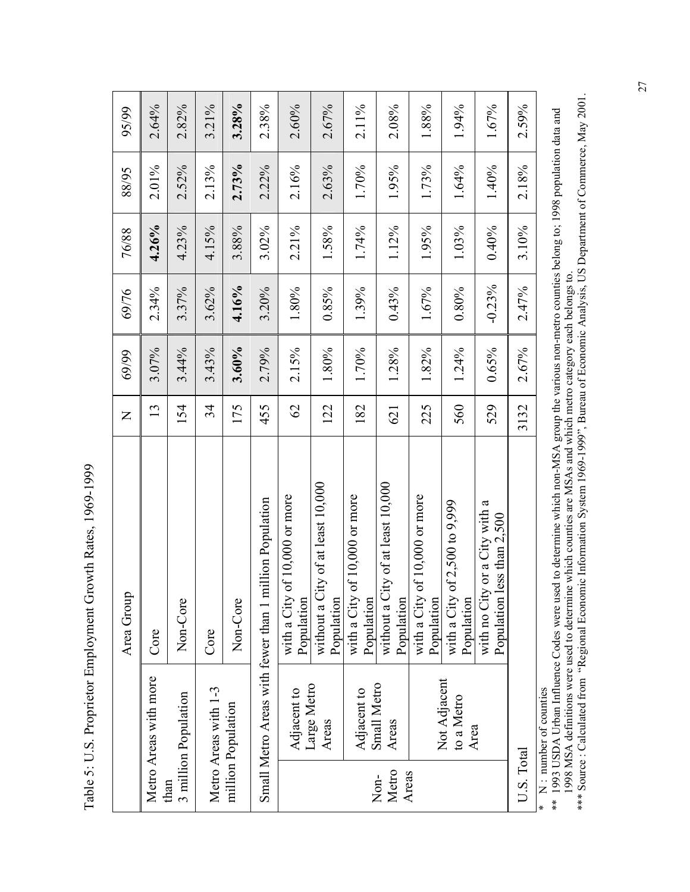Table 5: U.S. Proprietor Employment Growth Rates, 1969-1999

| | | Area Group | N | 69/99 | 69/76 | 76/88 | 88/95 | 95/99 |
|---|---|---|---|---|---|---|---|---|
| Metro Areas with more than 3 million Population | | Core | 13 | 3.07% | 2.34% | **4.26%** | 2.01% | 2.64% |
| | | Non-Core | 154 | 3.44% | 3.37% | 4.23% | 2.52% | 2.82% |
| Metro Areas with 1-3 million Population | | Core | 34 | 3.43% | 3.62% | 4.15% | 2.13% | 3.21% |
| | | Non-Core | 175 | **3.60%** | **4.16%** | 3.88% | **2.73%** | **3.28%** |
| Small Metro Areas with fewer than 1 million Population | | | 455 | 2.79% | 3.20% | 3.02% | 2.22% | 2.38% |
| Non-Metro Areas | Adjacent to Large Metro Areas | with a City of 10,000 or more Population | 62 | 2.15% | 1.80% | 2.21% | 2.16% | 2.60% |
| | | without a City of at least 10,000 Population | 122 | 1.80% | 0.85% | 1.58% | 2.63% | 2.67% |
| | Adjacent to Small Metro Areas | with a City of 10,000 or more Population | 182 | 1.70% | 1.39% | 1.74% | 1.70% | 2.11% |
| | | without a City of at least 10,000 Population | 621 | 1.28% | 0.43% | 1.12% | 1.95% | 2.08% |
| | Not Adjacent to a Metro Area | with a City of 10,000 or more Population | 225 | 1.82% | 1.67% | 1.95% | 1.73% | 1.88% |
| | | with a City of 2,500 to 9,999 Population | 560 | 1.24% | 0.80% | 1.03% | 1.64% | 1.94% |
| | | with no City or a City with a Population less than 2,500 | 529 | 0.65% | -0.23% | 0.40% | 1.40% | 1.67% |
| U.S. Total | | | 3132 | 2.67% | 2.47% | 3.10% | 2.18% | 2.59% |

\* N : number of counties

\*\* 1993 USDA Urban Influence Codes were used to determine which non-MSA group the various non-metro counties belong to; 1998 population data and 1998 MSA definitions were used to determine which counties are MSAs and which metro category each belongs to.

\*\*\* Source : Calculated from "Regional Economic Information System 1969-1999", Bureau of Economic Analysis, US Department of Commerce, May 2001.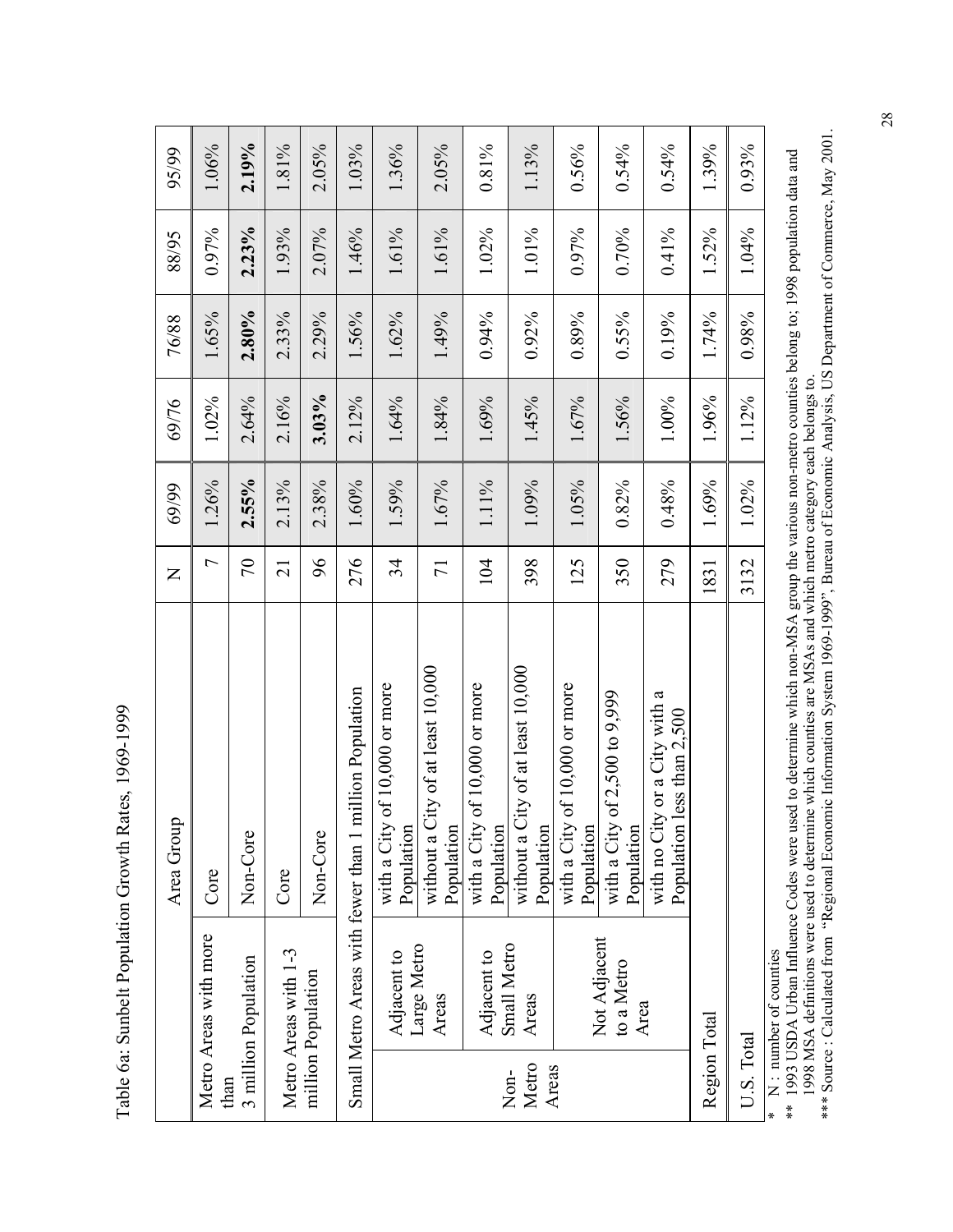Table 6a: Sunbelt Population Growth Rates, 1969-1999

| | | Area Group | N | 69/99 | 69/76 | 76/88 | 88/95 | 95/99 |
|---|---|---|---|---|---|---|---|---|
| Metro Areas with more than 3 million Population | | Core | 7 | 1.26% | 1.02% | 1.65% | 0.97% | 1.06% |
| | | Non-Core | 70 | **2.55%** | 2.64% | **2.80%** | **2.23%** | **2.19%** |
| Metro Areas with 1-3 million Population | | Core | 21 | 2.13% | 2.16% | 2.33% | 1.93% | 1.81% |
| | | Non-Core | 96 | 2.38% | **3.03%** | 2.29% | 2.07% | 2.05% |
| Small Metro Areas with fewer than 1 million Population | | | 276 | 1.60% | 2.12% | 1.56% | 1.46% | 1.03% |
| Non-Metro Areas | Adjacent to Large Metro Areas | with a City of 10,000 or more Population | 34 | 1.59% | 1.64% | 1.62% | 1.61% | 1.36% |
| | | without a City of at least 10,000 Population | 71 | 1.67% | 1.84% | 1.49% | 1.61% | 2.05% |
| | Adjacent to Small Metro Areas | with a City of 10,000 or more Population | 104 | 1.11% | 1.69% | 0.94% | 1.02% | 0.81% |
| | | without a City of at least 10,000 Population | 398 | 1.09% | 1.45% | 0.92% | 1.01% | 1.13% |
| | Not Adjacent to a Metro Area | with a City of 10,000 or more Population | 125 | 1.05% | 1.67% | 0.89% | 0.97% | 0.56% |
| | | with a City of 2,500 to 9,999 Population | 350 | 0.82% | 1.56% | 0.55% | 0.70% | 0.54% |
| | | with no City or a City with a Population less than 2,500 | 279 | 0.48% | 1.00% | 0.19% | 0.41% | 0.54% |
| Region Total | | | 1831 | 1.69% | 1.96% | 1.74% | 1.52% | 1.39% |
| U.S. Total | | | 3132 | 1.02% | 1.12% | 0.98% | 1.04% | 0.93% |

\* N : number of counties

\** 1993 USDA Urban Influence Codes were used to determine which non-MSA group the various non-metro counties belong to; 1998 population data and 1998 MSA definitions were used to determine which counties are MSAs and which metro category each belongs to.

\*** Source : Calculated from "Regional Economic Information System 1969-1999", Bureau of Economic Analysis, US Department of Commerce, May 2001.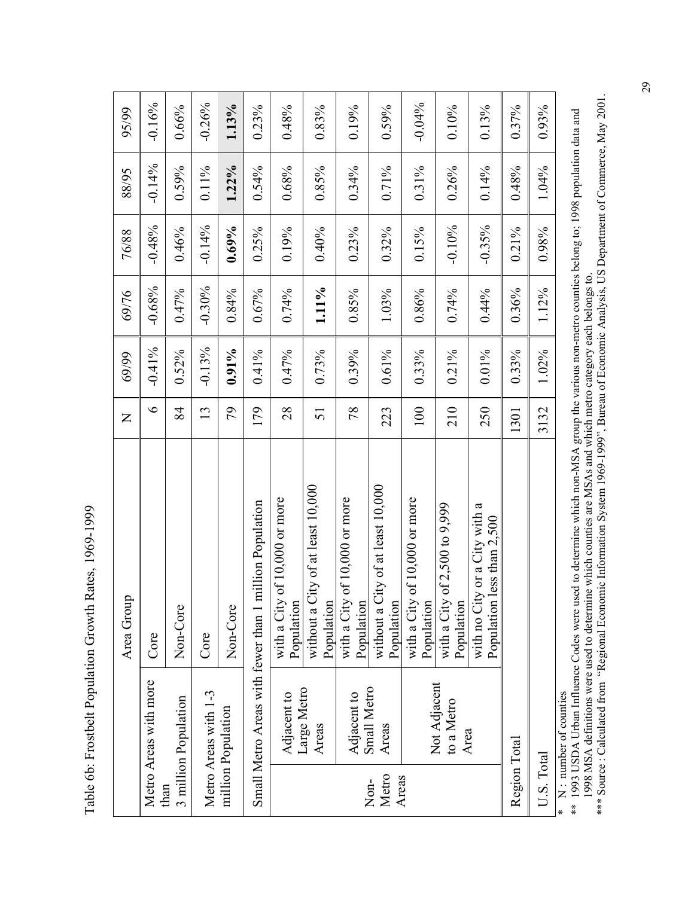Table 6b: Frostbelt Population Growth Rates, 1969-1999

| | | Area Group | N | 69/99 | 69/76 | 76/88 | 88/95 | 95/99 |
|---|---|---|---|---|---|---|---|---|
| Metro Areas with more than 3 million Population | | Core | 6 | -0.41% | -0.68% | -0.48% | -0.14% | -0.16% |
| | | Non-Core | 84 | 0.52% | 0.47% | 0.46% | 0.59% | 0.66% |
| Metro Areas with 1-3 million Population | | Core | 13 | -0.13% | -0.30% | -0.14% | 0.11% | -0.26% |
| | | Non-Core | 79 | **0.91%** | 0.84% | **0.69%** | **1.22%** | **1.13%** |
| Small Metro Areas with fewer than 1 million Population | | | 179 | 0.41% | 0.67% | 0.25% | 0.54% | 0.23% |
| Non-Metro Areas | Adjacent to Large Metro Areas | with a City of 10,000 or more Population | 28 | 0.47% | 0.74% | 0.19% | 0.68% | 0.48% |
| | | without a City of at least 10,000 Population | 51 | 0.73% | **1.11%** | 0.40% | 0.85% | 0.83% |
| | Adjacent to Small Metro Areas | with a City of 10,000 or more Population | 78 | 0.39% | 0.85% | 0.23% | 0.34% | 0.19% |
| | | without a City of at least 10,000 Population | 223 | 0.61% | 1.03% | 0.32% | 0.71% | 0.59% |
| | Not Adjacent to a Metro Area | with a City of 10,000 or more Population | 100 | 0.33% | 0.86% | 0.15% | 0.31% | -0.04% |
| | | with a City of 2,500 to 9,999 Population | 210 | 0.21% | 0.74% | -0.10% | 0.26% | 0.10% |
| | | with no City or a City with a Population less than 2,500 | 250 | 0.01% | 0.44% | -0.35% | 0.14% | 0.13% |
| Region Total | | | 1301 | 0.33% | 0.36% | 0.21% | 0.48% | 0.37% |
| U.S. Total | | | 3132 | 1.02% | 1.12% | 0.98% | 1.04% | 0.93% |

\* N : number of counties

\*\* 1993 USDA Urban Influence Codes were used to determine which non-MSA group the various non-metro counties belong to; 1998 population data and 1998 MSA definitions were used to determine which counties are MSAs and which metro category each belongs to.

\*\*\* Source : Calculated from "Regional Economic Information System 1969-1999", Bureau of Economic Analysis, US Department of Commerce, May 2001.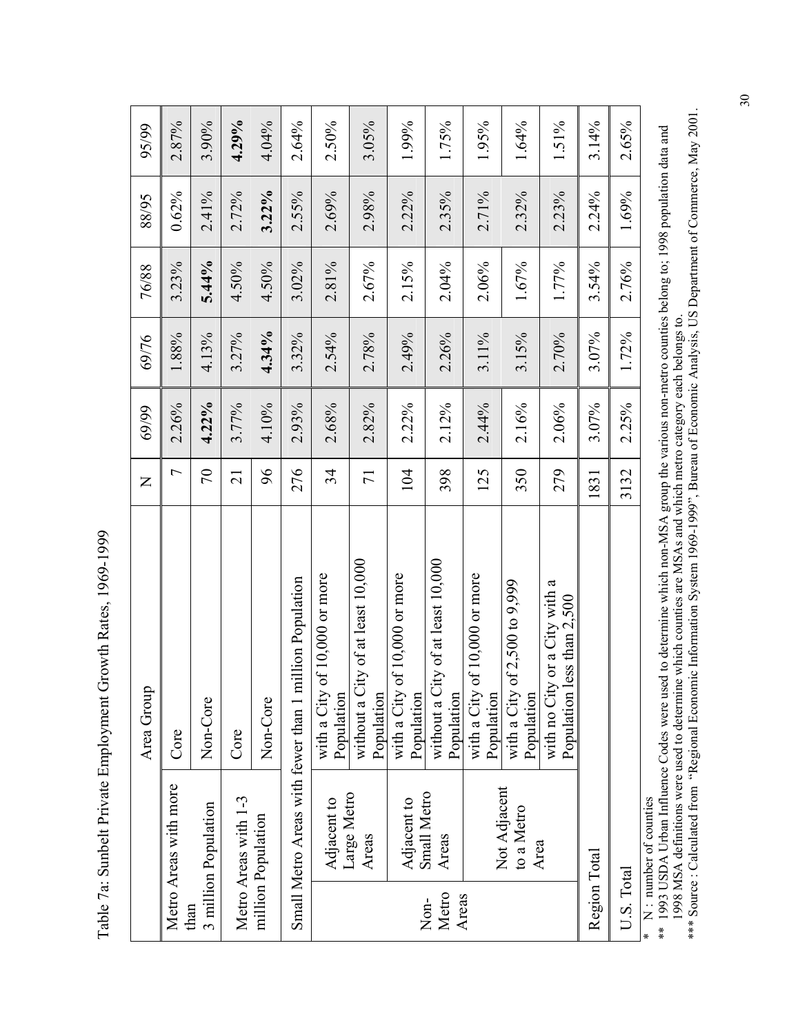Table 7a: Sunbelt Private Employment Growth Rates, 1969-1999

| | | Area Group | N | 69/99 | 69/76 | 76/88 | 88/95 | 95/99 |
|---|---|---|---|---|---|---|---|---|
| Metro Areas with more than 3 million Population | | Core | 7 | 2.26% | 1.88% | 3.23% | 0.62% | 2.87% |
| | | Non-Core | 70 | **4.22%** | 4.13% | **5.44%** | 2.41% | 3.90% |
| Metro Areas with 1-3 million Population | | Core | 21 | 3.77% | 3.27% | 4.50% | 2.72% | **4.29%** |
| | | Non-Core | 96 | 4.10% | **4.34%** | 4.50% | **3.22%** | 4.04% |
| Small Metro Areas with fewer than 1 million Population | | | 276 | 2.93% | 3.32% | 3.02% | 2.55% | 2.64% |
| Non-Metro Areas | Adjacent to Large Metro Areas | with a City of 10,000 or more Population | 34 | 2.68% | 2.54% | 2.81% | 2.69% | 2.50% |
| | | without a City of at least 10,000 Population | 71 | 2.82% | 2.78% | 2.67% | 2.98% | 3.05% |
| | Adjacent to Small Metro Areas | with a City of 10,000 or more Population | 104 | 2.22% | 2.49% | 2.15% | 2.22% | 1.99% |
| | | without a City of at least 10,000 Population | 398 | 2.12% | 2.26% | 2.04% | 2.35% | 1.75% |
| | Not Adjacent to a Metro Area | with a City of 10,000 or more Population | 125 | 2.44% | 3.11% | 2.06% | 2.71% | 1.95% |
| | | with a City of 2,500 to 9,999 Population | 350 | 2.16% | 3.15% | 1.67% | 2.32% | 1.64% |
| | | with no City or a City with a Population less than 2,500 | 279 | 2.06% | 2.70% | 1.77% | 2.23% | 1.51% |
| Region Total | | | 1831 | 3.07% | 3.07% | 3.54% | 2.24% | 3.14% |
| U.S. Total | | | 3132 | 2.25% | 1.72% | 2.76% | 1.69% | 2.65% |

\* N : number of counties

** 1993 USDA Urban Influence Codes were used to determine which non-MSA group the various non-metro counties belong to; 1998 population data and 1998 MSA definitions were used to determine which counties are MSAs and which metro category each belongs to.

*** Source : Calculated from "Regional Economic Information System 1969-1999", Bureau of Economic Analysis, US Department of Commerce, May 2001.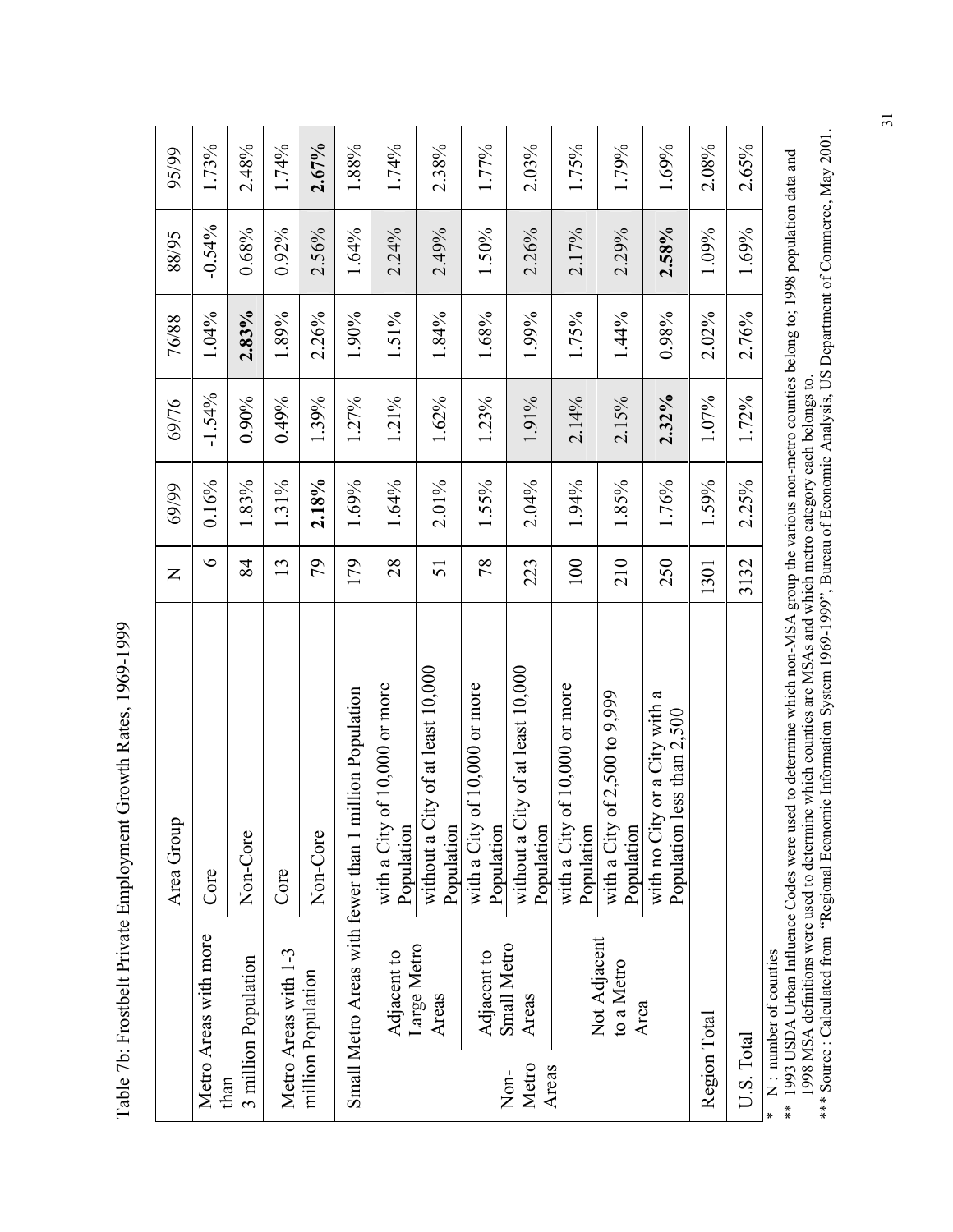Table 7b: Frostbelt Private Employment Growth Rates, 1969-1999

| Area Group | | | N | 69/99 | 69/76 | 76/88 | 88/95 | 95/99 |
|---|---|---|---|---|---|---|---|---|
| Metro Areas with more than 3 million Population | | Core | 6 | 0.16% | -1.54% | 1.04% | -0.54% | 1.73% |
| | | Non-Core | 84 | 1.83% | 0.90% | **2.83%** | 0.68% | 2.48% |
| Metro Areas with 1-3 million Population | | Core | 13 | 1.31% | 0.49% | 1.89% | 0.92% | 1.74% |
| | | Non-Core | 79 | **2.18%** | 1.39% | 2.26% | 2.56% | **2.67%** |
| Small Metro Areas with fewer than 1 million Population | | | 179 | 1.69% | 1.27% | 1.90% | 1.64% | 1.88% |
| Non-Metro Areas | Adjacent to Large Metro Areas | with a City of 10,000 or more Population | 28 | 1.64% | 1.21% | 1.51% | 2.24% | 1.74% |
| | | without a City of at least 10,000 Population | 51 | 2.01% | 1.62% | 1.84% | 2.49% | 2.38% |
| | Adjacent to Small Metro Areas | with a City of 10,000 or more Population | 78 | 1.55% | 1.23% | 1.68% | 1.50% | 1.77% |
| | | without a City of at least 10,000 Population | 223 | 2.04% | 1.91% | 1.99% | 2.26% | 2.03% |
| | Not Adjacent to a Metro Area | with a City of 10,000 or more Population | 100 | 1.94% | 2.14% | 1.75% | 2.17% | 1.75% |
| | | with a City of 2,500 to 9,999 Population | 210 | 1.85% | 2.15% | 1.44% | 2.29% | 1.79% |
| | | with no City or a City with a Population less than 2,500 | 250 | 1.76% | **2.32%** | 0.98% | **2.58%** | 1.69% |
| Region Total | | | 1301 | 1.59% | 1.07% | 2.02% | 1.09% | 2.08% |
| U.S. Total | | | 3132 | 2.25% | 1.72% | 2.76% | 1.69% | 2.65% |

\* N : number of counties

\*\* 1993 USDA Urban Influence Codes were used to determine which non-MSA group the various non-metro counties belong to; 1998 population data and 1998 MSA definitions were used to determine which counties are MSAs and which metro category each belongs to.

\*\*\* Source : Calculated from "Regional Economic Information System 1969-1999", Bureau of Economic Analysis, US Department of Commerce, May 2001.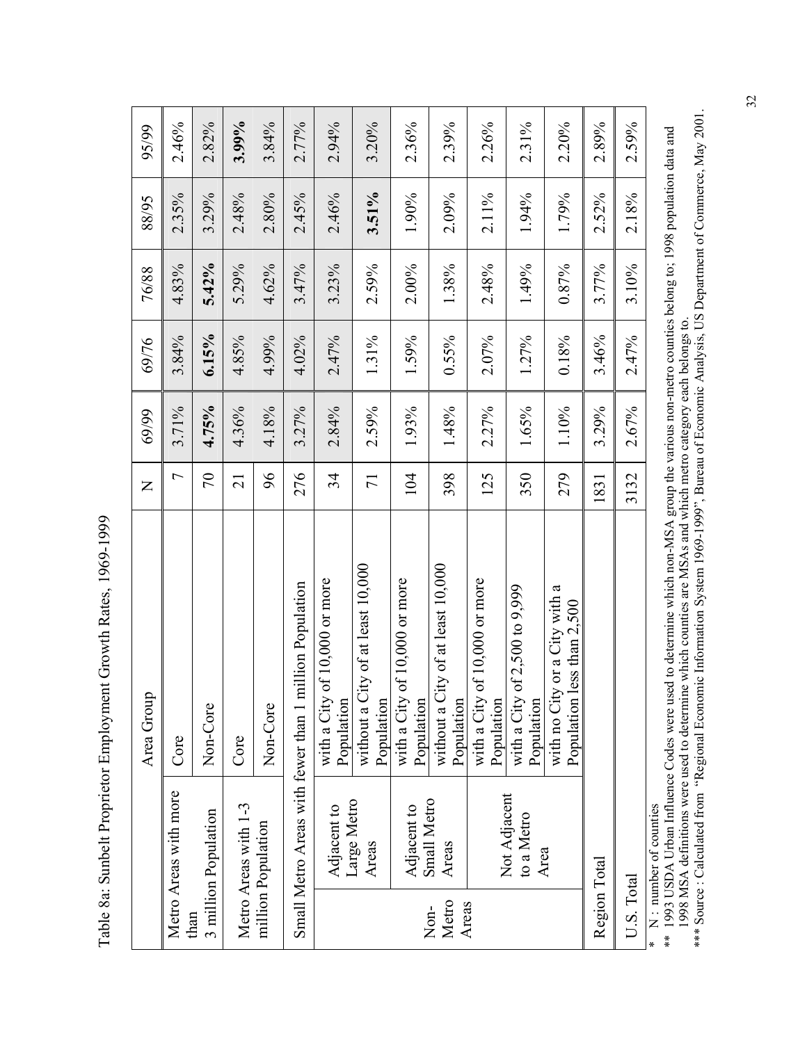Table 8a: Sunbelt Proprietor Employment Growth Rates, 1969-1999

| | | Area Group | N | 69/99 | 69/76 | 76/88 | 88/95 | 95/99 |
|---|---|---|---|---|---|---|---|---|
| Metro Areas with more than 3 million Population | | Core | 7 | 3.71% | 3.84% | 4.83% | 2.35% | 2.46% |
| | | Non-Core | 70 | **4.75%** | **6.15%** | **5.42%** | 3.29% | 2.82% |
| Metro Areas with 1-3 million Population | | Core | 21 | 4.36% | 4.85% | 5.29% | 2.48% | **3.99%** |
| | | Non-Core | 96 | 4.18% | 4.99% | 4.62% | 2.80% | 3.84% |
| Small Metro Areas with fewer than 1 million Population | | | 276 | 3.27% | 4.02% | 3.47% | 2.45% | 2.77% |
| Non-Metro Areas | Adjacent to Large Metro Areas | with a City of 10,000 or more Population | 34 | 2.84% | 2.47% | 3.23% | 2.46% | 2.94% |
| | | without a City of at least 10,000 Population | 71 | 2.59% | 1.31% | 2.59% | **3.51%** | 3.20% |
| | Adjacent to Small Metro Areas | with a City of 10,000 or more Population | 104 | 1.93% | 1.59% | 2.00% | 1.90% | 2.36% |
| | | without a City of at least 10,000 Population | 398 | 1.48% | 0.55% | 1.38% | 2.09% | 2.39% |
| | Not Adjacent to a Metro Area | with a City of 10,000 or more Population | 125 | 2.27% | 2.07% | 2.48% | 2.11% | 2.26% |
| | | with a City of 2,500 to 9,999 Population | 350 | 1.65% | 1.27% | 1.49% | 1.94% | 2.31% |
| | | with no City or a City with a Population less than 2,500 | 279 | 1.10% | 0.18% | 0.87% | 1.79% | 2.20% |
| Region Total | | | 1831 | 3.29% | 3.46% | 3.77% | 2.52% | 2.89% |
| U.S. Total | | | 3132 | 2.67% | 2.47% | 3.10% | 2.18% | 2.59% |

\* N : number of counties

\*\* 1993 USDA Urban Influence Codes were used to determine which non-MSA group the various non-metro counties belong to; 1998 population data and 1998 MSA definitions were used to determine which counties are MSAs and which metro category each belongs to.

\*\*\* Source : Calculated from "Regional Economic Information System 1969-1999", Bureau of Economic Analysis, US Department of Commerce, May 2001.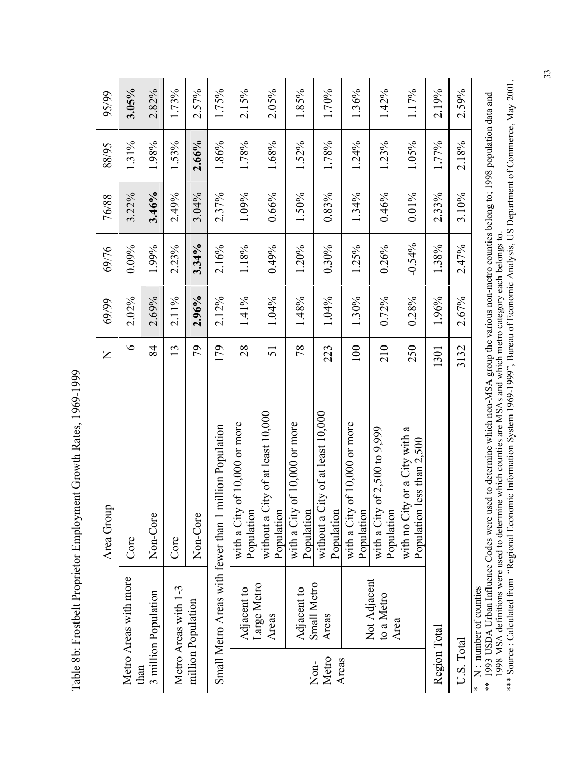Table 8b: Frostbelt Proprietor Employment Growth Rates, 1969-1999

| | | Area Group | N | 69/99 | 69/76 | 76/88 | 88/95 | 95/99 |
|---|---|---|---|---|---|---|---|---|
| Metro Areas with more than 3 million Population | | Core | 6 | 2.02% | 0.09% | 3.22% | 1.31% | **3.05%** |
| | | Non-Core | 84 | 2.69% | 1.99% | **3.46%** | 1.98% | 2.82% |
| Metro Areas with 1-3 million Population | | Core | 13 | 2.11% | 2.23% | 2.49% | 1.53% | 1.73% |
| | | Non-Core | 79 | **2.96%** | **3.34%** | 3.04% | **2.66%** | 2.57% |
| Small Metro Areas with fewer than 1 million Population | | | 179 | 2.12% | 2.16% | 2.37% | 1.86% | 1.75% |
| Non-Metro Areas | Adjacent to Large Metro Areas | with a City of 10,000 or more Population | 28 | 1.41% | 1.18% | 1.09% | 1.78% | 2.15% |
| | | without a City of at least 10,000 Population | 51 | 1.04% | 0.49% | 0.66% | 1.68% | 2.05% |
| | Adjacent to Small Metro Areas | with a City of 10,000 or more Population | 78 | 1.48% | 1.20% | 1.50% | 1.52% | 1.85% |
| | | without a City of at least 10,000 Population | 223 | 1.04% | 0.30% | 0.83% | 1.78% | 1.70% |
| | Not Adjacent to a Metro Area | with a City of 10,000 or more Population | 100 | 1.30% | 1.25% | 1.34% | 1.24% | 1.36% |
| | | with a City of 2,500 to 9,999 Population | 210 | 0.72% | 0.26% | 0.46% | 1.23% | 1.42% |
| | | with no City or a City with a Population less than 2,500 | 250 | 0.28% | -0.54% | 0.01% | 1.05% | 1.17% |
| Region Total | | | 1301 | 1.96% | 1.38% | 2.33% | 1.77% | 2.19% |
| U.S. Total | | | 3132 | 2.67% | 2.47% | 3.10% | 2.18% | 2.59% |

\* N : number of counties

\*\* 1993 USDA Urban Influence Codes were used to determine which non-MSA group the various non-metro counties belong to; 1998 population data and 1998 MSA definitions were used to determine which counties are MSAs and which metro category each belongs to.

\*\*\* Source : Calculated from "Regional Economic Information System 1969-1999", Bureau of Economic Analysis, US Department of Commerce, May 2001.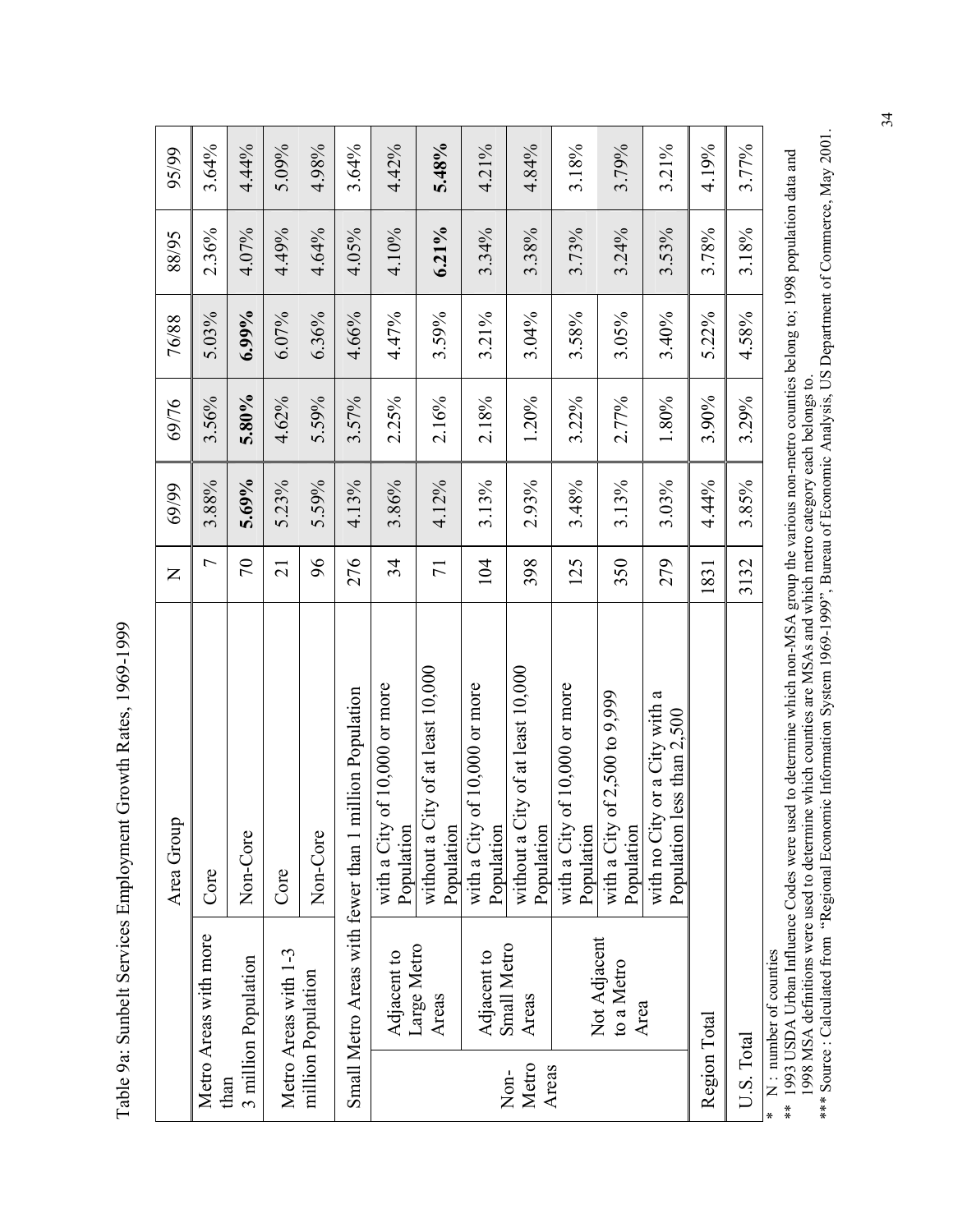Table 9a: Sunbelt Services Employment Growth Rates, 1969-1999

| | | Area Group | N | 69/99 | 69/76 | 76/88 | 88/95 | 95/99 |
|---|---|---|---|---|---|---|---|---|
| Metro Areas with more than 3 million Population | | Core | 7 | 3.88% | 3.56% | 5.03% | 2.36% | 3.64% |
| | | Non-Core | 70 | **5.69%** | **5.80%** | **6.99%** | 4.07% | 4.44% |
| Metro Areas with 1-3 million Population | | Core | 21 | 5.23% | 4.62% | 6.07% | 4.49% | 5.09% |
| | | Non-Core | 96 | 5.59% | 5.59% | 6.36% | 4.64% | 4.98% |
| Small Metro Areas with fewer than 1 million Population | | | 276 | 4.13% | 3.57% | 4.66% | 4.05% | 3.64% |
| Non-Metro Areas | Adjacent to Large Metro Areas | with a City of 10,000 or more Population | 34 | 3.86% | 2.25% | 4.47% | 4.10% | 4.42% |
| | | without a City of at least 10,000 Population | 71 | 4.12% | 2.16% | 3.59% | **6.21%** | **5.48%** |
| | Adjacent to Small Metro Areas | with a City of 10,000 or more Population | 104 | 3.13% | 2.18% | 3.21% | 3.34% | 4.21% |
| | | without a City of at least 10,000 Population | 398 | 2.93% | 1.20% | 3.04% | 3.38% | 4.84% |
| | Not Adjacent to a Metro Area | with a City of 10,000 or more Population | 125 | 3.48% | 3.22% | 3.58% | 3.73% | 3.18% |
| | | with a City of 2,500 to 9,999 Population | 350 | 3.13% | 2.77% | 3.05% | 3.24% | 3.79% |
| | | with no City or a City with a Population less than 2,500 | 279 | 3.03% | 1.80% | 3.40% | 3.53% | 3.21% |
| Region Total | | | 1831 | 4.44% | 3.90% | 5.22% | 3.78% | 4.19% |
| U.S. Total | | | 3132 | 3.85% | 3.29% | 4.58% | 3.18% | 3.77% |

\* N : number of counties

\*\* 1993 USDA Urban Influence Codes were used to determine which non-MSA group the various non-metro counties belong to; 1998 population data and 1998 MSA definitions were used to determine which counties are MSAs and which metro category each belongs to.

\*\*\* Source : Calculated from "Regional Economic Information System 1969-1999", Bureau of Economic Analysis, US Department of Commerce, May 2001.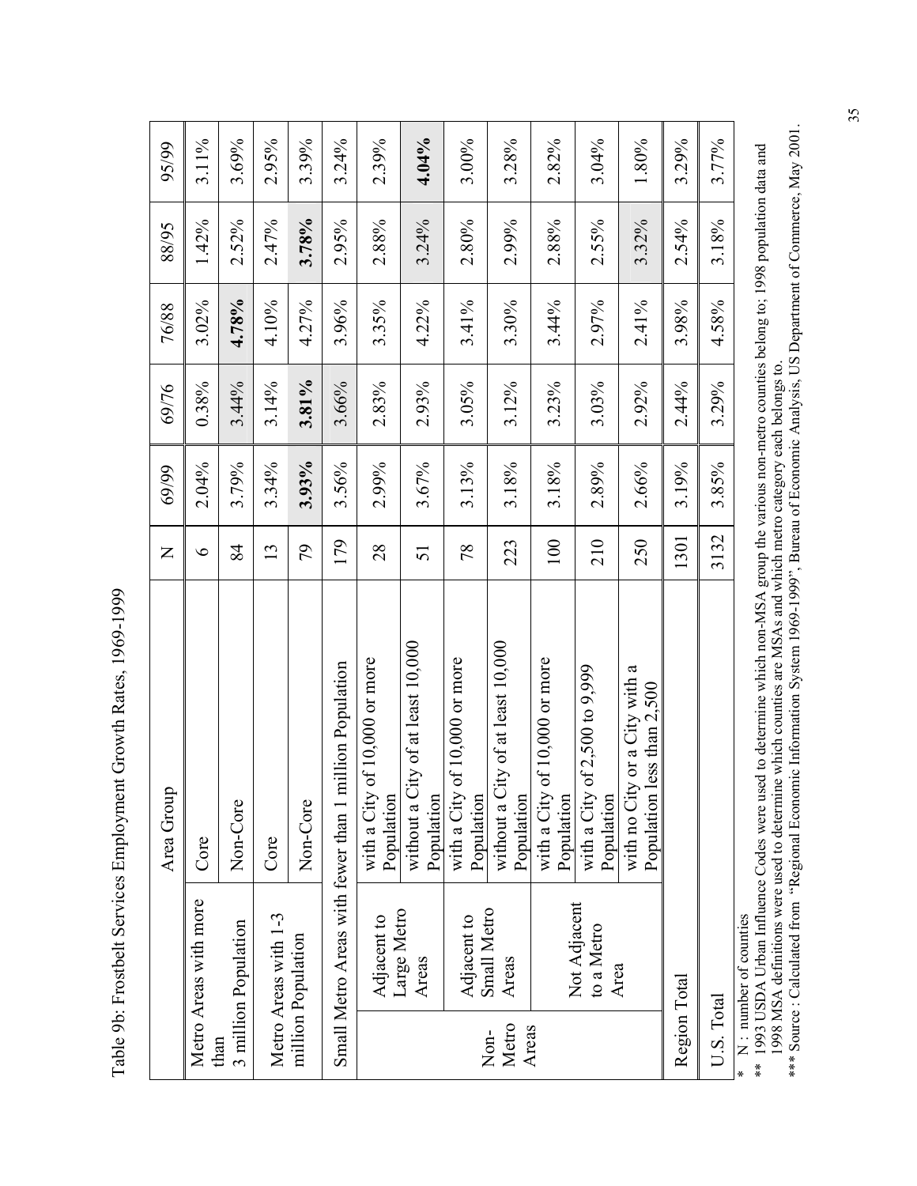Table 9b: Frostbelt Services Employment Growth Rates, 1969-1999

| | | Area Group | N | 69/99 | 69/76 | 76/88 | 88/95 | 95/99 |
|---|---|---|---|---|---|---|---|---|
| Metro Areas with more than 3 million Population | | Core | 6 | 2.04% | 0.38% | 3.02% | 1.42% | 3.11% |
| | | Non-Core | 84 | 3.79% | 3.44% | **4.78%** | 2.52% | 3.69% |
| Metro Areas with 1-3 million Population | | Core | 13 | 3.34% | 3.14% | 4.10% | 2.47% | 2.95% |
| | | Non-Core | 79 | **3.93%** | **3.81%** | 4.27% | **3.78%** | 3.39% |
| Small Metro Areas with fewer than 1 million Population | | | 179 | 3.56% | 3.66% | 3.96% | 2.95% | 3.24% |
| Non-Metro Areas | Adjacent to Large Metro Areas | with a City of 10,000 or more Population | 28 | 2.99% | 2.83% | 3.35% | 2.88% | 2.39% |
| | | without a City of at least 10,000 Population | 51 | 3.67% | 2.93% | 4.22% | 3.24% | **4.04%** |
| | Adjacent to Small Metro Areas | with a City of 10,000 or more Population | 78 | 3.13% | 3.05% | 3.41% | 2.80% | 3.00% |
| | | without a City of at least 10,000 Population | 223 | 3.18% | 3.12% | 3.30% | 2.99% | 3.28% |
| | Not Adjacent to a Metro Area | with a City of 10,000 or more Population | 100 | 3.18% | 3.23% | 3.44% | 2.88% | 2.82% |
| | | with a City of 2,500 to 9,999 Population | 210 | 2.89% | 3.03% | 2.97% | 2.55% | 3.04% |
| | | with no City or a City with a Population less than 2,500 | 250 | 2.66% | 2.92% | 2.41% | 3.32% | 1.80% |
| Region Total | | | 1301 | 3.19% | 2.44% | 3.98% | 2.54% | 3.29% |
| U.S. Total | | | 3132 | 3.85% | 3.29% | 4.58% | 3.18% | 3.77% |

\* N : number of counties

** 1993 USDA Urban Influence Codes were used to determine which non-MSA group the various non-metro counties belong to; 1998 population data and 1998 MSA definitions were used to determine which counties are MSAs and which metro category each belongs to.

*** Source : Calculated from "Regional Economic Information System 1969-1999", Bureau of Economic Analysis, US Department of Commerce, May 2001.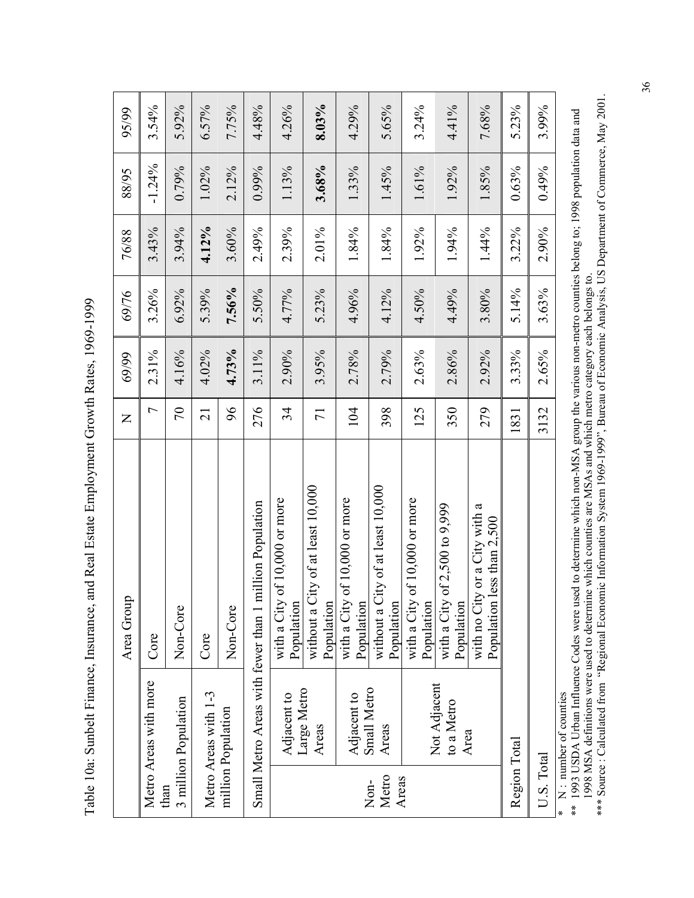Table 10a: Sunbelt Finance, Insurance, and Real Estate Employment Growth Rates, 1969-1999

| | | Area Group | N | 69/99 | 69/76 | 76/88 | 88/95 | 95/99 |
|---|---|---|---|---|---|---|---|---|
| Metro Areas with more than 3 million Population | | Core | 7 | 2.31% | 3.26% | 3.43% | -1.24% | 3.54% |
| | | Non-Core | 70 | 4.16% | 6.92% | 3.94% | 0.79% | 5.92% |
| Metro Areas with 1-3 million Population | | Core | 21 | 4.02% | 5.39% | **4.12%** | 1.02% | 6.57% |
| | | Non-Core | 96 | **4.73%** | **7.56%** | 3.60% | 2.12% | 7.75% |
| Small Metro Areas with fewer than 1 million Population | | | 276 | 3.11% | 5.50% | 2.49% | 0.99% | 4.48% |
| Non-Metro Areas | Adjacent to Large Metro Areas | with a City of 10,000 or more Population | 34 | 2.90% | 4.77% | 2.39% | 1.13% | 4.26% |
| | | without a City of at least 10,000 Population | 71 | 3.95% | 5.23% | 2.01% | **3.68%** | **8.03%** |
| | Adjacent to Small Metro Areas | with a City of 10,000 or more Population | 104 | 2.78% | 4.96% | 1.84% | 1.33% | 4.29% |
| | | without a City of at least 10,000 Population | 398 | 2.79% | 4.12% | 1.84% | 1.45% | 5.65% |
| | Not Adjacent to a Metro Area | with a City of 10,000 or more Population | 125 | 2.63% | 4.50% | 1.92% | 1.61% | 3.24% |
| | | with a City of 2,500 to 9,999 Population | 350 | 2.86% | 4.49% | 1.94% | 1.92% | 4.41% |
| | | with no City or a City with a Population less than 2,500 | 279 | 2.92% | 3.80% | 1.44% | 1.85% | 7.68% |
| Region Total | | | 1831 | 3.33% | 5.14% | 3.22% | 0.63% | 5.23% |
| U.S. Total | | | 3132 | 2.65% | 3.63% | 2.90% | 0.49% | 3.99% |

\* N : number of counties

\*\* 1993 USDA Urban Influence Codes were used to determine which non-MSA group the various non-metro counties belong to; 1998 population data and 1998 MSA definitions were used to determine which counties are MSAs and which metro category each belongs to.

\*\*\* Source : Calculated from "Regional Economic Information System 1969-1999", Bureau of Economic Analysis, US Department of Commerce, May 2001.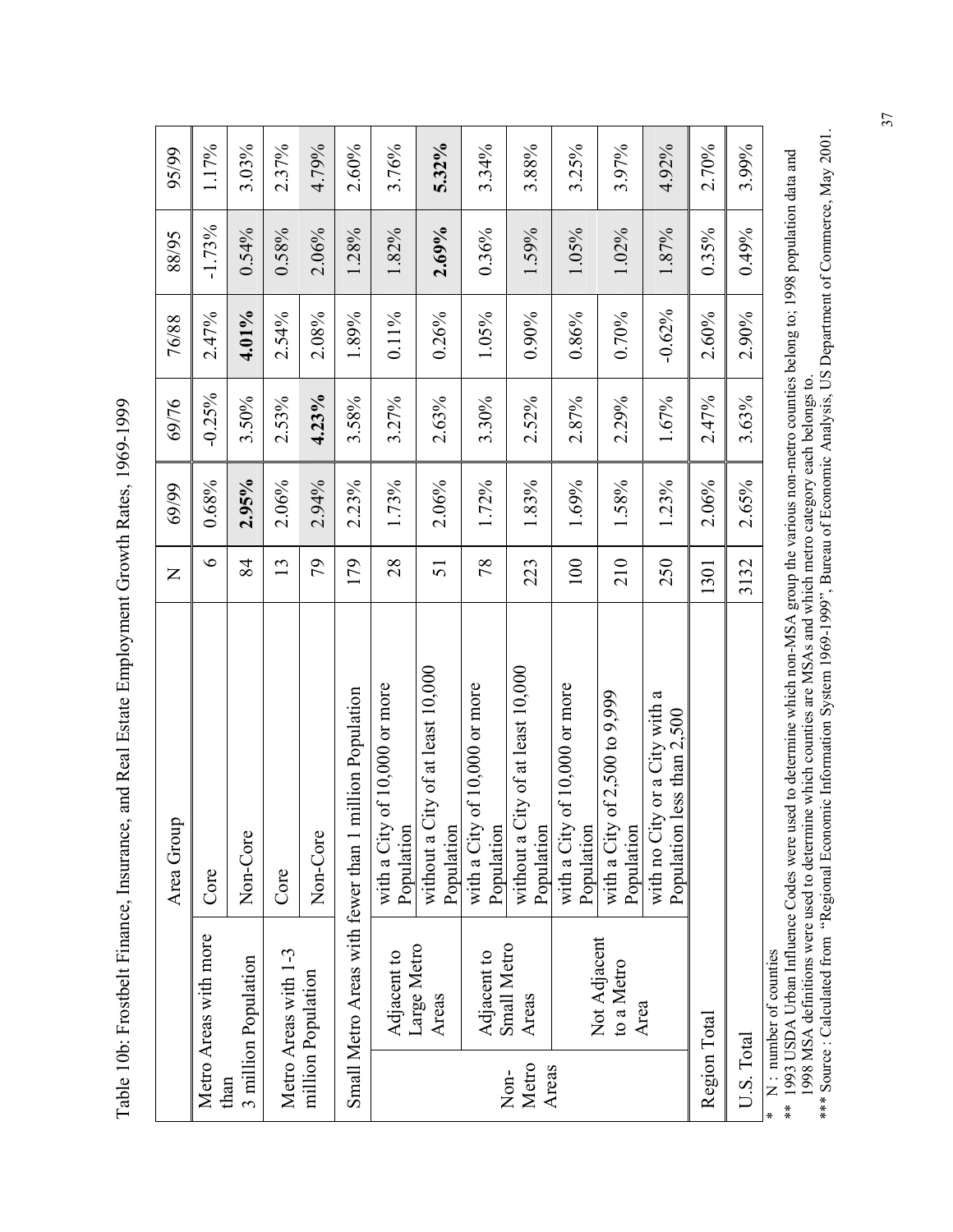Table 10b: Frostbelt Finance, Insurance, and Real Estate Employment Growth Rates, 1969-1999

| | | Area Group | N | 69/99 | 69/76 | 76/88 | 88/95 | 95/99 |
|---|---|---|---|---|---|---|---|---|
| Metro Areas with more than 3 million Population | | Core | 6 | 0.68% | -0.25% | 2.47% | -1.73% | 1.17% |
| | | Non-Core | 84 | **2.95%** | 3.50% | **4.01%** | 0.54% | 3.03% |
| Metro Areas with 1-3 million Population | | Core | 13 | 2.06% | 2.53% | 2.54% | 0.58% | 2.37% |
| | | Non-Core | 79 | 2.94% | **4.23%** | 2.08% | 2.06% | 4.79% |
| Small Metro Areas with fewer than 1 million Population | | | 179 | 2.23% | 3.58% | 1.89% | 1.28% | 2.60% |
| Non-Metro Areas | Adjacent to Large Metro Areas | with a City of 10,000 or more Population | 28 | 1.73% | 3.27% | 0.11% | 1.82% | 3.76% |
| | | without a City of at least 10,000 Population | 51 | 2.06% | 2.63% | 0.26% | **2.69%** | **5.32%** |
| | Adjacent to Small Metro Areas | with a City of 10,000 or more Population | 78 | 1.72% | 3.30% | 1.05% | 0.36% | 3.34% |
| | | without a City of at least 10,000 Population | 223 | 1.83% | 2.52% | 0.90% | 1.59% | 3.88% |
| | Not Adjacent to a Metro Area | with a City of 10,000 or more Population | 100 | 1.69% | 2.87% | 0.86% | 1.05% | 3.25% |
| | | with a City of 2,500 to 9,999 Population | 210 | 1.58% | 2.29% | 0.70% | 1.02% | 3.97% |
| | | with no City or a City with a Population less than 2,500 | 250 | 1.23% | 1.67% | -0.62% | 1.87% | 4.92% |
| Region Total | | | 1301 | 2.06% | 2.47% | 2.60% | 0.35% | 2.70% |
| U.S. Total | | | 3132 | 2.65% | 3.63% | 2.90% | 0.49% | 3.99% |

\* N : number of counties

** 1993 USDA Urban Influence Codes were used to determine which non-MSA group the various non-metro counties belong to; 1998 population data and 1998 MSA definitions were used to determine which counties are MSAs and which metro category each belongs to.

*** Source : Calculated from "Regional Economic Information System 1969-1999", Bureau of Economic Analysis, US Department of Commerce, May 2001.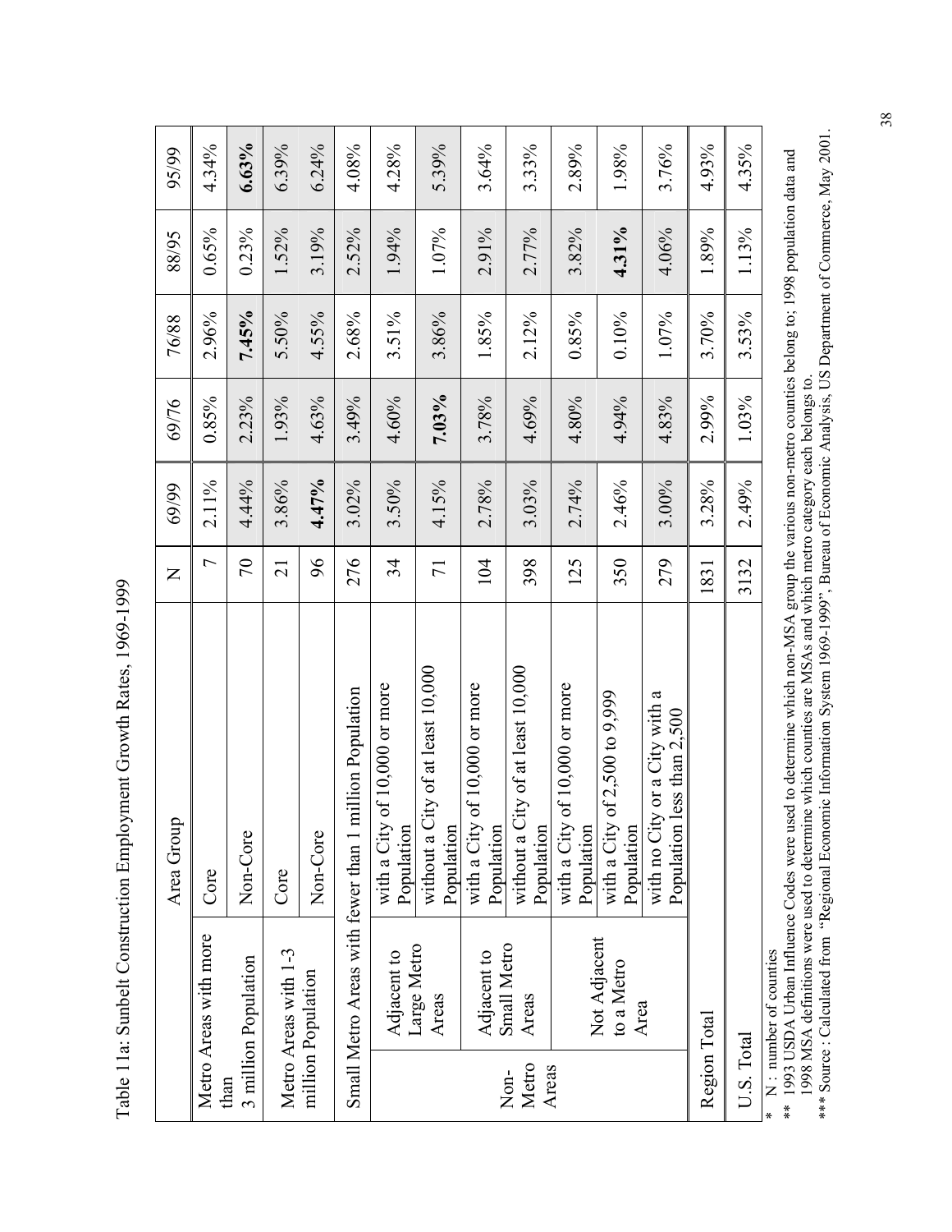Table 11a: Sunbelt Construction Employment Growth Rates, 1969-1999

| | | Area Group | N | 69/99 | 69/76 | 76/88 | 88/95 | 95/99 |
|---|---|---|---|---|---|---|---|---|
| Metro Areas with more than 3 million Population | | Core | 7 | 2.11% | 0.85% | 2.96% | 0.65% | 4.34% |
| | | Non-Core | 70 | 4.44% | 2.23% | **7.45%** | 0.23% | **6.63%** |
| Metro Areas with 1-3 million Population | | Core | 21 | 3.86% | 1.93% | 5.50% | 1.52% | 6.39% |
| | | Non-Core | 96 | **4.47%** | 4.63% | 4.55% | 3.19% | 6.24% |
| Small Metro Areas with fewer than 1 million Population | | | 276 | 3.02% | 3.49% | 2.68% | 2.52% | 4.08% |
| Non-Metro Areas | Adjacent to Large Metro Areas | with a City of 10,000 or more Population | 34 | 3.50% | 4.60% | 3.51% | 1.94% | 4.28% |
| | | without a City of at least 10,000 Population | 71 | 4.15% | **7.03%** | 3.86% | 1.07% | 5.39% |
| | Adjacent to Small Metro Areas | with a City of 10,000 or more Population | 104 | 2.78% | 3.78% | 1.85% | 2.91% | 3.64% |
| | | without a City of at least 10,000 Population | 398 | 3.03% | 4.69% | 2.12% | 2.77% | 3.33% |
| | Not Adjacent to a Metro Area | with a City of 10,000 or more Population | 125 | 2.74% | 4.80% | 0.85% | 3.82% | 2.89% |
| | | with a City of 2,500 to 9,999 Population | 350 | 2.46% | 4.94% | 0.10% | **4.31%** | 1.98% |
| | | with no City or a City with a Population less than 2,500 | 279 | 3.00% | 4.83% | 1.07% | 4.06% | 3.76% |
| Region Total | | | 1831 | 3.28% | 2.99% | 3.70% | 1.89% | 4.93% |
| U.S. Total | | | 3132 | 2.49% | 1.03% | 3.53% | 1.13% | 4.35% |

\* N : number of counties

\*\* 1993 USDA Urban Influence Codes were used to determine which non-MSA group the various non-metro counties belong to; 1998 population data and 1998 MSA definitions were used to determine which counties are MSAs and which metro category each belongs to.

\*\*\* Source : Calculated from "Regional Economic Information System 1969-1999", Bureau of Economic Analysis, US Department of Commerce, May 2001.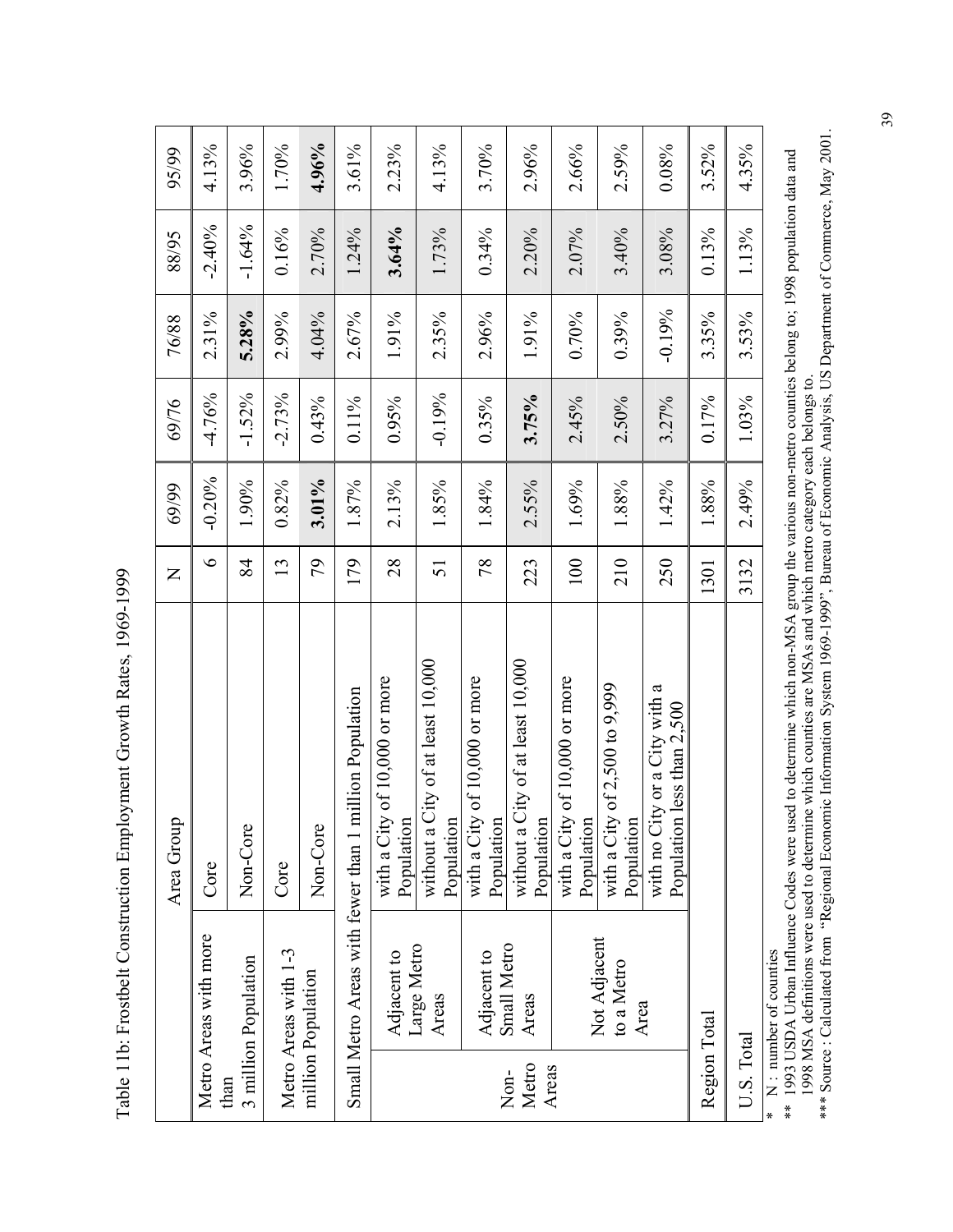Table 11b: Frostbelt Construction Employment Growth Rates, 1969-1999

| | | Area Group | N | 69/99 | 69/76 | 76/88 | 88/95 | 95/99 |
|---|---|---|---|---|---|---|---|---|
| Metro Areas with more than 3 million Population | | Core | 6 | -0.20% | -4.76% | 2.31% | -2.40% | 4.13% |
| | | Non-Core | 84 | 1.90% | -1.52% | **5.28%** | -1.64% | 3.96% |
| Metro Areas with 1-3 million Population | | Core | 13 | 0.82% | -2.73% | 2.99% | 0.16% | 1.70% |
| | | Non-Core | 79 | **3.01%** | 0.43% | 4.04% | 2.70% | **4.96%** |
| Small Metro Areas with fewer than 1 million Population | | | 179 | 1.87% | 0.11% | 2.67% | 1.24% | 3.61% |
| Non-Metro Areas | Adjacent to Large Metro Areas | with a City of 10,000 or more Population | 28 | 2.13% | 0.95% | 1.91% | **3.64%** | 2.23% |
| | | without a City of at least 10,000 Population | 51 | 1.85% | -0.19% | 2.35% | 1.73% | 4.13% |
| | Adjacent to Small Metro Areas | with a City of 10,000 or more Population | 78 | 1.84% | 0.35% | 2.96% | 0.34% | 3.70% |
| | | without a City of at least 10,000 Population | 223 | 2.55% | **3.75%** | 1.91% | 2.20% | 2.96% |
| | Not Adjacent to a Metro Area | with a City of 10,000 or more Population | 100 | 1.69% | 2.45% | 0.70% | 2.07% | 2.66% |
| | | with a City of 2,500 to 9,999 Population | 210 | 1.88% | 2.50% | 0.39% | 3.40% | 2.59% |
| | | with no City or a City with a Population less than 2,500 | 250 | 1.42% | 3.27% | -0.19% | 3.08% | 0.08% |
| Region Total | | | 1301 | 1.88% | 0.17% | 3.35% | 0.13% | 3.52% |
| U.S. Total | | | 3132 | 2.49% | 1.03% | 3.53% | 1.13% | 4.35% |

\* N : number of counties

\*\* 1993 USDA Urban Influence Codes were used to determine which non-MSA group the various non-metro counties belong to; 1998 population data and 1998 MSA definitions were used to determine which counties are MSAs and which metro category each belongs to.

\*\*\* Source : Calculated from "Regional Economic Information System 1969-1999", Bureau of Economic Analysis, US Department of Commerce, May 2001.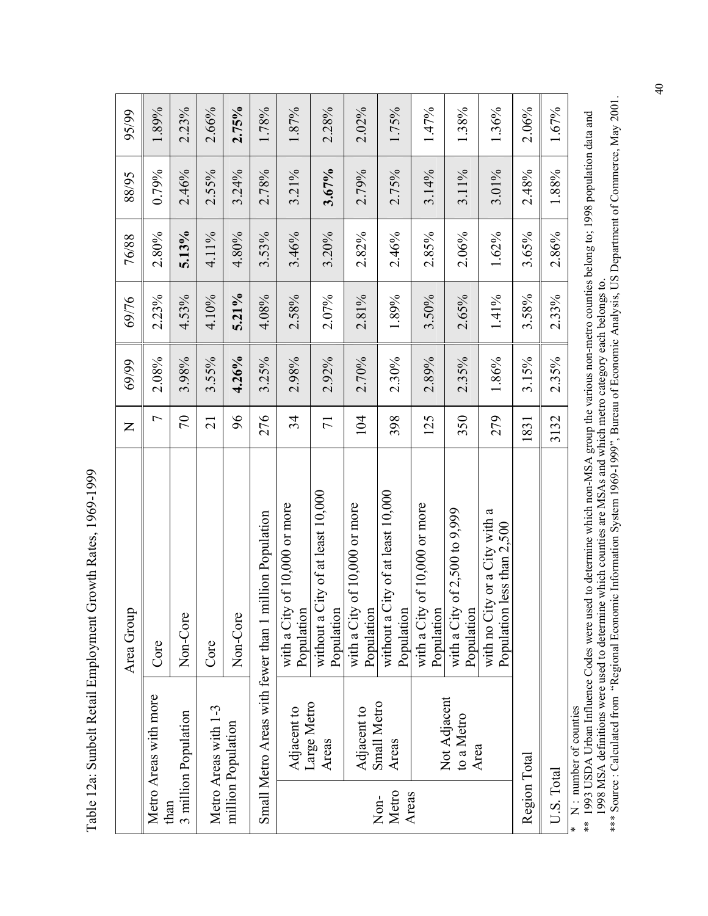Table 12a: Sunbelt Retail Employment Growth Rates, 1969-1999

| | | Area Group | N | 69/99 | 69/76 | 76/88 | 88/95 | 95/99 |
|---|---|---|---|---|---|---|---|---|
| Metro Areas with more than 3 million Population | | Core | 7 | 2.08% | 2.23% | 2.80% | 0.79% | 1.89% |
| | | Non-Core | 70 | 3.98% | 4.53% | **5.13%** | 2.46% | 2.23% |
| Metro Areas with 1-3 million Population | | Core | 21 | 3.55% | 4.10% | 4.11% | 2.55% | 2.66% |
| | | Non-Core | 96 | **4.26%** | **5.21%** | 4.80% | 3.24% | **2.75%** |
| Small Metro Areas with fewer than 1 million Population | | | 276 | 3.25% | 4.08% | 3.53% | 2.78% | 1.78% |
| Non-Metro Areas | Adjacent to Large Metro Areas | with a City of 10,000 or more Population | 34 | 2.98% | 2.58% | 3.46% | 3.21% | 1.87% |
| | | without a City of at least 10,000 Population | 71 | 2.92% | 2.07% | 3.20% | **3.67%** | 2.28% |
| | Adjacent to Small Metro Areas | with a City of 10,000 or more Population | 104 | 2.70% | 2.81% | 2.82% | 2.79% | 2.02% |
| | | without a City of at least 10,000 Population | 398 | 2.30% | 1.89% | 2.46% | 2.75% | 1.75% |
| | Not Adjacent to a Metro Area | with a City of 10,000 or more Population | 125 | 2.89% | 3.50% | 2.85% | 3.14% | 1.47% |
| | | with a City of 2,500 to 9,999 Population | 350 | 2.35% | 2.65% | 2.06% | 3.11% | 1.38% |
| | | with no City or a City with a Population less than 2,500 | 279 | 1.86% | 1.41% | 1.62% | 3.01% | 1.36% |
| Region Total | | | 1831 | 3.15% | 3.58% | 3.65% | 2.48% | 2.06% |
| U.S. Total | | | 3132 | 2.35% | 2.33% | 2.86% | 1.88% | 1.67% |

\* N : number of counties

\** 1993 USDA Urban Influence Codes were used to determine which non-MSA group the various non-metro counties belong to; 1998 population data and 1998 MSA definitions were used to determine which counties are MSAs and which metro category each belongs to.

\*** Source : Calculated from "Regional Economic Information System 1969-1999", Bureau of Economic Analysis, US Department of Commerce, May 2001.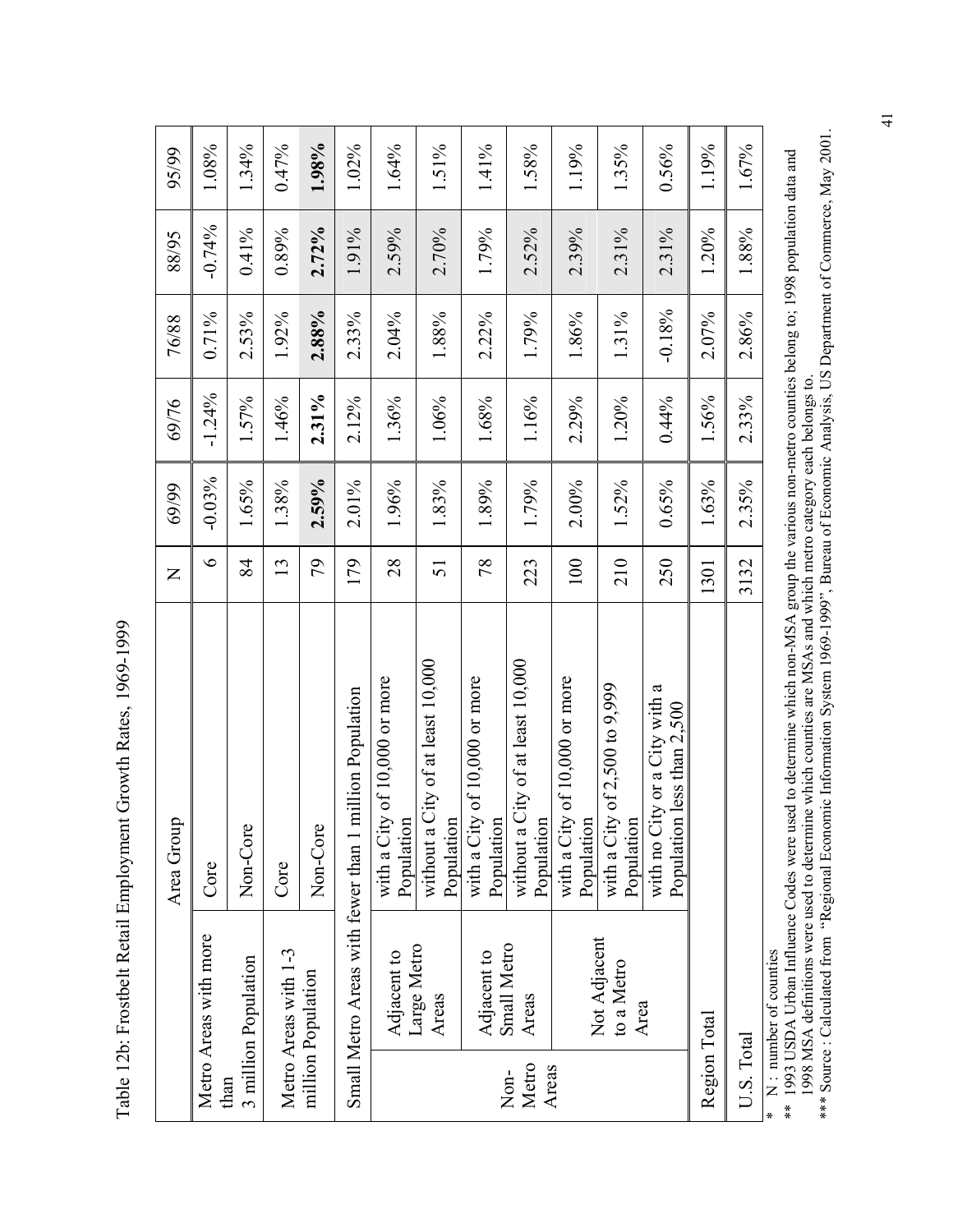Table 12b: Frostbelt Retail Employment Growth Rates, 1969-1999

| | | Area Group | N | 69/99 | 69/76 | 76/88 | 88/95 | 95/99 |
|---|---|---|---|---|---|---|---|---|
| Metro Areas with more than 3 million Population | | Core | 6 | -0.03% | -1.24% | 0.71% | -0.74% | 1.08% |
| | | Non-Core | 84 | 1.65% | 1.57% | 2.53% | 0.41% | 1.34% |
| Metro Areas with 1-3 million Population | | Core | 13 | 1.38% | 1.46% | 1.92% | 0.89% | 0.47% |
| | | Non-Core | 79 | **2.59%** | **2.31%** | **2.88%** | **2.72%** | **1.98%** |
| Small Metro Areas with fewer than 1 million Population | | | 179 | 2.01% | 2.12% | 2.33% | 1.91% | 1.02% |
| Non-Metro Areas | Adjacent to Large Metro Areas | with a City of 10,000 or more Population | 28 | 1.96% | 1.36% | 2.04% | 2.59% | 1.64% |
| | | without a City of at least 10,000 Population | 51 | 1.83% | 1.06% | 1.88% | 2.70% | 1.51% |
| | Adjacent to Small Metro Areas | with a City of 10,000 or more Population | 78 | 1.89% | 1.68% | 2.22% | 1.79% | 1.41% |
| | | without a City of at least 10,000 Population | 223 | 1.79% | 1.16% | 1.79% | 2.52% | 1.58% |
| | Not Adjacent to a Metro Area | with a City of 10,000 or more Population | 100 | 2.00% | 2.29% | 1.86% | 2.39% | 1.19% |
| | | with a City of 2,500 to 9,999 Population | 210 | 1.52% | 1.20% | 1.31% | 2.31% | 1.35% |
| | | with no City or a City with a Population less than 2,500 | 250 | 0.65% | 0.44% | -0.18% | 2.31% | 0.56% |
| Region Total | | | 1301 | 1.63% | 1.56% | 2.07% | 1.20% | 1.19% |
| U.S. Total | | | 3132 | 2.35% | 2.33% | 2.86% | 1.88% | 1.67% |

\* N : number of counties

** 1993 USDA Urban Influence Codes were used to determine which non-MSA group the various non-metro counties belong to; 1998 population data and 1998 MSA definitions were used to determine which counties are MSAs and which metro category each belongs to.

*** Source : Calculated from "Regional Economic Information System 1969-1999", Bureau of Economic Analysis, US Department of Commerce, May 2001.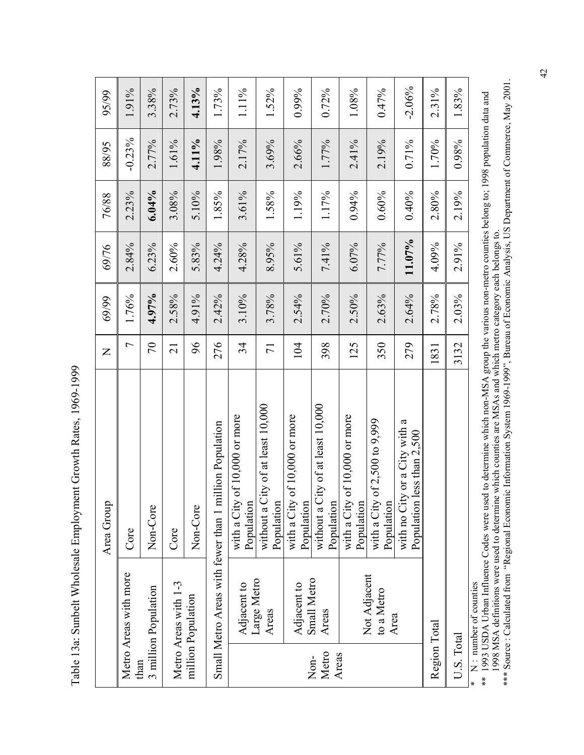Table 13a: Sunbelt Wholesale Employment Growth Rates, 1969-1999

| Area Group | | | N | 69/99 | 69/76 | 76/88 | 88/95 | 95/99 |
|---|---|---|---|---|---|---|---|---|
| Metro Areas with more than 3 million Population | | Core | 7 | 1.76% | 2.84% | 2.23% | -0.23% | 1.91% |
| | | Non-Core | 70 | **4.97%** | 6.23% | **6.04%** | 2.77% | 3.38% |
| Metro Areas with 1-3 million Population | | Core | 21 | 2.58% | 2.60% | 3.08% | 1.61% | 2.73% |
| | | Non-Core | 96 | 4.91% | 5.83% | 5.10% | **4.11%** | **4.13%** |
| Small Metro Areas with fewer than 1 million Population | | | 276 | 2.42% | 4.24% | 1.85% | 1.98% | 1.73% |
| Non-Metro Areas | Adjacent to Large Metro Areas | with a City of 10,000 or more Population | 34 | 3.10% | 4.28% | 3.61% | 2.17% | 1.11% |
| | | without a City of at least 10,000 Population | 71 | 3.78% | 8.95% | 1.58% | 3.69% | 1.52% |
| | Adjacent to Small Metro Areas | with a City of 10,000 or more Population | 104 | 2.54% | 5.61% | 1.19% | 2.66% | 0.99% |
| | | without a City of at least 10,000 Population | 398 | 2.70% | 7.41% | 1.17% | 1.77% | 0.72% |
| | Not Adjacent to a Metro Area | with a City of 10,000 or more Population | 125 | 2.50% | 6.07% | 0.94% | 2.41% | 1.08% |
| | | with a City of 2,500 to 9,999 Population | 350 | 2.63% | 7.77% | 0.60% | 2.19% | 0.47% |
| | | with no City or a City with a Population less than 2,500 | 279 | 2.64% | **11.07%** | 0.40% | 0.71% | -2.06% |
| Region Total | | | 1831 | 2.78% | 4.09% | 2.80% | 1.70% | 2.31% |
| U.S. Total | | | 3132 | 2.03% | 2.91% | 2.19% | 0.98% | 1.83% |

\* N : number of counties

\*\* 1993 USDA Urban Influence Codes were used to determine which non-MSA group the various non-metro counties belong to; 1998 population data and 1998 MSA definitions were used to determine which counties are MSAs and which metro category each belongs to.

\*\*\* Source : Calculated from "Regional Economic Information System 1969-1999", Bureau of Economic Analysis, US Department of Commerce, May 2001.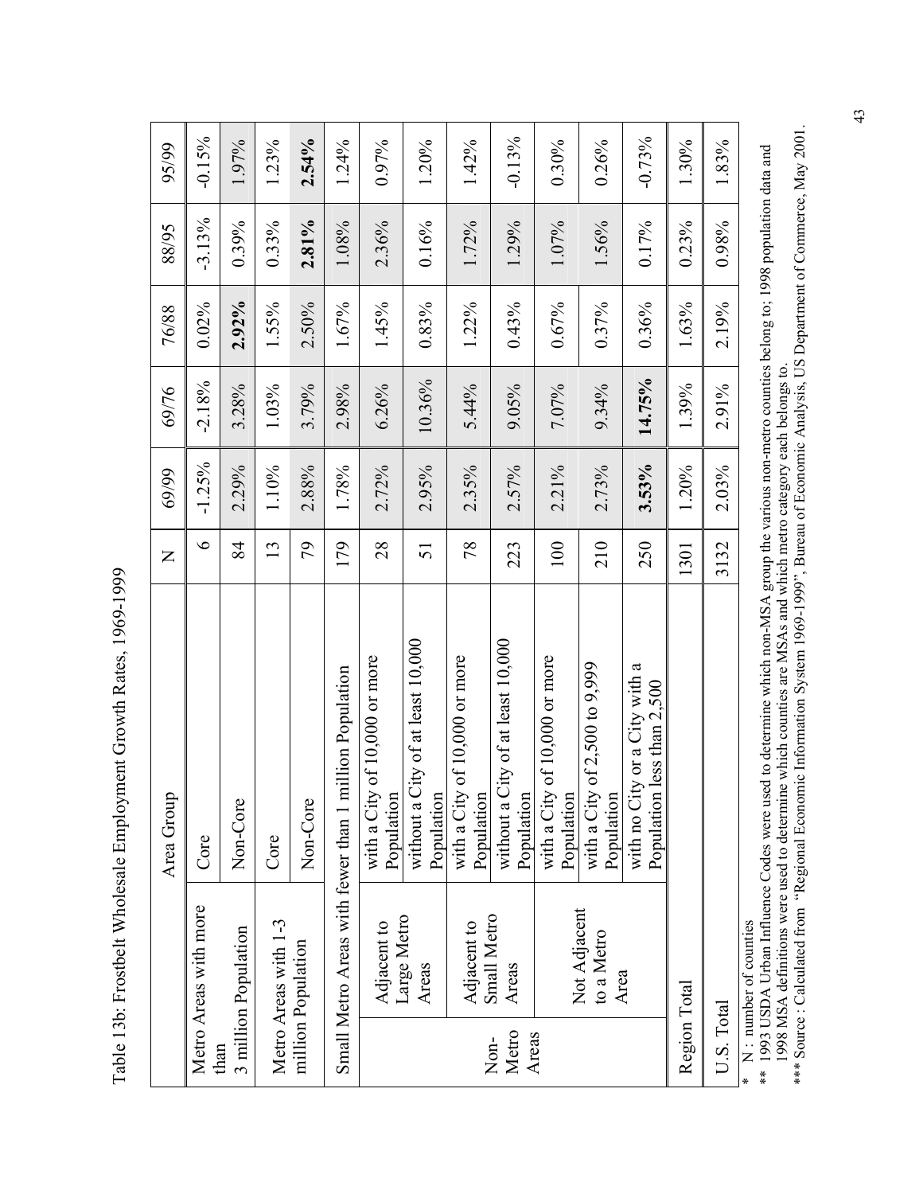Table 13b: Frostbelt Wholesale Employment Growth Rates, 1969-1999

| | | Area Group | N | 69/99 | 69/76 | 76/88 | 88/95 | 95/99 |
|---|---|---|---|---|---|---|---|---|
| Metro Areas with more than 3 million Population | | Core | 6 | -1.25% | -2.18% | 0.02% | -3.13% | -0.15% |
| | | Non-Core | 84 | 2.29% | 3.28% | **2.92%** | 0.39% | 1.97% |
| Metro Areas with 1-3 million Population | | Core | 13 | 1.10% | 1.03% | 1.55% | 0.33% | 1.23% |
| | | Non-Core | 79 | 2.88% | 3.79% | 2.50% | **2.81%** | **2.54%** |
| Small Metro Areas with fewer than 1 million Population | | | 179 | 1.78% | 2.98% | 1.67% | 1.08% | 1.24% |
| Non-Metro Areas | Adjacent to Large Metro Areas | with a City of 10,000 or more Population | 28 | 2.72% | 6.26% | 1.45% | 2.36% | 0.97% |
| | | without a City of at least 10,000 Population | 51 | 2.95% | 10.36% | 0.83% | 0.16% | 1.20% |
| | Adjacent to Small Metro Areas | with a City of 10,000 or more Population | 78 | 2.35% | 5.44% | 1.22% | 1.72% | 1.42% |
| | | without a City of at least 10,000 Population | 223 | 2.57% | 9.05% | 0.43% | 1.29% | -0.13% |
| | Not Adjacent to a Metro Area | with a City of 10,000 or more Population | 100 | 2.21% | 7.07% | 0.67% | 1.07% | 0.30% |
| | | with a City of 2,500 to 9,999 Population | 210 | 2.73% | 9.34% | 0.37% | 1.56% | 0.26% |
| | | with no City or a City with a Population less than 2,500 | 250 | **3.53%** | **14.75%** | 0.36% | 0.17% | -0.73% |
| Region Total | | | 1301 | 1.20% | 1.39% | 1.63% | 0.23% | 1.30% |
| U.S. Total | | | 3132 | 2.03% | 2.91% | 2.19% | 0.98% | 1.83% |

\* N : number of counties

\*\* 1993 USDA Urban Influence Codes were used to determine which non-MSA group the various non-metro counties belong to; 1998 population data and 1998 MSA definitions were used to determine which counties are MSAs and which metro category each belongs to.

\*\*\* Source : Calculated from "Regional Economic Information System 1969-1999", Bureau of Economic Analysis, US Department of Commerce, May 2001.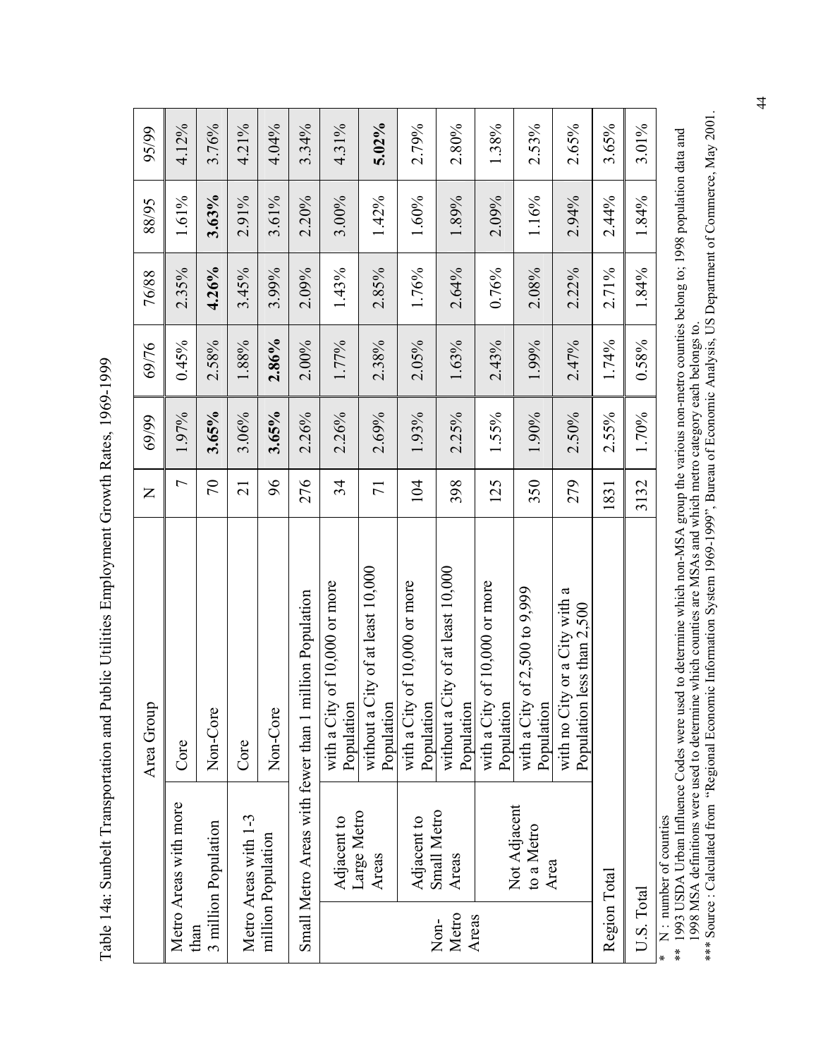Table 14a: Sunbelt Transportation and Public Utilities Employment Growth Rates, 1969-1999

| | | Area Group | N | 69/99 | 69/76 | 76/88 | 88/95 | 95/99 |
|---|---|---|---|---|---|---|---|---|
| Metro Areas with more than 3 million Population | | Core | 7 | 1.97% | 0.45% | 2.35% | 1.61% | 4.12% |
| | | Non-Core | 70 | **3.65%** | 2.58% | **4.26%** | **3.63%** | 3.76% |
| Metro Areas with 1-3 million Population | | Core | 21 | 3.06% | 1.88% | 3.45% | 2.91% | 4.21% |
| | | Non-Core | 96 | **3.65%** | **2.86%** | 3.99% | 3.61% | 4.04% |
| Small Metro Areas with fewer than 1 million Population | | | 276 | 2.26% | 2.00% | 2.09% | 2.20% | 3.34% |
| Non-Metro Areas | Adjacent to Large Metro Areas | with a City of 10,000 or more Population | 34 | 2.26% | 1.77% | 1.43% | 3.00% | 4.31% |
| | | without a City of at least 10,000 Population | 71 | 2.69% | 2.38% | 2.85% | 1.42% | **5.02%** |
| | Adjacent to Small Metro Areas | with a City of 10,000 or more Population | 104 | 1.93% | 2.05% | 1.76% | 1.60% | 2.79% |
| | | without a City of at least 10,000 Population | 398 | 2.25% | 1.63% | 2.64% | 1.89% | 2.80% |
| | Not Adjacent to a Metro Area | with a City of 10,000 or more Population | 125 | 1.55% | 2.43% | 0.76% | 2.09% | 1.38% |
| | | with a City of 2,500 to 9,999 Population | 350 | 1.90% | 1.99% | 2.08% | 1.16% | 2.53% |
| | | with no City or a City with a Population less than 2,500 | 279 | 2.50% | 2.47% | 2.22% | 2.94% | 2.65% |
| Region Total | | | 1831 | 2.55% | 1.74% | 2.71% | 2.44% | 3.65% |
| U.S. Total | | | 3132 | 1.70% | 0.58% | 1.84% | 1.84% | 3.01% |

\* N : number of counties

\*\* 1993 USDA Urban Influence Codes were used to determine which non-MSA group the various non-metro counties belong to; 1998 population data and 1998 MSA definitions were used to determine which counties are MSAs and which metro category each belongs to.

\*\*\* Source : Calculated from "Regional Economic Information System 1969-1999", Bureau of Economic Analysis, US Department of Commerce, May 2001.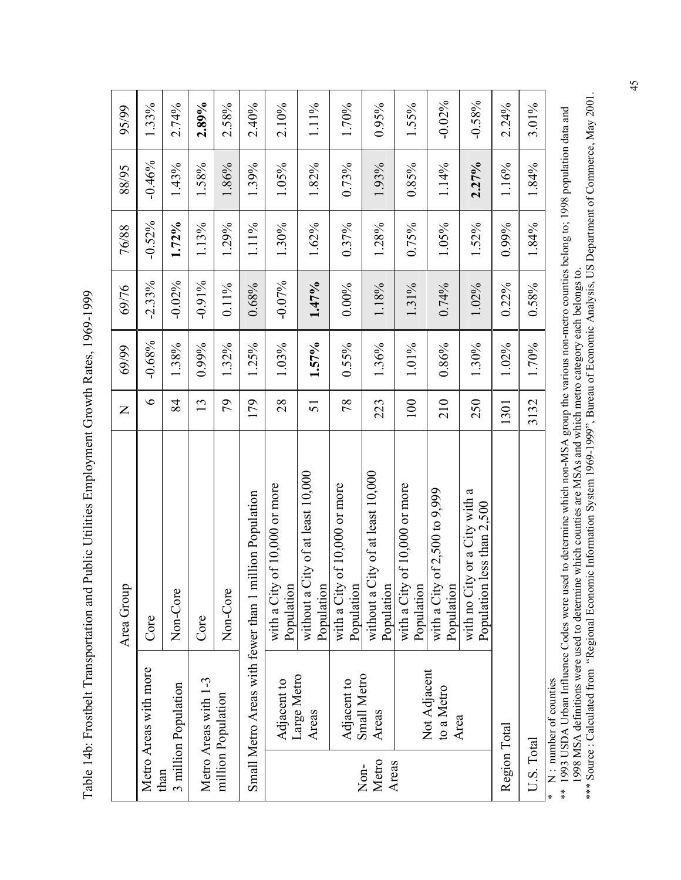Table 14b: Frostbelt Transportation and Public Utilities Employment Growth Rates, 1969-1999

| | | Area Group | N | 69/99 | 69/76 | 76/88 | 88/95 | 95/99 |
|---|---|---|---|---|---|---|---|---|
| Metro Areas with more than 3 million Population | | Core | 6 | -0.68% | -2.33% | -0.52% | -0.46% | 1.33% |
| | | Non-Core | 84 | 1.38% | -0.02% | **1.72%** | 1.43% | 2.74% |
| Metro Areas with 1-3 million Population | | Core | 13 | 0.99% | -0.91% | 1.13% | 1.58% | **2.89%** |
| | | Non-Core | 79 | 1.32% | 0.11% | 1.29% | 1.86% | 2.58% |
| Small Metro Areas with fewer than 1 million Population | | | 179 | 1.25% | 0.68% | 1.11% | 1.39% | 2.40% |
| Non-Metro Areas | Adjacent to Large Metro Areas | with a City of 10,000 or more Population | 28 | 1.03% | -0.07% | 1.30% | 1.05% | 2.10% |
| | | without a City of at least 10,000 Population | 51 | **1.57%** | **1.47%** | 1.62% | 1.82% | 1.11% |
| | Adjacent to Small Metro Areas | with a City of 10,000 or more Population | 78 | 0.55% | 0.00% | 0.37% | 0.73% | 1.70% |
| | | without a City of at least 10,000 Population | 223 | 1.36% | 1.18% | 1.28% | 1.93% | 0.95% |
| | Not Adjacent to a Metro Area | with a City of 10,000 or more Population | 100 | 1.01% | 1.31% | 0.75% | 0.85% | 1.55% |
| | | with a City of 2,500 to 9,999 Population | 210 | 0.86% | 0.74% | 1.05% | 1.14% | -0.02% |
| | | with no City or a City with a Population less than 2,500 | 250 | 1.30% | 1.02% | 1.52% | **2.27%** | -0.58% |
| Region Total | | | 1301 | 1.02% | 0.22% | 0.99% | 1.16% | 2.24% |
| U.S. Total | | | 3132 | 1.70% | 0.58% | 1.84% | 1.84% | 3.01% |

\* N : number of counties

\*\* 1993 USDA Urban Influence Codes were used to determine which non-MSA group the various non-metro counties belong to; 1998 population data and 1998 MSA definitions were used to determine which counties are MSAs and which metro category each belongs to.

\*\*\* Source : Calculated from "Regional Economic Information System 1969-1999", Bureau of Economic Analysis, US Department of Commerce, May 2001.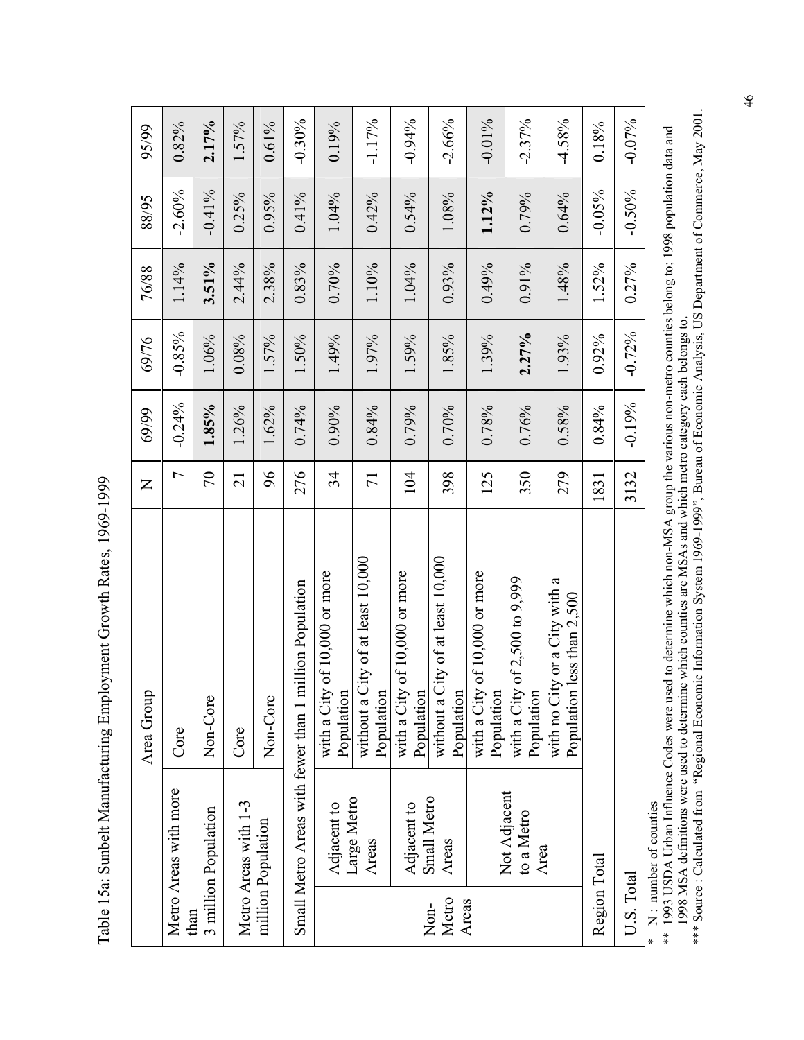Table 15a: Sunbelt Manufacturing Employment Growth Rates, 1969-1999

| | | Area Group | N | 69/99 | 69/76 | 76/88 | 88/95 | 95/99 |
|---|---|---|---|---|---|---|---|---|
| Metro Areas with more than 3 million Population | | Core | 7 | -0.24% | -0.85% | 1.14% | -2.60% | 0.82% |
| | | Non-Core | 70 | **1.85%** | 1.06% | **3.51%** | -0.41% | **2.17%** |
| Metro Areas with 1-3 million Population | | Core | 21 | 1.26% | 0.08% | 2.44% | 0.25% | 1.57% |
| | | Non-Core | 96 | 1.62% | 1.57% | 2.38% | 0.95% | 0.61% |
| Small Metro Areas with fewer than 1 million Population | | | 276 | 0.74% | 1.50% | 0.83% | 0.41% | -0.30% |
| Non-Metro Areas | Adjacent to Large Metro Areas | with a City of 10,000 or more Population | 34 | 0.90% | 1.49% | 0.70% | 1.04% | 0.19% |
| | | without a City of at least 10,000 Population | 71 | 0.84% | 1.97% | 1.10% | 0.42% | -1.17% |
| | Adjacent to Small Metro Areas | with a City of 10,000 or more Population | 104 | 0.79% | 1.59% | 1.04% | 0.54% | -0.94% |
| | | without a City of at least 10,000 Population | 398 | 0.70% | 1.85% | 0.93% | 1.08% | -2.66% |
| | Not Adjacent to a Metro Area | with a City of 10,000 or more Population | 125 | 0.78% | 1.39% | 0.49% | **1.12%** | -0.01% |
| | | with a City of 2,500 to 9,999 Population | 350 | 0.76% | **2.27%** | 0.91% | 0.79% | -2.37% |
| | | with no City or a City with a Population less than 2,500 | 279 | 0.58% | 1.93% | 1.48% | 0.64% | -4.58% |
| Region Total | | | 1831 | 0.84% | 0.92% | 1.52% | -0.05% | 0.18% |
| U.S. Total | | | 3132 | -0.19% | -0.72% | 0.27% | -0.50% | -0.07% |

\* N : number of counties

** 1993 USDA Urban Influence Codes were used to determine which non-MSA group the various non-metro counties belong to; 1998 population data and 1998 MSA definitions were used to determine which counties are MSAs and which metro category each belongs to.

*** Source : Calculated from "Regional Economic Information System 1969-1999", Bureau of Economic Analysis, US Department of Commerce, May 2001.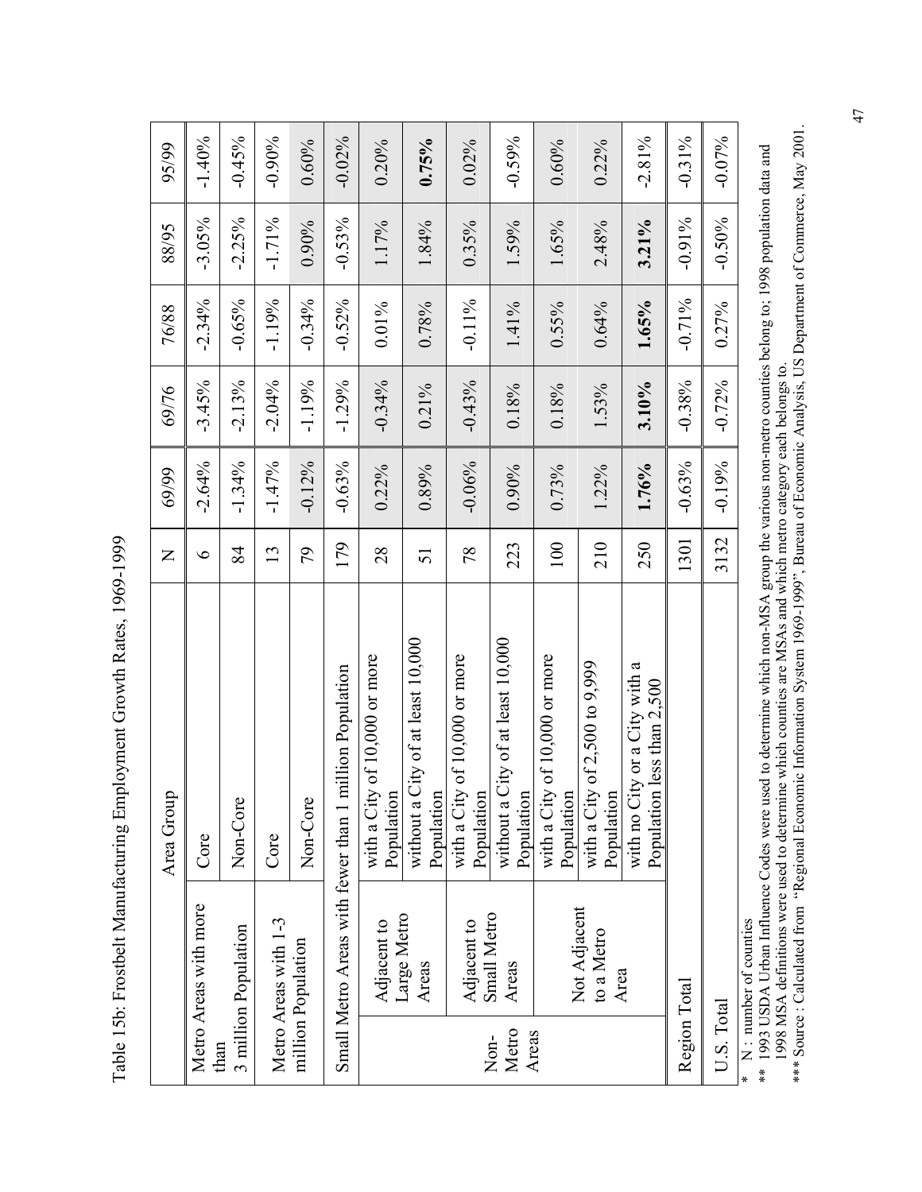Table 15b: Frostbelt Manufacturing Employment Growth Rates, 1969-1999

| | | Area Group | N | 69/99 | 69/76 | 76/88 | 88/95 | 95/99 |
|---|---|---|---|---|---|---|---|---|
| Metro Areas with more than 3 million Population | | Core | 6 | -2.64% | -3.45% | -2.34% | -3.05% | -1.40% |
| | | Non-Core | 84 | -1.34% | -2.13% | -0.65% | -2.25% | -0.45% |
| Metro Areas with 1-3 million Population | | Core | 13 | -1.47% | -2.04% | -1.19% | -1.71% | -0.90% |
| | | Non-Core | 79 | -0.12% | -1.19% | -0.34% | 0.90% | 0.60% |
| Small Metro Areas with fewer than 1 million Population | | | 179 | -0.63% | -1.29% | -0.52% | -0.53% | -0.02% |
| Non-Metro Areas | Adjacent to Large Metro Areas | with a City of 10,000 or more Population | 28 | 0.22% | -0.34% | 0.01% | 1.17% | 0.20% |
| | | without a City of at least 10,000 Population | 51 | 0.89% | 0.21% | 0.78% | 1.84% | **0.75%** |
| | Adjacent to Small Metro Areas | with a City of 10,000 or more Population | 78 | -0.06% | -0.43% | -0.11% | 0.35% | 0.02% |
| | | without a City of at least 10,000 Population | 223 | 0.90% | 0.18% | 1.41% | 1.59% | -0.59% |
| | Not Adjacent to a Metro Area | with a City of 10,000 or more Population | 100 | 0.73% | 0.18% | 0.55% | 1.65% | 0.60% |
| | | with a City of 2,500 to 9,999 Population | 210 | 1.22% | 1.53% | 0.64% | 2.48% | 0.22% |
| | | with no City or a City with a Population less than 2,500 | 250 | **1.76%** | **3.10%** | **1.65%** | **3.21%** | -2.81% |
| Region Total | | | 1301 | -0.63% | -0.38% | -0.71% | -0.91% | -0.31% |
| U.S. Total | | | 3132 | -0.19% | -0.72% | 0.27% | -0.50% | -0.07% |

\* N : number of counties

\*\* 1993 USDA Urban Influence Codes were used to determine which non-MSA group the various non-metro counties belong to; 1998 population data and 1998 MSA definitions were used to determine which counties are MSAs and which metro category each belongs to.

\*\*\* Source : Calculated from "Regional Economic Information System 1969-1999", Bureau of Economic Analysis, US Department of Commerce, May 2001.